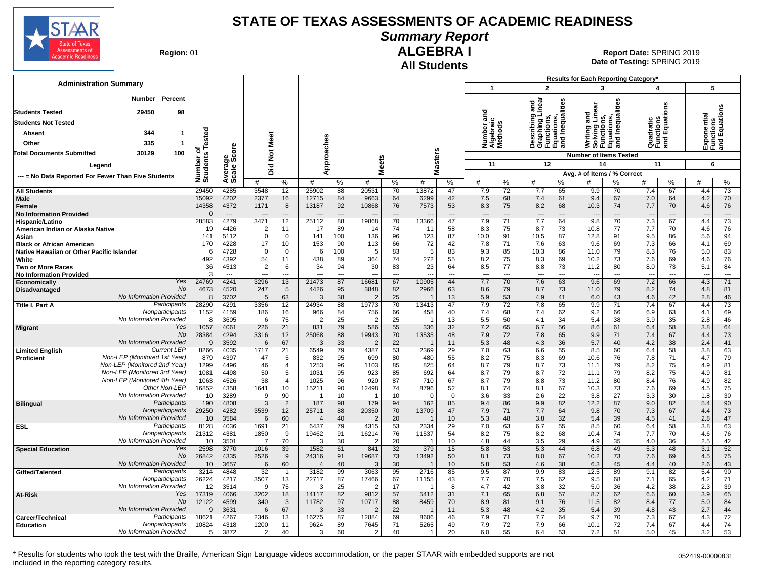# STATE OF TEXAS ASSESSMENTS OF ACADEMIC READINESS

## Summary Report

## ALGEBRA I

### All Students

**Region:** 01

**Report Date:** SPRING 2019
**Date of Testing:** SPRING 2019

**Administration Summary**

| | Number | Percent |
|---|---|---|
| Students Tested | 29450 | 98 |
| Students Not Tested | | |
| Absent | 344 | 1 |
| Other | 335 | 1 |
| Total Documents Submitted | 30129 | 100 |

Legend: --- = No Data Reported For Fewer Than Five Students

Results for Each Reporting Category*: 1 = Number and Algebraic Methods (11 items); 2 = Describing and Graphing Linear Functions, Equations, and Inequalities (12 items); 3 = Writing and Solving Linear Functions, Equations, and Inequalities (14 items); 4 = Quadratic Functions and Equations (11 items); 5 = Exponential Functions and Equations (6 items). Values are Avg. # of Items / % Correct.

| Group | | Number of Students Tested | Average Scale Score | Did Not Meet # | Did Not Meet % | Approaches # | Approaches % | Meets # | Meets % | Masters # | Masters % | Cat 1 # | Cat 1 % | Cat 2 # | Cat 2 % | Cat 3 # | Cat 3 % | Cat 4 # | Cat 4 % | Cat 5 # | Cat 5 % |
|---|---|---|---|---|---|---|---|---|---|---|---|---|---|---|---|---|---|---|---|---|---|
| All Students | | 29450 | 4285 | 3548 | 12 | 25902 | 88 | 20531 | 70 | 13872 | 47 | 7.9 | 72 | 7.7 | 65 | 9.9 | 70 | 7.4 | 67 | 4.4 | 73 |
| Male | | 15092 | 4202 | 2377 | 16 | 12715 | 84 | 9663 | 64 | 6299 | 42 | 7.5 | 68 | 7.4 | 61 | 9.4 | 67 | 7.0 | 64 | 4.2 | 70 |
| Female | | 14358 | 4372 | 1171 | 8 | 13187 | 92 | 10868 | 76 | 7573 | 53 | 8.3 | 75 | 8.2 | 68 | 10.3 | 74 | 7.7 | 70 | 4.6 | 76 |
| No Information Provided | | 0 | --- | --- | --- | --- | --- | --- | --- | --- | --- | --- | --- | --- | --- | --- | --- | --- | --- | --- | --- |
| Hispanic/Latino | | 28583 | 4279 | 3471 | 12 | 25112 | 88 | 19868 | 70 | 13366 | 47 | 7.9 | 71 | 7.7 | 64 | 9.8 | 70 | 7.3 | 67 | 4.4 | 73 |
| American Indian or Alaska Native | | 19 | 4426 | 2 | 11 | 17 | 89 | 14 | 74 | 11 | 58 | 8.3 | 75 | 8.7 | 73 | 10.8 | 77 | 7.7 | 70 | 4.6 | 76 |
| Asian | | 141 | 5112 | 0 | 0 | 141 | 100 | 136 | 96 | 123 | 87 | 10.0 | 91 | 10.5 | 87 | 12.8 | 91 | 9.5 | 86 | 5.6 | 94 |
| Black or African American | | 170 | 4228 | 17 | 10 | 153 | 90 | 113 | 66 | 72 | 42 | 7.8 | 71 | 7.6 | 63 | 9.6 | 69 | 7.3 | 66 | 4.1 | 69 |
| Native Hawaiian or Other Pacific Islander | | 6 | 4728 | 0 | 0 | 6 | 100 | 5 | 83 | 5 | 83 | 9.3 | 85 | 10.3 | 86 | 11.0 | 79 | 8.3 | 76 | 5.0 | 83 |
| White | | 492 | 4392 | 54 | 11 | 438 | 89 | 364 | 74 | 272 | 55 | 8.2 | 75 | 8.3 | 69 | 10.2 | 73 | 7.6 | 69 | 4.6 | 76 |
| Two or More Races | | 36 | 4513 | 2 | 6 | 34 | 94 | 30 | 83 | 23 | 64 | 8.5 | 77 | 8.8 | 73 | 11.2 | 80 | 8.0 | 73 | 5.1 | 84 |
| No Information Provided | | 3 | --- | --- | --- | --- | --- | --- | --- | --- | --- | --- | --- | --- | --- | --- | --- | --- | --- | --- | --- |
| Economically Disadvantaged | Yes | 24769 | 4241 | 3296 | 13 | 21473 | 87 | 16681 | 67 | 10905 | 44 | 7.7 | 70 | 7.6 | 63 | 9.6 | 69 | 7.2 | 66 | 4.3 | 71 |
| | No | 4673 | 4520 | 247 | 5 | 4426 | 95 | 3848 | 82 | 2966 | 63 | 8.6 | 79 | 8.7 | 73 | 11.0 | 79 | 8.2 | 74 | 4.8 | 81 |
| | No Information Provided | 8 | 3702 | 5 | 63 | 3 | 38 | 2 | 25 | 1 | 13 | 5.9 | 53 | 4.9 | 41 | 6.0 | 43 | 4.6 | 42 | 2.8 | 46 |
| Title I, Part A | Participants | 28290 | 4291 | 3356 | 12 | 24934 | 88 | 19773 | 70 | 13413 | 47 | 7.9 | 72 | 7.8 | 65 | 9.9 | 71 | 7.4 | 67 | 4.4 | 73 |
| | Nonparticipants | 1152 | 4159 | 186 | 16 | 966 | 84 | 756 | 66 | 458 | 40 | 7.4 | 68 | 7.4 | 62 | 9.2 | 66 | 6.9 | 63 | 4.1 | 69 |
| | No Information Provided | 8 | 3605 | 6 | 75 | 2 | 25 | 2 | 25 | 1 | 13 | 5.5 | 50 | 4.1 | 34 | 5.4 | 38 | 3.9 | 35 | 2.8 | 46 |
| Migrant | Yes | 1057 | 4061 | 226 | 21 | 831 | 79 | 586 | 55 | 336 | 32 | 7.2 | 65 | 6.7 | 56 | 8.6 | 61 | 6.4 | 58 | 3.8 | 64 |
| | No | 28384 | 4294 | 3316 | 12 | 25068 | 88 | 19943 | 70 | 13535 | 48 | 7.9 | 72 | 7.8 | 65 | 9.9 | 71 | 7.4 | 67 | 4.4 | 73 |
| | No Information Provided | 9 | 3592 | 6 | 67 | 3 | 33 | 2 | 22 | 1 | 11 | 5.3 | 48 | 4.3 | 36 | 5.7 | 40 | 4.2 | 38 | 2.4 | 41 |
| Limited English Proficient | Current LEP | 8266 | 4035 | 1717 | 21 | 6549 | 79 | 4387 | 53 | 2369 | 29 | 7.0 | 63 | 6.6 | 55 | 8.5 | 60 | 6.4 | 58 | 3.8 | 63 |
| | Non-LEP (Monitored 1st Year) | 879 | 4397 | 47 | 5 | 832 | 95 | 699 | 80 | 480 | 55 | 8.2 | 75 | 8.3 | 69 | 10.6 | 76 | 7.8 | 71 | 4.7 | 79 |
| | Non-LEP (Monitored 2nd Year) | 1299 | 4496 | 46 | 4 | 1253 | 96 | 1103 | 85 | 825 | 64 | 8.7 | 79 | 8.7 | 73 | 11.1 | 79 | 8.2 | 75 | 4.9 | 81 |
| | Non-LEP (Monitored 3rd Year) | 1081 | 4498 | 50 | 5 | 1031 | 95 | 923 | 85 | 692 | 64 | 8.7 | 79 | 8.7 | 72 | 11.1 | 79 | 8.2 | 75 | 4.9 | 81 |
| | Non-LEP (Monitored 4th Year) | 1063 | 4526 | 38 | 4 | 1025 | 96 | 920 | 87 | 710 | 67 | 8.7 | 79 | 8.8 | 73 | 11.2 | 80 | 8.4 | 76 | 4.9 | 82 |
| | Other Non-LEP | 16852 | 4358 | 1641 | 10 | 15211 | 90 | 12498 | 74 | 8796 | 52 | 8.1 | 74 | 8.1 | 67 | 10.3 | 73 | 7.6 | 69 | 4.5 | 75 |
| | No Information Provided | 10 | 3289 | 9 | 90 | 1 | 10 | 1 | 10 | 0 | 0 | 3.6 | 33 | 2.6 | 22 | 3.8 | 27 | 3.3 | 30 | 1.8 | 30 |
| Bilingual | Participants | 190 | 4808 | 3 | 2 | 187 | 98 | 179 | 94 | 162 | 85 | 9.4 | 86 | 9.9 | 82 | 12.2 | 87 | 9.0 | 82 | 5.4 | 90 |
| | Nonparticipants | 29250 | 4282 | 3539 | 12 | 25711 | 88 | 20350 | 70 | 13709 | 47 | 7.9 | 71 | 7.7 | 64 | 9.8 | 70 | 7.3 | 67 | 4.4 | 73 |
| | No Information Provided | 10 | 3584 | 6 | 60 | 4 | 40 | 2 | 20 | 1 | 10 | 5.3 | 48 | 3.8 | 32 | 5.4 | 39 | 4.5 | 41 | 2.8 | 47 |
| ESL | Participants | 8128 | 4036 | 1691 | 21 | 6437 | 79 | 4315 | 53 | 2334 | 29 | 7.0 | 63 | 6.7 | 55 | 8.5 | 60 | 6.4 | 58 | 3.8 | 63 |
| | Nonparticipants | 21312 | 4381 | 1850 | 9 | 19462 | 91 | 16214 | 76 | 11537 | 54 | 8.2 | 75 | 8.2 | 68 | 10.4 | 74 | 7.7 | 70 | 4.6 | 76 |
| | No Information Provided | 10 | 3501 | 7 | 70 | 3 | 30 | 2 | 20 | 1 | 10 | 4.8 | 44 | 3.5 | 29 | 4.9 | 35 | 4.0 | 36 | 2.5 | 42 |
| Special Education | Yes | 2598 | 3770 | 1016 | 39 | 1582 | 61 | 841 | 32 | 379 | 15 | 5.8 | 53 | 5.3 | 44 | 6.8 | 49 | 5.3 | 48 | 3.1 | 52 |
| | No | 26842 | 4335 | 2526 | 9 | 24316 | 91 | 19687 | 73 | 13492 | 50 | 8.1 | 73 | 8.0 | 67 | 10.2 | 73 | 7.6 | 69 | 4.5 | 75 |
| | No Information Provided | 10 | 3657 | 6 | 60 | 4 | 40 | 3 | 30 | 1 | 10 | 5.8 | 53 | 4.6 | 38 | 6.3 | 45 | 4.4 | 40 | 2.6 | 43 |
| Gifted/Talented | Participants | 3214 | 4848 | 32 | 1 | 3182 | 99 | 3063 | 95 | 2716 | 85 | 9.5 | 87 | 9.9 | 83 | 12.5 | 89 | 9.1 | 82 | 5.4 | 90 |
| | Nonparticipants | 26224 | 4217 | 3507 | 13 | 22717 | 87 | 17466 | 67 | 11155 | 43 | 7.7 | 70 | 7.5 | 62 | 9.5 | 68 | 7.1 | 65 | 4.2 | 71 |
| | No Information Provided | 12 | 3514 | 9 | 75 | 3 | 25 | 2 | 17 | 1 | 8 | 4.7 | 42 | 3.8 | 32 | 5.0 | 36 | 4.2 | 38 | 2.3 | 39 |
| At-Risk | Yes | 17319 | 4066 | 3202 | 18 | 14117 | 82 | 9812 | 57 | 5412 | 31 | 7.1 | 65 | 6.8 | 57 | 8.7 | 62 | 6.6 | 60 | 3.9 | 65 |
| | No | 12122 | 4599 | 340 | 3 | 11782 | 97 | 10717 | 88 | 8459 | 70 | 8.9 | 81 | 9.1 | 76 | 11.5 | 82 | 8.4 | 77 | 5.0 | 84 |
| | No Information Provided | 9 | 3631 | 6 | 67 | 3 | 33 | 2 | 22 | 1 | 11 | 5.3 | 48 | 4.2 | 35 | 5.4 | 39 | 4.8 | 43 | 2.7 | 44 |
| Career/Technical Education | Participants | 18621 | 4267 | 2346 | 13 | 16275 | 87 | 12884 | 69 | 8606 | 46 | 7.9 | 71 | 7.7 | 64 | 9.7 | 70 | 7.3 | 67 | 4.3 | 72 |
| | Nonparticipants | 10824 | 4318 | 1200 | 11 | 9624 | 89 | 7645 | 71 | 5265 | 49 | 7.9 | 72 | 7.9 | 66 | 10.1 | 72 | 7.4 | 67 | 4.4 | 74 |
| | No Information Provided | 5 | 3872 | 2 | 40 | 3 | 60 | 2 | 40 | 1 | 20 | 6.0 | 55 | 6.4 | 53 | 7.2 | 51 | 5.0 | 45 | 3.2 | 53 |

* Results for students who took the test with the Braille, American Sign Language videos accommodation, or the paper STAAR with embedded supports are not included in the reporting category results.

052419-00000831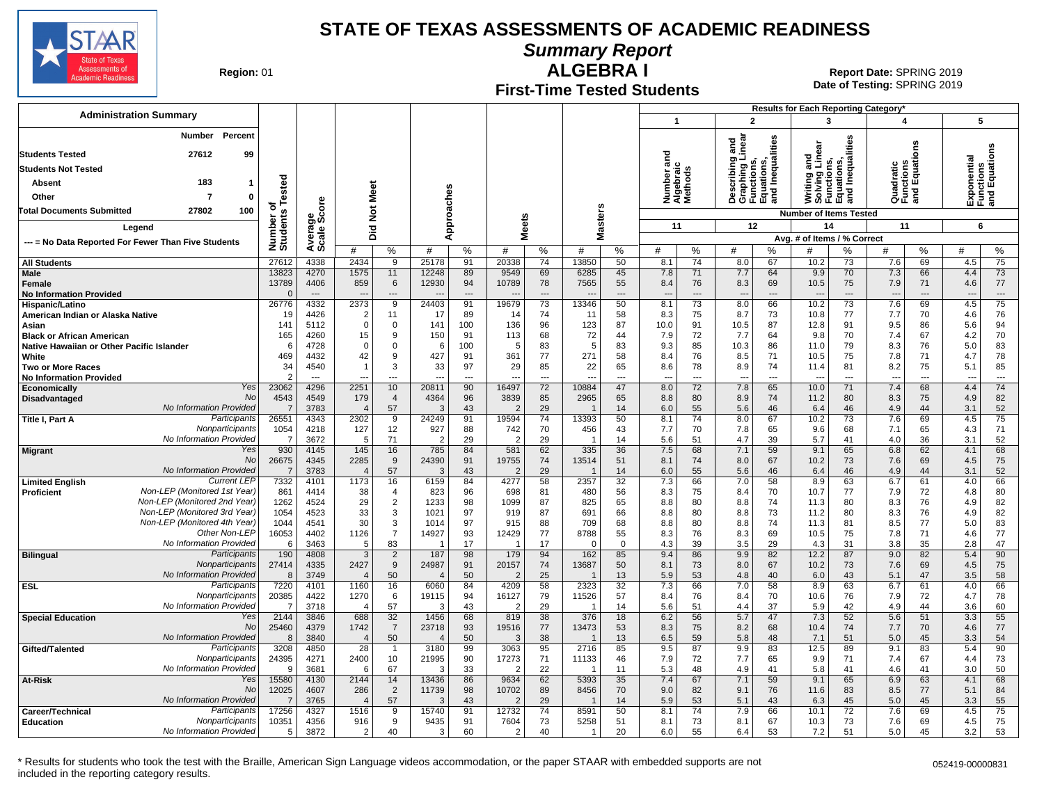# STATE OF TEXAS ASSESSMENTS OF ACADEMIC READINESS

## Summary Report

## ALGEBRA I

### First-Time Tested Students

**Region:** 01

**Report Date:** SPRING 2019
**Date of Testing:** SPRING 2019

**Administration Summary**

| | Number | Percent |
|---|---|---|
| Students Tested | 27612 | 99 |
| Students Not Tested | | |
| Absent | 183 | 1 |
| Other | 7 | 0 |
| Total Documents Submitted | 27802 | 100 |

Legend: --- = No Data Reported For Fewer Than Five Students

Results for Each Reporting Category*: 1 = Number and Algebraic Methods (11 items); 2 = Describing and Graphing Linear Functions, Equations, and Inequalities (12 items); 3 = Writing and Solving Linear Functions, Equations, and Inequalities (14 items); 4 = Quadratic Functions and Equations (11 items); 5 = Exponential Functions and Equations (6 items). Values are Avg. # of Items / % Correct.

| Group | | Number of Students Tested | Average Scale Score | Did Not Meet # | Did Not Meet % | Approaches # | Approaches % | Meets # | Meets % | Masters # | Masters % | 1 # | 1 % | 2 # | 2 % | 3 # | 3 % | 4 # | 4 % | 5 # | 5 % |
|---|---|---|---|---|---|---|---|---|---|---|---|---|---|---|---|---|---|---|---|---|---|
| All Students | | 27612 | 4338 | 2434 | 9 | 25178 | 91 | 20338 | 74 | 13850 | 50 | 8.1 | 74 | 8.0 | 67 | 10.2 | 73 | 7.6 | 69 | 4.5 | 75 |
| Male | | 13823 | 4270 | 1575 | 11 | 12248 | 89 | 9549 | 69 | 6285 | 45 | 7.8 | 71 | 7.7 | 64 | 9.9 | 70 | 7.3 | 66 | 4.4 | 73 |
| Female | | 13789 | 4406 | 859 | 6 | 12930 | 94 | 10789 | 78 | 7565 | 55 | 8.4 | 76 | 8.3 | 69 | 10.5 | 75 | 7.9 | 71 | 4.6 | 77 |
| No Information Provided | | 0 | --- | --- | --- | --- | --- | --- | --- | --- | --- | --- | --- | --- | --- | --- | --- | --- | --- | --- | --- |
| Hispanic/Latino | | 26776 | 4332 | 2373 | 9 | 24403 | 91 | 19679 | 73 | 13346 | 50 | 8.1 | 73 | 8.0 | 66 | 10.2 | 73 | 7.6 | 69 | 4.5 | 75 |
| American Indian or Alaska Native | | 19 | 4426 | 2 | 11 | 17 | 89 | 14 | 74 | 11 | 58 | 8.3 | 75 | 8.7 | 73 | 10.8 | 77 | 7.7 | 70 | 4.6 | 76 |
| Asian | | 141 | 5112 | 0 | 0 | 141 | 100 | 136 | 96 | 123 | 87 | 10.0 | 91 | 10.5 | 87 | 12.8 | 91 | 9.5 | 86 | 5.6 | 94 |
| Black or African American | | 165 | 4260 | 15 | 9 | 150 | 91 | 113 | 68 | 72 | 44 | 7.9 | 72 | 7.7 | 64 | 9.8 | 70 | 7.4 | 67 | 4.2 | 70 |
| Native Hawaiian or Other Pacific Islander | | 6 | 4728 | 0 | 0 | 6 | 100 | 5 | 83 | 5 | 83 | 9.3 | 85 | 10.3 | 86 | 11.0 | 79 | 8.3 | 76 | 5.0 | 83 |
| White | | 469 | 4432 | 42 | 9 | 427 | 91 | 361 | 77 | 271 | 58 | 8.4 | 76 | 8.5 | 71 | 10.5 | 75 | 7.8 | 71 | 4.7 | 78 |
| Two or More Races | | 34 | 4540 | 1 | 3 | 33 | 97 | 29 | 85 | 22 | 65 | 8.6 | 78 | 8.9 | 74 | 11.4 | 81 | 8.2 | 75 | 5.1 | 85 |
| No Information Provided | | 2 | --- | --- | --- | --- | --- | --- | --- | --- | --- | --- | --- | --- | --- | --- | --- | --- | --- | --- | --- |
| Economically Disadvantaged | Yes | 23062 | 4296 | 2251 | 10 | 20811 | 90 | 16497 | 72 | 10884 | 47 | 8.0 | 72 | 7.8 | 65 | 10.0 | 71 | 7.4 | 68 | 4.4 | 74 |
| | No | 4543 | 4549 | 179 | 4 | 4364 | 96 | 3839 | 85 | 2965 | 65 | 8.8 | 80 | 8.9 | 74 | 11.2 | 80 | 8.3 | 75 | 4.9 | 82 |
| | No Information Provided | 7 | 3783 | 4 | 57 | 3 | 43 | 2 | 29 | 1 | 14 | 6.0 | 55 | 5.6 | 46 | 6.4 | 46 | 4.9 | 44 | 3.1 | 52 |
| Title I, Part A | Participants | 26551 | 4343 | 2302 | 9 | 24249 | 91 | 19594 | 74 | 13393 | 50 | 8.1 | 74 | 8.0 | 67 | 10.2 | 73 | 7.6 | 69 | 4.5 | 75 |
| | Nonparticipants | 1054 | 4218 | 127 | 12 | 927 | 88 | 742 | 70 | 456 | 43 | 7.7 | 70 | 7.8 | 65 | 9.6 | 68 | 7.1 | 65 | 4.3 | 71 |
| | No Information Provided | 7 | 3672 | 5 | 71 | 2 | 29 | 2 | 29 | 1 | 14 | 5.6 | 51 | 4.7 | 39 | 5.7 | 41 | 4.0 | 36 | 3.1 | 52 |
| Migrant | Yes | 930 | 4145 | 145 | 16 | 785 | 84 | 581 | 62 | 335 | 36 | 7.5 | 68 | 7.1 | 59 | 9.1 | 65 | 6.8 | 62 | 4.1 | 68 |
| | No | 26675 | 4345 | 2285 | 9 | 24390 | 91 | 19755 | 74 | 13514 | 51 | 8.1 | 74 | 8.0 | 67 | 10.2 | 73 | 7.6 | 69 | 4.5 | 75 |
| | No Information Provided | 7 | 3783 | 4 | 57 | 3 | 43 | 2 | 29 | 1 | 14 | 6.0 | 55 | 5.6 | 46 | 6.4 | 46 | 4.9 | 44 | 3.1 | 52 |
| Limited English Proficient | Current LEP | 7332 | 4101 | 1173 | 16 | 6159 | 84 | 4277 | 58 | 2357 | 32 | 7.3 | 66 | 7.0 | 58 | 8.9 | 63 | 6.7 | 61 | 4.0 | 66 |
| | Non-LEP (Monitored 1st Year) | 861 | 4414 | 38 | 4 | 823 | 96 | 698 | 81 | 480 | 56 | 8.3 | 75 | 8.4 | 70 | 10.7 | 77 | 7.9 | 72 | 4.8 | 80 |
| | Non-LEP (Monitored 2nd Year) | 1262 | 4524 | 29 | 2 | 1233 | 98 | 1099 | 87 | 825 | 65 | 8.8 | 80 | 8.8 | 74 | 11.3 | 80 | 8.3 | 76 | 4.9 | 82 |
| | Non-LEP (Monitored 3rd Year) | 1054 | 4523 | 33 | 3 | 1021 | 97 | 919 | 87 | 691 | 66 | 8.8 | 80 | 8.8 | 73 | 11.2 | 80 | 8.3 | 76 | 4.9 | 82 |
| | Non-LEP (Monitored 4th Year) | 1044 | 4541 | 30 | 3 | 1014 | 97 | 915 | 88 | 709 | 68 | 8.8 | 80 | 8.8 | 74 | 11.3 | 81 | 8.5 | 77 | 5.0 | 83 |
| | Other Non-LEP | 16053 | 4402 | 1126 | 7 | 14927 | 93 | 12429 | 77 | 8788 | 55 | 8.3 | 76 | 8.3 | 69 | 10.5 | 75 | 7.8 | 71 | 4.6 | 77 |
| | No Information Provided | 6 | 3463 | 5 | 83 | 1 | 17 | 1 | 17 | 0 | 0 | 4.3 | 39 | 3.5 | 29 | 4.3 | 31 | 3.8 | 35 | 2.8 | 47 |
| Bilingual | Participants | 190 | 4808 | 3 | 2 | 187 | 98 | 179 | 94 | 162 | 85 | 9.4 | 86 | 9.9 | 82 | 12.2 | 87 | 9.0 | 82 | 5.4 | 90 |
| | Nonparticipants | 27414 | 4335 | 2427 | 9 | 24987 | 91 | 20157 | 74 | 13687 | 50 | 8.1 | 73 | 8.0 | 67 | 10.2 | 73 | 7.6 | 69 | 4.5 | 75 |
| | No Information Provided | 8 | 3749 | 4 | 50 | 4 | 50 | 2 | 25 | 1 | 13 | 5.9 | 53 | 4.8 | 40 | 6.0 | 43 | 5.1 | 47 | 3.5 | 58 |
| ESL | Participants | 7220 | 4101 | 1160 | 16 | 6060 | 84 | 4209 | 58 | 2323 | 32 | 7.3 | 66 | 7.0 | 58 | 8.9 | 63 | 6.7 | 61 | 4.0 | 66 |
| | Nonparticipants | 20385 | 4422 | 1270 | 6 | 19115 | 94 | 16127 | 79 | 11526 | 57 | 8.4 | 76 | 8.4 | 70 | 10.6 | 76 | 7.9 | 72 | 4.7 | 78 |
| | No Information Provided | 7 | 3718 | 4 | 57 | 3 | 43 | 2 | 29 | 1 | 14 | 5.6 | 51 | 4.4 | 37 | 5.9 | 42 | 4.9 | 44 | 3.6 | 60 |
| Special Education | Yes | 2144 | 3846 | 688 | 32 | 1456 | 68 | 819 | 38 | 376 | 18 | 6.2 | 56 | 5.7 | 47 | 7.3 | 52 | 5.6 | 51 | 3.3 | 55 |
| | No | 25460 | 4379 | 1742 | 7 | 23718 | 93 | 19516 | 77 | 13473 | 53 | 8.3 | 75 | 8.2 | 68 | 10.4 | 74 | 7.7 | 70 | 4.6 | 77 |
| | No Information Provided | 8 | 3840 | 4 | 50 | 4 | 50 | 3 | 38 | 1 | 13 | 6.5 | 59 | 5.8 | 48 | 7.1 | 51 | 5.0 | 45 | 3.3 | 54 |
| Gifted/Talented | Participants | 3208 | 4850 | 28 | 1 | 3180 | 99 | 3063 | 95 | 2716 | 85 | 9.5 | 87 | 9.9 | 83 | 12.5 | 89 | 9.1 | 83 | 5.4 | 90 |
| | Nonparticipants | 24395 | 4271 | 2400 | 10 | 21995 | 90 | 17273 | 71 | 11133 | 46 | 7.9 | 72 | 7.7 | 65 | 9.9 | 71 | 7.4 | 67 | 4.4 | 73 |
| | No Information Provided | 9 | 3681 | 6 | 67 | 3 | 33 | 2 | 22 | 1 | 11 | 5.3 | 48 | 4.9 | 41 | 5.8 | 41 | 4.6 | 41 | 3.0 | 50 |
| At-Risk | Yes | 15580 | 4130 | 2144 | 14 | 13436 | 86 | 9634 | 62 | 5393 | 35 | 7.4 | 67 | 7.1 | 59 | 9.1 | 65 | 6.9 | 63 | 4.1 | 68 |
| | No | 12025 | 4607 | 286 | 2 | 11739 | 98 | 10702 | 89 | 8456 | 70 | 9.0 | 82 | 9.1 | 76 | 11.6 | 83 | 8.5 | 77 | 5.1 | 84 |
| | No Information Provided | 7 | 3765 | 4 | 57 | 3 | 43 | 2 | 29 | 1 | 14 | 5.9 | 53 | 5.1 | 43 | 6.3 | 45 | 5.0 | 45 | 3.3 | 55 |
| Career/Technical Education | Participants | 17256 | 4327 | 1516 | 9 | 15740 | 91 | 12732 | 74 | 8591 | 50 | 8.1 | 74 | 7.9 | 66 | 10.1 | 72 | 7.6 | 69 | 4.5 | 75 |
| | Nonparticipants | 10351 | 4356 | 916 | 9 | 9435 | 91 | 7604 | 73 | 5258 | 51 | 8.1 | 73 | 8.1 | 67 | 10.3 | 73 | 7.6 | 69 | 4.5 | 75 |
| | No Information Provided | 5 | 3872 | 2 | 40 | 3 | 60 | 2 | 40 | 1 | 20 | 6.0 | 55 | 6.4 | 53 | 7.2 | 51 | 5.0 | 45 | 3.2 | 53 |

\* Results for students who took the test with the Braille, American Sign Language videos accommodation, or the paper STAAR with embedded supports are not included in the reporting category results.

052419-00000831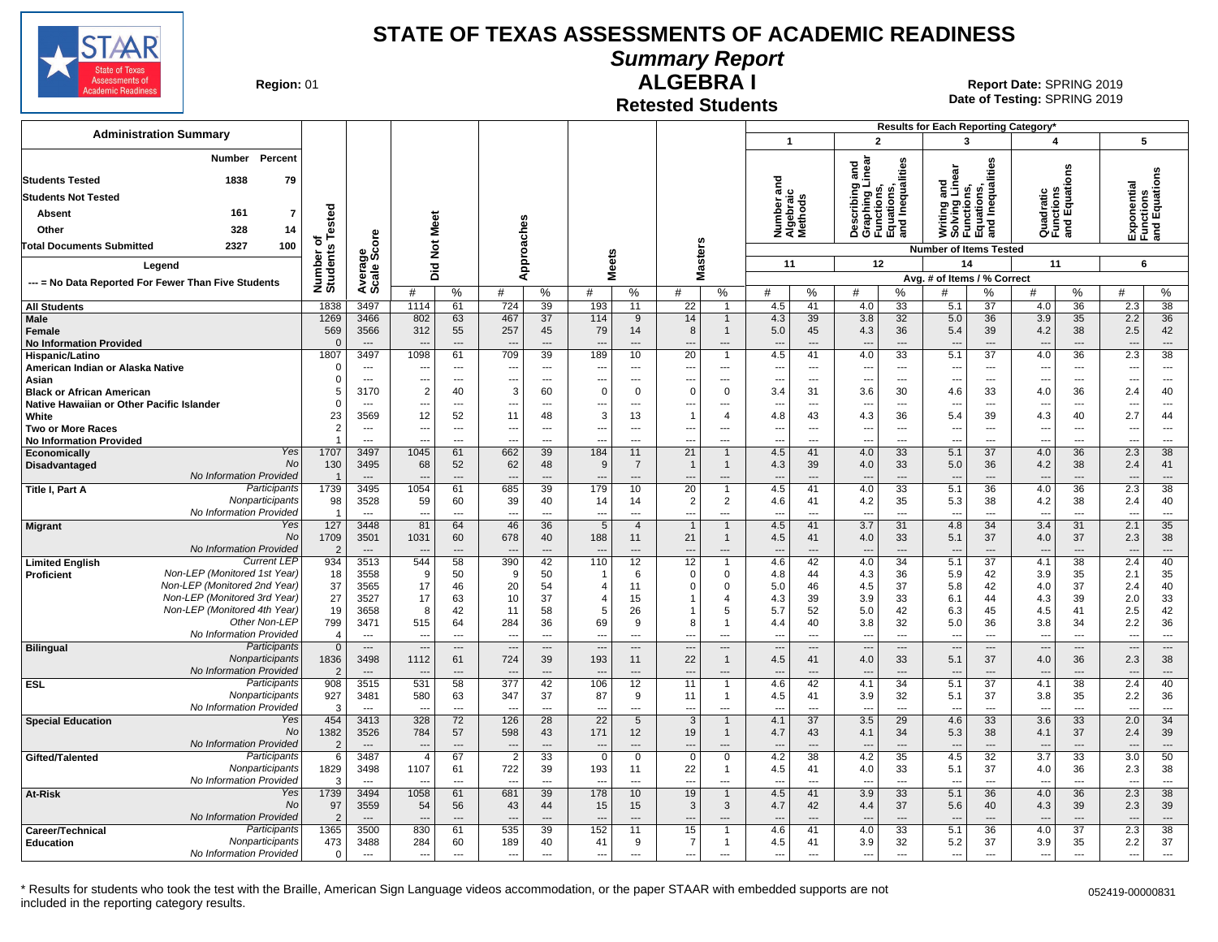# STATE OF TEXAS ASSESSMENTS OF ACADEMIC READINESS

## Summary Report

## ALGEBRA I

### Retested Students

**Region:** 01

**Report Date:** SPRING 2019
**Date of Testing:** SPRING 2019

**Administration Summary**

| | Number | Percent |
|---|---|---|
| Students Tested | 1838 | 79 |
| Students Not Tested | | |
| Absent | 161 | 7 |
| Other | 328 | 14 |
| Total Documents Submitted | 2327 | 100 |

**Legend**

--- = No Data Reported For Fewer Than Five Students

Results for Each Reporting Category*:
1. Number and Algebraic Methods — Number of Items Tested: 11
2. Describing and Graphing Linear Functions, Equations, and Inequalities — Number of Items Tested: 12
3. Writing and Solving Linear Functions, Equations, and Inequalities — Number of Items Tested: 14
4. Quadratic Functions and Equations — Number of Items Tested: 11
5. Exponential Functions and Equations — Number of Items Tested: 6

| Group | | Number of Students Tested | Average Scale Score | Did Not Meet # | Did Not Meet % | Approaches # | Approaches % | Meets # | Meets % | Masters # | Masters % | Cat 1 # | Cat 1 % | Cat 2 # | Cat 2 % | Cat 3 # | Cat 3 % | Cat 4 # | Cat 4 % | Cat 5 # | Cat 5 % |
|---|---|---|---|---|---|---|---|---|---|---|---|---|---|---|---|---|---|---|---|---|---|
| All Students | | 1838 | 3497 | 1114 | 61 | 724 | 39 | 193 | 11 | 22 | 1 | 4.5 | 41 | 4.0 | 33 | 5.1 | 37 | 4.0 | 36 | 2.3 | 38 |
| Male | | 1269 | 3466 | 802 | 63 | 467 | 37 | 114 | 9 | 14 | 1 | 4.3 | 39 | 3.8 | 32 | 5.0 | 36 | 3.9 | 35 | 2.2 | 36 |
| Female | | 569 | 3566 | 312 | 55 | 257 | 45 | 79 | 14 | 8 | 1 | 5.0 | 45 | 4.3 | 36 | 5.4 | 39 | 4.2 | 38 | 2.5 | 42 |
| No Information Provided | | 0 | --- | --- | --- | --- | --- | --- | --- | --- | --- | --- | --- | --- | --- | --- | --- | --- | --- | --- | --- |
| Hispanic/Latino | | 1807 | 3497 | 1098 | 61 | 709 | 39 | 189 | 10 | 20 | 1 | 4.5 | 41 | 4.0 | 33 | 5.1 | 37 | 4.0 | 36 | 2.3 | 38 |
| American Indian or Alaska Native | | 0 | --- | --- | --- | --- | --- | --- | --- | --- | --- | --- | --- | --- | --- | --- | --- | --- | --- | --- | --- |
| Asian | | 0 | --- | --- | --- | --- | --- | --- | --- | --- | --- | --- | --- | --- | --- | --- | --- | --- | --- | --- | --- |
| Black or African American | | 5 | 3170 | 2 | 40 | 3 | 60 | 0 | 0 | 0 | 0 | 3.4 | 31 | 3.6 | 30 | 4.6 | 33 | 4.0 | 36 | 2.4 | 40 |
| Native Hawaiian or Other Pacific Islander | | 0 | --- | --- | --- | --- | --- | --- | --- | --- | --- | --- | --- | --- | --- | --- | --- | --- | --- | --- | --- |
| White | | 23 | 3569 | 12 | 52 | 11 | 48 | 3 | 13 | 1 | 4 | 4.8 | 43 | 4.3 | 36 | 5.4 | 39 | 4.3 | 40 | 2.7 | 44 |
| Two or More Races | | 2 | --- | --- | --- | --- | --- | --- | --- | --- | --- | --- | --- | --- | --- | --- | --- | --- | --- | --- | --- |
| No Information Provided | | 1 | --- | --- | --- | --- | --- | --- | --- | --- | --- | --- | --- | --- | --- | --- | --- | --- | --- | --- | --- |
| Economically Disadvantaged | Yes | 1707 | 3497 | 1045 | 61 | 662 | 39 | 184 | 11 | 21 | 1 | 4.5 | 41 | 4.0 | 33 | 5.1 | 37 | 4.0 | 36 | 2.3 | 38 |
| | No | 130 | 3495 | 68 | 52 | 62 | 48 | 9 | 7 | 1 | 1 | 4.3 | 39 | 4.0 | 33 | 5.0 | 36 | 4.2 | 38 | 2.4 | 41 |
| | No Information Provided | 1 | --- | --- | --- | --- | --- | --- | --- | --- | --- | --- | --- | --- | --- | --- | --- | --- | --- | --- | --- |
| Title I, Part A | Participants | 1739 | 3495 | 1054 | 61 | 685 | 39 | 179 | 10 | 20 | 1 | 4.5 | 41 | 4.0 | 33 | 5.1 | 36 | 4.0 | 36 | 2.3 | 38 |
| | Nonparticipants | 98 | 3528 | 59 | 60 | 39 | 40 | 14 | 14 | 2 | 2 | 4.6 | 41 | 4.2 | 35 | 5.3 | 38 | 4.2 | 38 | 2.4 | 40 |
| | No Information Provided | 1 | --- | --- | --- | --- | --- | --- | --- | --- | --- | --- | --- | --- | --- | --- | --- | --- | --- | --- | --- |
| Migrant | Yes | 127 | 3448 | 81 | 64 | 46 | 36 | 5 | 4 | 1 | 1 | 4.5 | 41 | 3.7 | 31 | 4.8 | 34 | 3.4 | 31 | 2.1 | 35 |
| | No | 1709 | 3501 | 1031 | 60 | 678 | 40 | 188 | 11 | 21 | 1 | 4.5 | 41 | 4.0 | 33 | 5.1 | 37 | 4.0 | 37 | 2.3 | 38 |
| | No Information Provided | 2 | --- | --- | --- | --- | --- | --- | --- | --- | --- | --- | --- | --- | --- | --- | --- | --- | --- | --- | --- |
| Limited English Proficient | Current LEP | 934 | 3513 | 544 | 58 | 390 | 42 | 110 | 12 | 12 | 1 | 4.6 | 42 | 4.0 | 34 | 5.1 | 37 | 4.1 | 38 | 2.4 | 40 |
| | Non-LEP (Monitored 1st Year) | 18 | 3558 | 9 | 50 | 9 | 50 | 1 | 6 | 0 | 0 | 4.8 | 44 | 4.3 | 36 | 5.9 | 42 | 3.9 | 35 | 2.1 | 35 |
| | Non-LEP (Monitored 2nd Year) | 37 | 3565 | 17 | 46 | 20 | 54 | 4 | 11 | 0 | 0 | 5.0 | 46 | 4.5 | 37 | 5.8 | 42 | 4.0 | 37 | 2.4 | 40 |
| | Non-LEP (Monitored 3rd Year) | 27 | 3527 | 17 | 63 | 10 | 37 | 4 | 15 | 1 | 4 | 4.3 | 39 | 3.9 | 33 | 6.1 | 44 | 4.3 | 39 | 2.0 | 33 |
| | Non-LEP (Monitored 4th Year) | 19 | 3658 | 8 | 42 | 11 | 58 | 5 | 26 | 1 | 5 | 5.7 | 52 | 5.0 | 42 | 6.3 | 45 | 4.5 | 41 | 2.5 | 42 |
| | Other Non-LEP | 799 | 3471 | 515 | 64 | 284 | 36 | 69 | 9 | 8 | 1 | 4.4 | 40 | 3.8 | 32 | 5.0 | 36 | 3.8 | 34 | 2.2 | 36 |
| | No Information Provided | 4 | --- | --- | --- | --- | --- | --- | --- | --- | --- | --- | --- | --- | --- | --- | --- | --- | --- | --- | --- |
| Bilingual | Participants | 0 | --- | --- | --- | --- | --- | --- | --- | --- | --- | --- | --- | --- | --- | --- | --- | --- | --- | --- | --- |
| | Nonparticipants | 1836 | 3498 | 1112 | 61 | 724 | 39 | 193 | 11 | 22 | 1 | 4.5 | 41 | 4.0 | 33 | 5.1 | 37 | 4.0 | 36 | 2.3 | 38 |
| | No Information Provided | 2 | --- | --- | --- | --- | --- | --- | --- | --- | --- | --- | --- | --- | --- | --- | --- | --- | --- | --- | --- |
| ESL | Participants | 908 | 3515 | 531 | 58 | 377 | 42 | 106 | 12 | 11 | 1 | 4.6 | 42 | 4.1 | 34 | 5.1 | 37 | 4.1 | 38 | 2.4 | 40 |
| | Nonparticipants | 927 | 3481 | 580 | 63 | 347 | 37 | 87 | 9 | 11 | 1 | 4.5 | 41 | 3.9 | 32 | 5.1 | 37 | 3.8 | 35 | 2.2 | 36 |
| | No Information Provided | 3 | --- | --- | --- | --- | --- | --- | --- | --- | --- | --- | --- | --- | --- | --- | --- | --- | --- | --- | --- |
| Special Education | Yes | 454 | 3413 | 328 | 72 | 126 | 28 | 22 | 5 | 3 | 1 | 4.1 | 37 | 3.5 | 29 | 4.6 | 33 | 3.6 | 33 | 2.0 | 34 |
| | No | 1382 | 3526 | 784 | 57 | 598 | 43 | 171 | 12 | 19 | 1 | 4.7 | 43 | 4.1 | 34 | 5.3 | 38 | 4.1 | 37 | 2.4 | 39 |
| | No Information Provided | 2 | --- | --- | --- | --- | --- | --- | --- | --- | --- | --- | --- | --- | --- | --- | --- | --- | --- | --- | --- |
| Gifted/Talented | Participants | 6 | 3487 | 4 | 67 | 2 | 33 | 0 | 0 | 0 | 0 | 4.2 | 38 | 4.2 | 35 | 4.5 | 32 | 3.7 | 33 | 3.0 | 50 |
| | Nonparticipants | 1829 | 3498 | 1107 | 61 | 722 | 39 | 193 | 11 | 22 | 1 | 4.5 | 41 | 4.0 | 33 | 5.1 | 37 | 4.0 | 36 | 2.3 | 38 |
| | No Information Provided | 3 | --- | --- | --- | --- | --- | --- | --- | --- | --- | --- | --- | --- | --- | --- | --- | --- | --- | --- | --- |
| At-Risk | Yes | 1739 | 3494 | 1058 | 61 | 681 | 39 | 178 | 10 | 19 | 1 | 4.5 | 41 | 3.9 | 33 | 5.1 | 36 | 4.0 | 36 | 2.3 | 38 |
| | No | 97 | 3559 | 54 | 56 | 43 | 44 | 15 | 15 | 3 | 3 | 4.7 | 42 | 4.4 | 37 | 5.6 | 40 | 4.3 | 39 | 2.3 | 39 |
| | No Information Provided | 2 | --- | --- | --- | --- | --- | --- | --- | --- | --- | --- | --- | --- | --- | --- | --- | --- | --- | --- | --- |
| Career/Technical Education | Participants | 1365 | 3500 | 830 | 61 | 535 | 39 | 152 | 11 | 15 | 1 | 4.6 | 41 | 4.0 | 33 | 5.1 | 36 | 4.0 | 37 | 2.3 | 38 |
| | Nonparticipants | 473 | 3488 | 284 | 60 | 189 | 40 | 41 | 9 | 7 | 1 | 4.5 | 41 | 3.9 | 32 | 5.2 | 37 | 3.9 | 35 | 2.2 | 37 |
| | No Information Provided | 0 | --- | --- | --- | --- | --- | --- | --- | --- | --- | --- | --- | --- | --- | --- | --- | --- | --- | --- | --- |

Category columns show Avg. # of Items / % Correct.

* Results for students who took the test with the Braille, American Sign Language videos accommodation, or the paper STAAR with embedded supports are not included in the reporting category results.

052419-00000831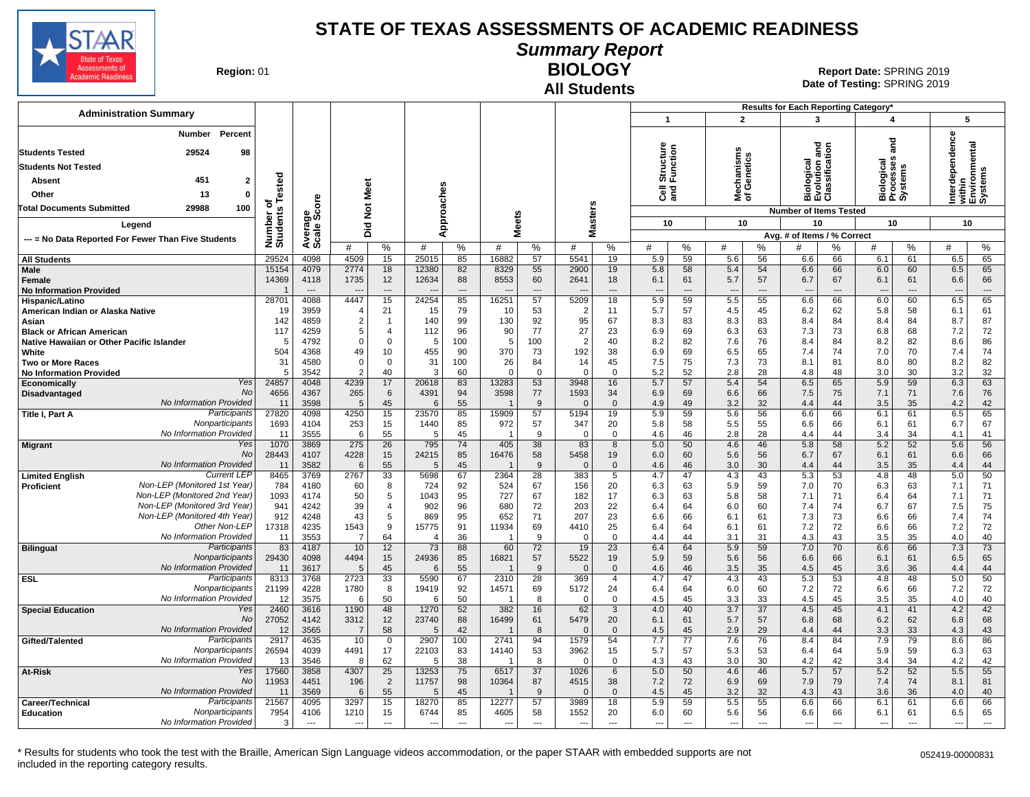# STATE OF TEXAS ASSESSMENTS OF ACADEMIC READINESS

## Summary Report

## BIOLOGY

### All Students

**Region:** 01

**Report Date:** SPRING 2019
**Date of Testing:** SPRING 2019

**Administration Summary**

| | Number | Percent |
|---|---|---|
| Students Tested | 29524 | 98 |
| Students Not Tested | | |
| Absent | 451 | 2 |
| Other | 13 | 0 |
| Total Documents Submitted | 29988 | 100 |

Legend: --- = No Data Reported For Fewer Than Five Students

Results for Each Reporting Category*: 1 = Cell Structure and Function (10 items); 2 = Mechanisms of Genetics (10 items); 3 = Biological Evolution and Classification (10 items); 4 = Biological Processes and Systems (10 items); 5 = Interdependence within Environmental Systems (10 items). Values are Avg. # of Items / % Correct.

| Group | | Number of Students Tested | Average Scale Score | Did Not Meet # | Did Not Meet % | Approaches # | Approaches % | Meets # | Meets % | Masters # | Masters % | 1 # | 1 % | 2 # | 2 % | 3 # | 3 % | 4 # | 4 % | 5 # | 5 % |
|---|---|---|---|---|---|---|---|---|---|---|---|---|---|---|---|---|---|---|---|---|---|
| All Students | | 29524 | 4098 | 4509 | 15 | 25015 | 85 | 16882 | 57 | 5541 | 19 | 5.9 | 59 | 5.6 | 56 | 6.6 | 66 | 6.1 | 61 | 6.5 | 65 |
| Male | | 15154 | 4079 | 2774 | 18 | 12380 | 82 | 8329 | 55 | 2900 | 19 | 5.8 | 58 | 5.4 | 54 | 6.6 | 66 | 6.0 | 60 | 6.5 | 65 |
| Female | | 14369 | 4118 | 1735 | 12 | 12634 | 88 | 8553 | 60 | 2641 | 18 | 6.1 | 61 | 5.7 | 57 | 6.7 | 67 | 6.1 | 61 | 6.6 | 66 |
| No Information Provided | | 1 | --- | --- | --- | --- | --- | --- | --- | --- | --- | --- | --- | --- | --- | --- | --- | --- | --- | --- | --- |
| Hispanic/Latino | | 28701 | 4088 | 4447 | 15 | 24254 | 85 | 16251 | 57 | 5209 | 18 | 5.9 | 59 | 5.5 | 55 | 6.6 | 66 | 6.0 | 60 | 6.5 | 65 |
| American Indian or Alaska Native | | 19 | 3959 | 4 | 21 | 15 | 79 | 10 | 53 | 2 | 11 | 5.7 | 57 | 4.5 | 45 | 6.2 | 62 | 5.8 | 58 | 6.1 | 61 |
| Asian | | 142 | 4859 | 2 | 1 | 140 | 99 | 130 | 92 | 95 | 67 | 8.3 | 83 | 8.3 | 83 | 8.4 | 84 | 8.4 | 84 | 8.7 | 87 |
| Black or African American | | 117 | 4259 | 5 | 4 | 112 | 96 | 90 | 77 | 27 | 23 | 6.9 | 69 | 6.3 | 63 | 7.3 | 73 | 6.8 | 68 | 7.2 | 72 |
| Native Hawaiian or Other Pacific Islander | | 5 | 4792 | 0 | 0 | 5 | 100 | 5 | 100 | 2 | 40 | 8.2 | 82 | 7.6 | 76 | 8.4 | 84 | 8.2 | 82 | 8.6 | 86 |
| White | | 504 | 4368 | 49 | 10 | 455 | 90 | 370 | 73 | 192 | 38 | 6.9 | 69 | 6.5 | 65 | 7.4 | 74 | 7.0 | 70 | 7.4 | 74 |
| Two or More Races | | 31 | 4580 | 0 | 0 | 31 | 100 | 26 | 84 | 14 | 45 | 7.5 | 75 | 7.3 | 73 | 8.1 | 81 | 8.0 | 80 | 8.2 | 82 |
| No Information Provided | | 5 | 3542 | 2 | 40 | 3 | 60 | 0 | 0 | 0 | 0 | 5.2 | 52 | 2.8 | 28 | 4.8 | 48 | 3.0 | 30 | 3.2 | 32 |
| Economically Disadvantaged | Yes | 24857 | 4048 | 4239 | 17 | 20618 | 83 | 13283 | 53 | 3948 | 16 | 5.7 | 57 | 5.4 | 54 | 6.5 | 65 | 5.9 | 59 | 6.3 | 63 |
| | No | 4656 | 4367 | 265 | 6 | 4391 | 94 | 3598 | 77 | 1593 | 34 | 6.9 | 69 | 6.6 | 66 | 7.5 | 75 | 7.1 | 71 | 7.6 | 76 |
| | No Information Provided | 11 | 3598 | 5 | 45 | 6 | 55 | 1 | 9 | 0 | 0 | 4.9 | 49 | 3.2 | 32 | 4.4 | 44 | 3.5 | 35 | 4.2 | 42 |
| Title I, Part A | Participants | 27820 | 4098 | 4250 | 15 | 23570 | 85 | 15909 | 57 | 5194 | 19 | 5.9 | 59 | 5.6 | 56 | 6.6 | 66 | 6.1 | 61 | 6.5 | 65 |
| | Nonparticipants | 1693 | 4104 | 253 | 15 | 1440 | 85 | 972 | 57 | 347 | 20 | 5.8 | 58 | 5.5 | 55 | 6.6 | 66 | 6.1 | 61 | 6.7 | 67 |
| | No Information Provided | 11 | 3555 | 6 | 55 | 5 | 45 | 1 | 9 | 0 | 0 | 4.6 | 46 | 2.8 | 28 | 4.4 | 44 | 3.4 | 34 | 4.1 | 41 |
| Migrant | Yes | 1070 | 3869 | 275 | 26 | 795 | 74 | 405 | 38 | 83 | 8 | 5.0 | 50 | 4.6 | 46 | 5.8 | 58 | 5.2 | 52 | 5.6 | 56 |
| | No | 28443 | 4107 | 4228 | 15 | 24215 | 85 | 16476 | 58 | 5458 | 19 | 6.0 | 60 | 5.6 | 56 | 6.7 | 67 | 6.1 | 61 | 6.6 | 66 |
| | No Information Provided | 11 | 3582 | 6 | 55 | 5 | 45 | 1 | 9 | 0 | 0 | 4.6 | 46 | 3.0 | 30 | 4.4 | 44 | 3.5 | 35 | 4.4 | 44 |
| Limited English Proficient | Current LEP | 8465 | 3769 | 2767 | 33 | 5698 | 67 | 2364 | 28 | 383 | 5 | 4.7 | 47 | 4.3 | 43 | 5.3 | 53 | 4.8 | 48 | 5.0 | 50 |
| | Non-LEP (Monitored 1st Year) | 784 | 4180 | 60 | 8 | 724 | 92 | 524 | 67 | 156 | 20 | 6.3 | 63 | 5.9 | 59 | 7.0 | 70 | 6.3 | 63 | 7.1 | 71 |
| | Non-LEP (Monitored 2nd Year) | 1093 | 4174 | 50 | 5 | 1043 | 95 | 727 | 67 | 182 | 17 | 6.3 | 63 | 5.8 | 58 | 7.1 | 71 | 6.4 | 64 | 7.1 | 71 |
| | Non-LEP (Monitored 3rd Year) | 941 | 4242 | 39 | 4 | 902 | 96 | 680 | 72 | 203 | 22 | 6.4 | 64 | 6.0 | 60 | 7.4 | 74 | 6.7 | 67 | 7.5 | 75 |
| | Non-LEP (Monitored 4th Year) | 912 | 4248 | 43 | 5 | 869 | 95 | 652 | 71 | 207 | 23 | 6.6 | 66 | 6.1 | 61 | 7.3 | 73 | 6.6 | 66 | 7.4 | 74 |
| | Other Non-LEP | 17318 | 4235 | 1543 | 9 | 15775 | 91 | 11934 | 69 | 4410 | 25 | 6.4 | 64 | 6.1 | 61 | 7.2 | 72 | 6.6 | 66 | 7.2 | 72 |
| | No Information Provided | 11 | 3553 | 7 | 64 | 4 | 36 | 1 | 9 | 0 | 0 | 4.4 | 44 | 3.1 | 31 | 4.3 | 43 | 3.5 | 35 | 4.0 | 40 |
| Bilingual | Participants | 83 | 4187 | 10 | 12 | 73 | 88 | 60 | 72 | 19 | 23 | 6.4 | 64 | 5.9 | 59 | 7.0 | 70 | 6.6 | 66 | 7.3 | 73 |
| | Nonparticipants | 29430 | 4098 | 4494 | 15 | 24936 | 85 | 16821 | 57 | 5522 | 19 | 5.9 | 59 | 5.6 | 56 | 6.6 | 66 | 6.1 | 61 | 6.5 | 65 |
| | No Information Provided | 11 | 3617 | 5 | 45 | 6 | 55 | 1 | 9 | 0 | 0 | 4.6 | 46 | 3.5 | 35 | 4.5 | 45 | 3.6 | 36 | 4.4 | 44 |
| ESL | Participants | 8313 | 3768 | 2723 | 33 | 5590 | 67 | 2310 | 28 | 369 | 4 | 4.7 | 47 | 4.3 | 43 | 5.3 | 53 | 4.8 | 48 | 5.0 | 50 |
| | Nonparticipants | 21199 | 4228 | 1780 | 8 | 19419 | 92 | 14571 | 69 | 5172 | 24 | 6.4 | 64 | 6.0 | 60 | 7.2 | 72 | 6.6 | 66 | 7.2 | 72 |
| | No Information Provided | 12 | 3575 | 6 | 50 | 6 | 50 | 1 | 8 | 0 | 0 | 4.5 | 45 | 3.3 | 33 | 4.5 | 45 | 3.5 | 35 | 4.0 | 40 |
| Special Education | Yes | 2460 | 3616 | 1190 | 48 | 1270 | 52 | 382 | 16 | 62 | 3 | 4.0 | 40 | 3.7 | 37 | 4.5 | 45 | 4.1 | 41 | 4.2 | 42 |
| | No | 27052 | 4142 | 3312 | 12 | 23740 | 88 | 16499 | 61 | 5479 | 20 | 6.1 | 61 | 5.7 | 57 | 6.8 | 68 | 6.2 | 62 | 6.8 | 68 |
| | No Information Provided | 12 | 3565 | 7 | 58 | 5 | 42 | 1 | 8 | 0 | 0 | 4.5 | 45 | 2.9 | 29 | 4.4 | 44 | 3.3 | 33 | 4.3 | 43 |
| Gifted/Talented | Participants | 2917 | 4635 | 10 | 0 | 2907 | 100 | 2741 | 94 | 1579 | 54 | 7.7 | 77 | 7.6 | 76 | 8.4 | 84 | 7.9 | 79 | 8.6 | 86 |
| | Nonparticipants | 26594 | 4039 | 4491 | 17 | 22103 | 83 | 14140 | 53 | 3962 | 15 | 5.7 | 57 | 5.3 | 53 | 6.4 | 64 | 5.9 | 59 | 6.3 | 63 |
| | No Information Provided | 13 | 3546 | 8 | 62 | 5 | 38 | 1 | 8 | 0 | 0 | 4.3 | 43 | 3.0 | 30 | 4.2 | 42 | 3.4 | 34 | 4.2 | 42 |
| At-Risk | Yes | 17560 | 3858 | 4307 | 25 | 13253 | 75 | 6517 | 37 | 1026 | 6 | 5.0 | 50 | 4.6 | 46 | 5.7 | 57 | 5.2 | 52 | 5.5 | 55 |
| | No | 11953 | 4451 | 196 | 2 | 11757 | 98 | 10364 | 87 | 4515 | 38 | 7.2 | 72 | 6.9 | 69 | 7.9 | 79 | 7.4 | 74 | 8.1 | 81 |
| | No Information Provided | 11 | 3569 | 6 | 55 | 5 | 45 | 1 | 9 | 0 | 0 | 4.5 | 45 | 3.2 | 32 | 4.3 | 43 | 3.6 | 36 | 4.0 | 40 |
| Career/Technical Education | Participants | 21567 | 4095 | 3297 | 15 | 18270 | 85 | 12277 | 57 | 3989 | 18 | 5.9 | 59 | 5.5 | 55 | 6.6 | 66 | 6.1 | 61 | 6.6 | 66 |
| | Nonparticipants | 7954 | 4106 | 1210 | 15 | 6744 | 85 | 4605 | 58 | 1552 | 20 | 6.0 | 60 | 5.6 | 56 | 6.6 | 66 | 6.1 | 61 | 6.5 | 65 |
| | No Information Provided | 3 | --- | --- | --- | --- | --- | --- | --- | --- | --- | --- | --- | --- | --- | --- | --- | --- | --- | --- | --- |

\* Results for students who took the test with the Braille, American Sign Language videos accommodation, or the paper STAAR with embedded supports are not included in the reporting category results.

052419-00000831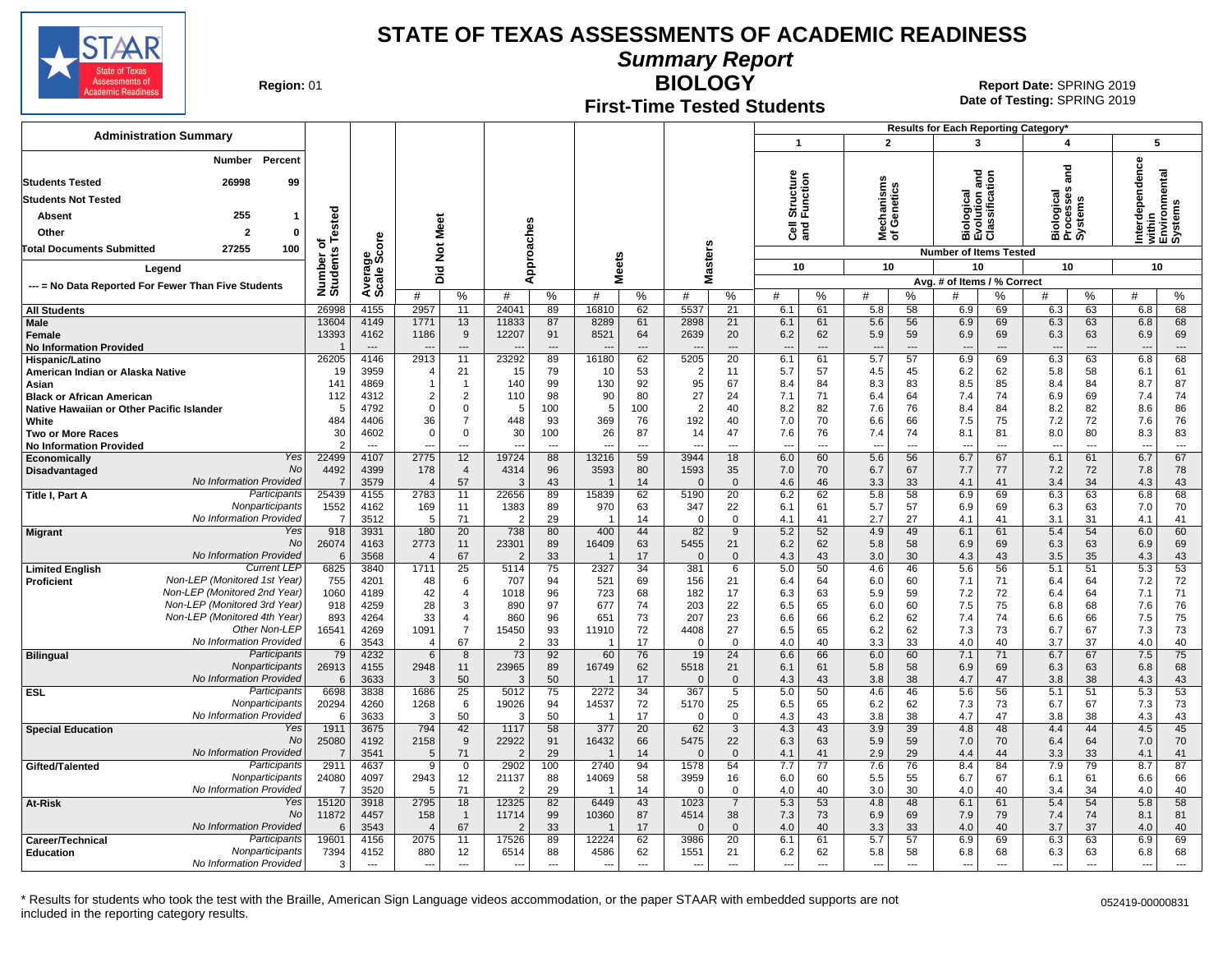# STATE OF TEXAS ASSESSMENTS OF ACADEMIC READINESS

## Summary Report

## BIOLOGY

### First-Time Tested Students

**Region:** 01

**Report Date:** SPRING 2019
**Date of Testing:** SPRING 2019

**Administration Summary**

| | Number | Percent |
|---|---|---|
| Students Tested | 26998 | 99 |
| Students Not Tested | | |
| Absent | 255 | 1 |
| Other | 2 | 0 |
| Total Documents Submitted | 27255 | 100 |

Legend: --- = No Data Reported For Fewer Than Five Students

Results for Each Reporting Category*: 1 = Cell Structure and Function (10 items); 2 = Mechanisms of Genetics (10 items); 3 = Biological Evolution and Classification (10 items); 4 = Biological Processes and Systems (10 items); 5 = Interdependence within Environmental Systems (10 items). Avg. # of Items / % Correct.

| Group | | Number of Students Tested | Average Scale Score | Did Not Meet # | Did Not Meet % | Approaches # | Approaches % | Meets # | Meets % | Masters # | Masters % | 1 # | 1 % | 2 # | 2 % | 3 # | 3 % | 4 # | 4 % | 5 # | 5 % |
|---|---|---|---|---|---|---|---|---|---|---|---|---|---|---|---|---|---|---|---|---|---|
| All Students | | 26998 | 4155 | 2957 | 11 | 24041 | 89 | 16810 | 62 | 5537 | 21 | 6.1 | 61 | 5.8 | 58 | 6.9 | 69 | 6.3 | 63 | 6.8 | 68 |
| Male | | 13604 | 4149 | 1771 | 13 | 11833 | 87 | 8289 | 61 | 2898 | 21 | 6.1 | 61 | 5.6 | 56 | 6.9 | 69 | 6.3 | 63 | 6.8 | 68 |
| Female | | 13393 | 4162 | 1186 | 9 | 12207 | 91 | 8521 | 64 | 2639 | 20 | 6.2 | 62 | 5.9 | 59 | 6.9 | 69 | 6.3 | 63 | 6.9 | 69 |
| No Information Provided | | 1 | --- | --- | --- | --- | --- | --- | --- | --- | --- | --- | --- | --- | --- | --- | --- | --- | --- | --- | --- |
| Hispanic/Latino | | 26205 | 4146 | 2913 | 11 | 23292 | 89 | 16180 | 62 | 5205 | 20 | 6.1 | 61 | 5.7 | 57 | 6.9 | 69 | 6.3 | 63 | 6.8 | 68 |
| American Indian or Alaska Native | | 19 | 3959 | 4 | 21 | 15 | 79 | 10 | 53 | 2 | 11 | 5.7 | 57 | 4.5 | 45 | 6.2 | 62 | 5.8 | 58 | 6.1 | 61 |
| Asian | | 141 | 4869 | 1 | 1 | 140 | 99 | 130 | 92 | 95 | 67 | 8.4 | 84 | 8.3 | 83 | 8.5 | 85 | 8.4 | 84 | 8.7 | 87 |
| Black or African American | | 112 | 4312 | 2 | 2 | 110 | 98 | 90 | 80 | 27 | 24 | 7.1 | 71 | 6.4 | 64 | 7.4 | 74 | 6.9 | 69 | 7.4 | 74 |
| Native Hawaiian or Other Pacific Islander | | 5 | 4792 | 0 | 0 | 5 | 100 | 5 | 100 | 2 | 40 | 8.2 | 82 | 7.6 | 76 | 8.4 | 84 | 8.2 | 82 | 8.6 | 86 |
| White | | 484 | 4406 | 36 | 7 | 448 | 93 | 369 | 76 | 192 | 40 | 7.0 | 70 | 6.6 | 66 | 7.5 | 75 | 7.2 | 72 | 7.6 | 76 |
| Two or More Races | | 30 | 4602 | 0 | 0 | 30 | 100 | 26 | 87 | 14 | 47 | 7.6 | 76 | 7.4 | 74 | 8.1 | 81 | 8.0 | 80 | 8.3 | 83 |
| No Information Provided | | 2 | --- | --- | --- | --- | --- | --- | --- | --- | --- | --- | --- | --- | --- | --- | --- | --- | --- | --- | --- |
| Economically Disadvantaged | Yes | 22499 | 4107 | 2775 | 12 | 19724 | 88 | 13216 | 59 | 3944 | 18 | 6.0 | 60 | 5.6 | 56 | 6.7 | 67 | 6.1 | 61 | 6.7 | 67 |
| | No | 4492 | 4399 | 178 | 4 | 4314 | 96 | 3593 | 80 | 1593 | 35 | 7.0 | 70 | 6.7 | 67 | 7.7 | 77 | 7.2 | 72 | 7.8 | 78 |
| | No Information Provided | 7 | 3579 | 4 | 57 | 3 | 43 | 1 | 14 | 0 | 0 | 4.6 | 46 | 3.3 | 33 | 4.1 | 41 | 3.4 | 34 | 4.3 | 43 |
| Title I, Part A | Participants | 25439 | 4155 | 2783 | 11 | 22656 | 89 | 15839 | 62 | 5190 | 20 | 6.2 | 62 | 5.8 | 58 | 6.9 | 69 | 6.3 | 63 | 6.8 | 68 |
| | Nonparticipants | 1552 | 4162 | 169 | 11 | 1383 | 89 | 970 | 63 | 347 | 22 | 6.1 | 61 | 5.7 | 57 | 6.9 | 69 | 6.3 | 63 | 7.0 | 70 |
| | No Information Provided | 7 | 3512 | 5 | 71 | 2 | 29 | 1 | 14 | 0 | 0 | 4.1 | 41 | 2.7 | 27 | 4.1 | 41 | 3.1 | 31 | 4.1 | 41 |
| Migrant | Yes | 918 | 3931 | 180 | 20 | 738 | 80 | 400 | 44 | 82 | 9 | 5.2 | 52 | 4.9 | 49 | 6.1 | 61 | 5.4 | 54 | 6.0 | 60 |
| | No | 26074 | 4163 | 2773 | 11 | 23301 | 89 | 16409 | 63 | 5455 | 21 | 6.2 | 62 | 5.8 | 58 | 6.9 | 69 | 6.3 | 63 | 6.9 | 69 |
| | No Information Provided | 6 | 3568 | 4 | 67 | 2 | 33 | 1 | 17 | 0 | 0 | 4.3 | 43 | 3.0 | 30 | 4.3 | 43 | 3.5 | 35 | 4.3 | 43 |
| Limited English Proficient | Current LEP | 6825 | 3840 | 1711 | 25 | 5114 | 75 | 2327 | 34 | 381 | 6 | 5.0 | 50 | 4.6 | 46 | 5.6 | 56 | 5.1 | 51 | 5.3 | 53 |
| | Non-LEP (Monitored 1st Year) | 755 | 4201 | 48 | 6 | 707 | 94 | 521 | 69 | 156 | 21 | 6.4 | 64 | 6.0 | 60 | 7.1 | 71 | 6.4 | 64 | 7.2 | 72 |
| | Non-LEP (Monitored 2nd Year) | 1060 | 4189 | 42 | 4 | 1018 | 96 | 723 | 68 | 182 | 17 | 6.3 | 63 | 5.9 | 59 | 7.2 | 72 | 6.4 | 64 | 7.1 | 71 |
| | Non-LEP (Monitored 3rd Year) | 918 | 4259 | 28 | 3 | 890 | 97 | 677 | 74 | 203 | 22 | 6.5 | 65 | 6.0 | 60 | 7.5 | 75 | 6.8 | 68 | 7.6 | 76 |
| | Non-LEP (Monitored 4th Year) | 893 | 4264 | 33 | 4 | 860 | 96 | 651 | 73 | 207 | 23 | 6.6 | 66 | 6.2 | 62 | 7.4 | 74 | 6.6 | 66 | 7.5 | 75 |
| | Other Non-LEP | 16541 | 4269 | 1091 | 7 | 15450 | 93 | 11910 | 72 | 4408 | 27 | 6.5 | 65 | 6.2 | 62 | 7.3 | 73 | 6.7 | 67 | 7.3 | 73 |
| | No Information Provided | 6 | 3543 | 4 | 67 | 2 | 33 | 1 | 17 | 0 | 0 | 4.0 | 40 | 3.3 | 33 | 4.0 | 40 | 3.7 | 37 | 4.0 | 40 |
| Bilingual | Participants | 79 | 4232 | 6 | 8 | 73 | 92 | 60 | 76 | 19 | 24 | 6.6 | 66 | 6.0 | 60 | 7.1 | 71 | 6.7 | 67 | 7.5 | 75 |
| | Nonparticipants | 26913 | 4155 | 2948 | 11 | 23965 | 89 | 16749 | 62 | 5518 | 21 | 6.1 | 61 | 5.8 | 58 | 6.9 | 69 | 6.3 | 63 | 6.8 | 68 |
| | No Information Provided | 6 | 3633 | 3 | 50 | 3 | 50 | 1 | 17 | 0 | 0 | 4.3 | 43 | 3.8 | 38 | 4.7 | 47 | 3.8 | 38 | 4.3 | 43 |
| ESL | Participants | 6698 | 3838 | 1686 | 25 | 5012 | 75 | 2272 | 34 | 367 | 5 | 5.0 | 50 | 4.6 | 46 | 5.6 | 56 | 5.1 | 51 | 5.3 | 53 |
| | Nonparticipants | 20294 | 4260 | 1268 | 6 | 19026 | 94 | 14537 | 72 | 5170 | 25 | 6.5 | 65 | 6.2 | 62 | 7.3 | 73 | 6.7 | 67 | 7.3 | 73 |
| | No Information Provided | 6 | 3633 | 3 | 50 | 3 | 50 | 1 | 17 | 0 | 0 | 4.3 | 43 | 3.8 | 38 | 4.7 | 47 | 3.8 | 38 | 4.3 | 43 |
| Special Education | Yes | 1911 | 3675 | 794 | 42 | 1117 | 58 | 377 | 20 | 62 | 3 | 4.3 | 43 | 3.9 | 39 | 4.8 | 48 | 4.4 | 44 | 4.5 | 45 |
| | No | 25080 | 4192 | 2158 | 9 | 22922 | 91 | 16432 | 66 | 5475 | 22 | 6.3 | 63 | 5.9 | 59 | 7.0 | 70 | 6.4 | 64 | 7.0 | 70 |
| | No Information Provided | 7 | 3541 | 5 | 71 | 2 | 29 | 1 | 14 | 0 | 0 | 4.1 | 41 | 2.9 | 29 | 4.4 | 44 | 3.3 | 33 | 4.1 | 41 |
| Gifted/Talented | Participants | 2911 | 4637 | 9 | 0 | 2902 | 100 | 2740 | 94 | 1578 | 54 | 7.7 | 77 | 7.6 | 76 | 8.4 | 84 | 7.9 | 79 | 8.7 | 87 |
| | Nonparticipants | 24080 | 4097 | 2943 | 12 | 21137 | 88 | 14069 | 58 | 3959 | 16 | 6.0 | 60 | 5.5 | 55 | 6.7 | 67 | 6.1 | 61 | 6.6 | 66 |
| | No Information Provided | 7 | 3520 | 5 | 71 | 2 | 29 | 1 | 14 | 0 | 0 | 4.0 | 40 | 3.0 | 30 | 4.0 | 40 | 3.4 | 34 | 4.0 | 40 |
| At-Risk | Yes | 15120 | 3918 | 2795 | 18 | 12325 | 82 | 6449 | 43 | 1023 | 7 | 5.3 | 53 | 4.8 | 48 | 6.1 | 61 | 5.4 | 54 | 5.8 | 58 |
| | No | 11872 | 4457 | 158 | 1 | 11714 | 99 | 10360 | 87 | 4514 | 38 | 7.3 | 73 | 6.9 | 69 | 7.9 | 79 | 7.4 | 74 | 8.1 | 81 |
| | No Information Provided | 6 | 3543 | 4 | 67 | 2 | 33 | 1 | 17 | 0 | 0 | 4.0 | 40 | 3.3 | 33 | 4.0 | 40 | 3.7 | 37 | 4.0 | 40 |
| Career/Technical Education | Participants | 19601 | 4156 | 2075 | 11 | 17526 | 89 | 12224 | 62 | 3986 | 20 | 6.1 | 61 | 5.7 | 57 | 6.9 | 69 | 6.3 | 63 | 6.9 | 69 |
| | Nonparticipants | 7394 | 4152 | 880 | 12 | 6514 | 88 | 4586 | 62 | 1551 | 21 | 6.2 | 62 | 5.8 | 58 | 6.8 | 68 | 6.3 | 63 | 6.8 | 68 |
| | No Information Provided | 3 | --- | --- | --- | --- | --- | --- | --- | --- | --- | --- | --- | --- | --- | --- | --- | --- | --- | --- | --- |

\* Results for students who took the test with the Braille, American Sign Language videos accommodation, or the paper STAAR with embedded supports are not included in the reporting category results.

052419-00000831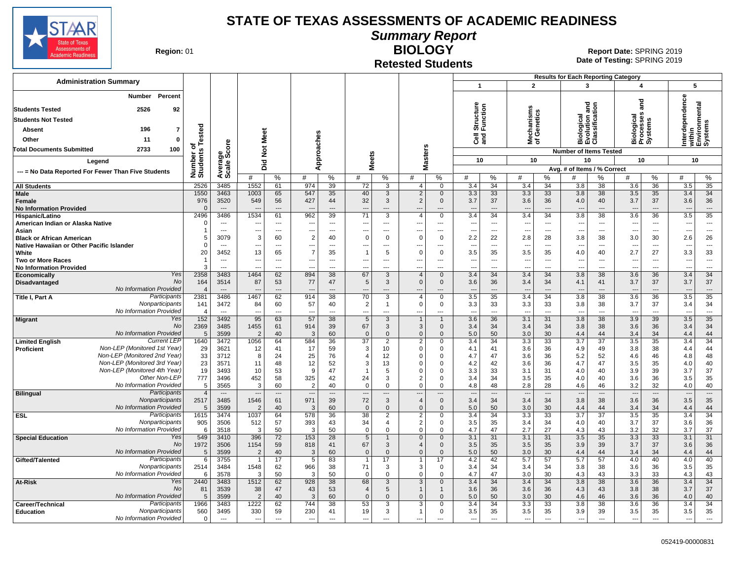# STATE OF TEXAS ASSESSMENTS OF ACADEMIC READINESS

## Summary Report

## BIOLOGY

### Retested Students

**Region:** 01

**Report Date:** SPRING 2019
**Date of Testing:** SPRING 2019

**Administration Summary**

| | Number | Percent |
|---|---|---|
| Students Tested | 2526 | 92 |
| Students Not Tested | | |
| Absent | 196 | 7 |
| Other | 11 | 0 |
| Total Documents Submitted | 2733 | 100 |

**Legend**

--- = No Data Reported For Fewer Than Five Students

Results for Each Reporting Category: 1 = Cell Structure and Function; 2 = Mechanisms of Genetics; 3 = Biological Evolution and Classification; 4 = Biological Processes and Systems; 5 = Interdependence within Environmental Systems. Number of Items Tested: 10 / 10 / 10 / 10 / 10. Values shown: Avg. # of Items / % Correct.

| Group | Subgroup | Number of Students Tested | Average Scale Score | Did Not Meet # | Did Not Meet % | Approaches # | Approaches % | Meets # | Meets % | Masters # | Masters % | 1 # | 1 % | 2 # | 2 % | 3 # | 3 % | 4 # | 4 % | 5 # | 5 % |
|---|---|---|---|---|---|---|---|---|---|---|---|---|---|---|---|---|---|---|---|---|---|
| All Students | | 2526 | 3485 | 1552 | 61 | 974 | 39 | 72 | 3 | 4 | 0 | 3.4 | 34 | 3.4 | 34 | 3.8 | 38 | 3.6 | 36 | 3.5 | 35 |
| Male | | 1550 | 3463 | 1003 | 65 | 547 | 35 | 40 | 3 | 2 | 0 | 3.3 | 33 | 3.3 | 33 | 3.8 | 38 | 3.5 | 35 | 3.4 | 34 |
| Female | | 976 | 3520 | 549 | 56 | 427 | 44 | 32 | 3 | 2 | 0 | 3.7 | 37 | 3.6 | 36 | 4.0 | 40 | 3.7 | 37 | 3.6 | 36 |
| No Information Provided | | 0 | --- | --- | --- | --- | --- | --- | --- | --- | --- | --- | --- | --- | --- | --- | --- | --- | --- | --- | --- |
| Hispanic/Latino | | 2496 | 3486 | 1534 | 61 | 962 | 39 | 71 | 3 | 4 | 0 | 3.4 | 34 | 3.4 | 34 | 3.8 | 38 | 3.6 | 36 | 3.5 | 35 |
| American Indian or Alaska Native | | 0 | --- | --- | --- | --- | --- | --- | --- | --- | --- | --- | --- | --- | --- | --- | --- | --- | --- | --- | --- |
| Asian | | 1 | --- | --- | --- | --- | --- | --- | --- | --- | --- | --- | --- | --- | --- | --- | --- | --- | --- | --- | --- |
| Black or African American | | 5 | 3079 | 3 | 60 | 2 | 40 | 0 | 0 | 0 | 0 | 2.2 | 22 | 2.8 | 28 | 3.8 | 38 | 3.0 | 30 | 2.6 | 26 |
| Native Hawaiian or Other Pacific Islander | | 0 | --- | --- | --- | --- | --- | --- | --- | --- | --- | --- | --- | --- | --- | --- | --- | --- | --- | --- | --- |
| White | | 20 | 3452 | 13 | 65 | 7 | 35 | 1 | 5 | 0 | 0 | 3.5 | 35 | 3.5 | 35 | 4.0 | 40 | 2.7 | 27 | 3.3 | 33 |
| Two or More Races | | 1 | --- | --- | --- | --- | --- | --- | --- | --- | --- | --- | --- | --- | --- | --- | --- | --- | --- | --- | --- |
| No Information Provided | | 3 | --- | --- | --- | --- | --- | --- | --- | --- | --- | --- | --- | --- | --- | --- | --- | --- | --- | --- | --- |
| Economically Disadvantaged | Yes | 2358 | 3483 | 1464 | 62 | 894 | 38 | 67 | 3 | 4 | 0 | 3.4 | 34 | 3.4 | 34 | 3.8 | 38 | 3.6 | 36 | 3.4 | 34 |
| | No | 164 | 3514 | 87 | 53 | 77 | 47 | 5 | 3 | 0 | 0 | 3.6 | 36 | 3.4 | 34 | 4.1 | 41 | 3.7 | 37 | 3.7 | 37 |
| | No Information Provided | 4 | --- | --- | --- | --- | --- | --- | --- | --- | --- | --- | --- | --- | --- | --- | --- | --- | --- | --- | --- |
| Title I, Part A | Participants | 2381 | 3486 | 1467 | 62 | 914 | 38 | 70 | 3 | 4 | 0 | 3.5 | 35 | 3.4 | 34 | 3.8 | 38 | 3.6 | 36 | 3.5 | 35 |
| | Nonparticipants | 141 | 3472 | 84 | 60 | 57 | 40 | 2 | 1 | 0 | 0 | 3.3 | 33 | 3.3 | 33 | 3.8 | 38 | 3.7 | 37 | 3.4 | 34 |
| | No Information Provided | 4 | --- | --- | --- | --- | --- | --- | --- | --- | --- | --- | --- | --- | --- | --- | --- | --- | --- | --- | --- |
| Migrant | Yes | 152 | 3492 | 95 | 63 | 57 | 38 | 5 | 3 | 1 | 1 | 3.6 | 36 | 3.1 | 31 | 3.8 | 38 | 3.9 | 39 | 3.5 | 35 |
| | No | 2369 | 3485 | 1455 | 61 | 914 | 39 | 67 | 3 | 3 | 0 | 3.4 | 34 | 3.4 | 34 | 3.8 | 38 | 3.6 | 36 | 3.4 | 34 |
| | No Information Provided | 5 | 3599 | 2 | 40 | 3 | 60 | 0 | 0 | 0 | 0 | 5.0 | 50 | 3.0 | 30 | 4.4 | 44 | 3.4 | 34 | 4.4 | 44 |
| Limited English Proficient | Current LEP | 1640 | 3472 | 1056 | 64 | 584 | 36 | 37 | 2 | 2 | 0 | 3.4 | 34 | 3.3 | 33 | 3.7 | 37 | 3.5 | 35 | 3.4 | 34 |
| | Non-LEP (Monitored 1st Year) | 29 | 3621 | 12 | 41 | 17 | 59 | 3 | 10 | 0 | 0 | 4.1 | 41 | 3.6 | 36 | 4.9 | 49 | 3.8 | 38 | 4.4 | 44 |
| | Non-LEP (Monitored 2nd Year) | 33 | 3712 | 8 | 24 | 25 | 76 | 4 | 12 | 0 | 0 | 4.7 | 47 | 3.6 | 36 | 5.2 | 52 | 4.6 | 46 | 4.8 | 48 |
| | Non-LEP (Monitored 3rd Year) | 23 | 3571 | 11 | 48 | 12 | 52 | 3 | 13 | 0 | 0 | 4.2 | 42 | 3.6 | 36 | 4.7 | 47 | 3.5 | 35 | 4.0 | 40 |
| | Non-LEP (Monitored 4th Year) | 19 | 3493 | 10 | 53 | 9 | 47 | 1 | 5 | 0 | 0 | 3.3 | 33 | 3.1 | 31 | 4.0 | 40 | 3.9 | 39 | 3.7 | 37 |
| | Other Non-LEP | 777 | 3496 | 452 | 58 | 325 | 42 | 24 | 3 | 2 | 0 | 3.4 | 34 | 3.5 | 35 | 4.0 | 40 | 3.6 | 36 | 3.5 | 35 |
| | No Information Provided | 5 | 3565 | 3 | 60 | 2 | 40 | 0 | 0 | 0 | 0 | 4.8 | 48 | 2.8 | 28 | 4.6 | 46 | 3.2 | 32 | 4.0 | 40 |
| Bilingual | Participants | 4 | --- | --- | --- | --- | --- | --- | --- | --- | --- | --- | --- | --- | --- | --- | --- | --- | --- | --- | --- |
| | Nonparticipants | 2517 | 3485 | 1546 | 61 | 971 | 39 | 72 | 3 | 4 | 0 | 3.4 | 34 | 3.4 | 34 | 3.8 | 38 | 3.6 | 36 | 3.5 | 35 |
| | No Information Provided | 5 | 3599 | 2 | 40 | 3 | 60 | 0 | 0 | 0 | 0 | 5.0 | 50 | 3.0 | 30 | 4.4 | 44 | 3.4 | 34 | 4.4 | 44 |
| ESL | Participants | 1615 | 3474 | 1037 | 64 | 578 | 36 | 38 | 2 | 2 | 0 | 3.4 | 34 | 3.3 | 33 | 3.7 | 37 | 3.5 | 35 | 3.4 | 34 |
| | Nonparticipants | 905 | 3506 | 512 | 57 | 393 | 43 | 34 | 4 | 2 | 0 | 3.5 | 35 | 3.4 | 34 | 4.0 | 40 | 3.7 | 37 | 3.6 | 36 |
| | No Information Provided | 6 | 3518 | 3 | 50 | 3 | 50 | 0 | 0 | 0 | 0 | 4.7 | 47 | 2.7 | 27 | 4.3 | 43 | 3.2 | 32 | 3.7 | 37 |
| Special Education | Yes | 549 | 3410 | 396 | 72 | 153 | 28 | 5 | 1 | 0 | 0 | 3.1 | 31 | 3.1 | 31 | 3.5 | 35 | 3.3 | 33 | 3.1 | 31 |
| | No | 1972 | 3506 | 1154 | 59 | 818 | 41 | 67 | 3 | 4 | 0 | 3.5 | 35 | 3.5 | 35 | 3.9 | 39 | 3.7 | 37 | 3.6 | 36 |
| | No Information Provided | 5 | 3599 | 2 | 40 | 3 | 60 | 0 | 0 | 0 | 0 | 5.0 | 50 | 3.0 | 30 | 4.4 | 44 | 3.4 | 34 | 4.4 | 44 |
| Gifted/Talented | Participants | 6 | 3755 | 1 | 17 | 5 | 83 | 1 | 17 | 1 | 17 | 4.2 | 42 | 5.7 | 57 | 5.7 | 57 | 4.0 | 40 | 4.0 | 40 |
| | Nonparticipants | 2514 | 3484 | 1548 | 62 | 966 | 38 | 71 | 3 | 3 | 0 | 3.4 | 34 | 3.4 | 34 | 3.8 | 38 | 3.6 | 36 | 3.5 | 35 |
| | No Information Provided | 6 | 3578 | 3 | 50 | 3 | 50 | 0 | 0 | 0 | 0 | 4.7 | 47 | 3.0 | 30 | 4.3 | 43 | 3.3 | 33 | 4.3 | 43 |
| At-Risk | Yes | 2440 | 3483 | 1512 | 62 | 928 | 38 | 68 | 3 | 3 | 0 | 3.4 | 34 | 3.4 | 34 | 3.8 | 38 | 3.6 | 36 | 3.4 | 34 |
| | No | 81 | 3539 | 38 | 47 | 43 | 53 | 4 | 5 | 1 | 1 | 3.6 | 36 | 3.6 | 36 | 4.3 | 43 | 3.8 | 38 | 3.7 | 37 |
| | No Information Provided | 5 | 3599 | 2 | 40 | 3 | 60 | 0 | 0 | 0 | 0 | 5.0 | 50 | 3.0 | 30 | 4.6 | 46 | 3.6 | 36 | 4.0 | 40 |
| Career/Technical Education | Participants | 1966 | 3483 | 1222 | 62 | 744 | 38 | 53 | 3 | 3 | 0 | 3.4 | 34 | 3.3 | 33 | 3.8 | 38 | 3.6 | 36 | 3.4 | 34 |
| | Nonparticipants | 560 | 3495 | 330 | 59 | 230 | 41 | 19 | 3 | 1 | 0 | 3.5 | 35 | 3.5 | 35 | 3.9 | 39 | 3.5 | 35 | 3.5 | 35 |
| | No Information Provided | 0 | --- | --- | --- | --- | --- | --- | --- | --- | --- | --- | --- | --- | --- | --- | --- | --- | --- | --- | --- |

052419-00000831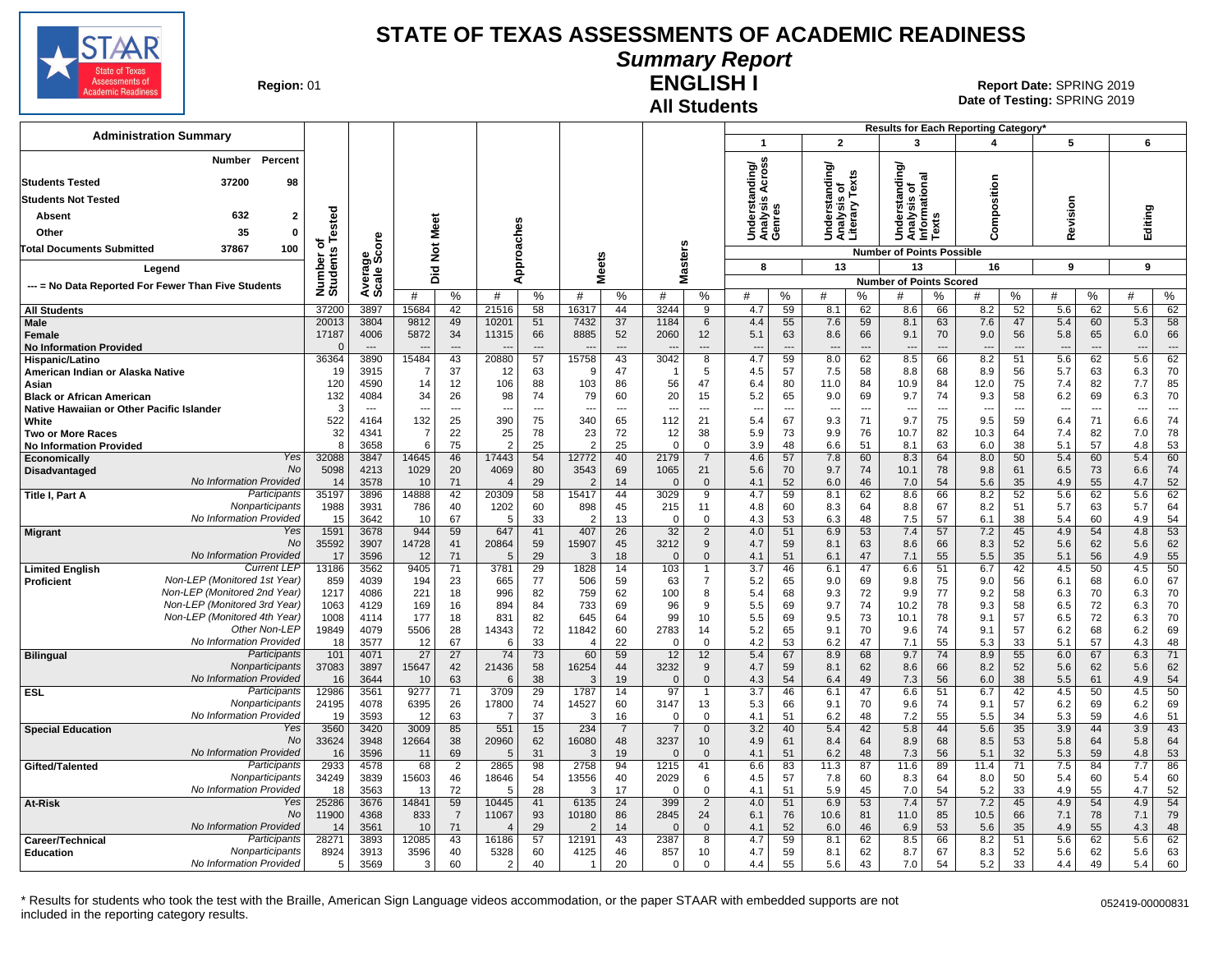# STATE OF TEXAS ASSESSMENTS OF ACADEMIC READINESS

## Summary Report

## ENGLISH I

## All Students

**Region:** 01

**Report Date:** SPRING 2019
**Date of Testing:** SPRING 2019

### Administration Summary

| | Number | Percent |
|---|---|---|
| Students Tested | 37200 | 98 |
| Students Not Tested | | |
| Absent | 632 | 2 |
| Other | 35 | 0 |
| Total Documents Submitted | 37867 | 100 |

Legend

--- = No Data Reported For Fewer Than Five Students

Results for Each Reporting Category*: 1 = Understanding/Analysis Across Genres (8 points possible); 2 = Understanding/Analysis of Literary Texts (13); 3 = Understanding/Analysis of Informational Texts (13); 4 = Composition (16); 5 = Revision (9); 6 = Editing (9)

| Group | | Number of Students Tested | Average Scale Score | Did Not Meet # | Did Not Meet % | Approaches # | Approaches % | Meets # | Meets % | Masters # | Masters % | Cat 1 # | Cat 1 % | Cat 2 # | Cat 2 % | Cat 3 # | Cat 3 % | Cat 4 # | Cat 4 % | Cat 5 # | Cat 5 % | Cat 6 # | Cat 6 % |
|---|---|---|---|---|---|---|---|---|---|---|---|---|---|---|---|---|---|---|---|---|---|---|---|
| All Students | | 37200 | 3897 | 15684 | 42 | 21516 | 58 | 16317 | 44 | 3244 | 9 | 4.7 | 59 | 8.1 | 62 | 8.6 | 66 | 8.2 | 52 | 5.6 | 62 | 5.6 | 62 |
| Male | | 20013 | 3804 | 9812 | 49 | 10201 | 51 | 7432 | 37 | 1184 | 6 | 4.4 | 55 | 7.6 | 59 | 8.1 | 63 | 7.6 | 47 | 5.4 | 60 | 5.3 | 58 |
| Female | | 17187 | 4006 | 5872 | 34 | 11315 | 66 | 8885 | 52 | 2060 | 12 | 5.1 | 63 | 8.6 | 66 | 9.1 | 70 | 9.0 | 56 | 5.8 | 65 | 6.0 | 66 |
| No Information Provided | | 0 | --- | --- | --- | --- | --- | --- | --- | --- | --- | --- | --- | --- | --- | --- | --- | --- | --- | --- | --- | --- | --- |
| Hispanic/Latino | | 36364 | 3890 | 15484 | 43 | 20880 | 57 | 15758 | 43 | 3042 | 8 | 4.7 | 59 | 8.0 | 62 | 8.5 | 66 | 8.2 | 51 | 5.6 | 62 | 5.6 | 62 |
| American Indian or Alaska Native | | 19 | 3915 | 7 | 37 | 12 | 63 | 9 | 47 | 1 | 5 | 4.5 | 57 | 7.5 | 58 | 8.8 | 68 | 8.9 | 56 | 5.7 | 63 | 6.3 | 70 |
| Asian | | 120 | 4590 | 14 | 12 | 106 | 88 | 103 | 86 | 56 | 47 | 6.4 | 80 | 11.0 | 84 | 10.9 | 84 | 12.0 | 75 | 7.4 | 82 | 7.7 | 85 |
| Black or African American | | 132 | 4084 | 34 | 26 | 98 | 74 | 79 | 60 | 20 | 15 | 5.2 | 65 | 9.0 | 69 | 9.7 | 74 | 9.3 | 58 | 6.2 | 69 | 6.3 | 70 |
| Native Hawaiian or Other Pacific Islander | | 3 | --- | --- | --- | --- | --- | --- | --- | --- | --- | --- | --- | --- | --- | --- | --- | --- | --- | --- | --- | --- | --- |
| White | | 522 | 4164 | 132 | 25 | 390 | 75 | 340 | 65 | 112 | 21 | 5.4 | 67 | 9.3 | 71 | 9.7 | 75 | 9.5 | 59 | 6.4 | 71 | 6.6 | 74 |
| Two or More Races | | 32 | 4341 | 7 | 22 | 25 | 78 | 23 | 72 | 12 | 38 | 5.9 | 73 | 9.9 | 76 | 10.7 | 82 | 10.3 | 64 | 7.4 | 82 | 7.0 | 78 |
| No Information Provided | | 8 | 3658 | 6 | 75 | 2 | 25 | 2 | 25 | 0 | 0 | 3.9 | 48 | 6.6 | 51 | 8.1 | 63 | 6.0 | 38 | 5.1 | 57 | 4.8 | 53 |
| Economically Disadvantaged | Yes | 32088 | 3847 | 14645 | 46 | 17443 | 54 | 12772 | 40 | 2179 | 7 | 4.6 | 57 | 7.8 | 60 | 8.3 | 64 | 8.0 | 50 | 5.4 | 60 | 5.4 | 60 |
| | No | 5098 | 4213 | 1029 | 20 | 4069 | 80 | 3543 | 69 | 1065 | 21 | 5.6 | 70 | 9.7 | 74 | 10.1 | 78 | 9.8 | 61 | 6.5 | 73 | 6.6 | 74 |
| | No Information Provided | 14 | 3578 | 10 | 71 | 4 | 29 | 2 | 14 | 0 | 0 | 4.1 | 52 | 6.0 | 46 | 7.0 | 54 | 5.6 | 35 | 4.9 | 55 | 4.7 | 52 |
| Title I, Part A | Participants | 35197 | 3896 | 14888 | 42 | 20309 | 58 | 15417 | 44 | 3029 | 9 | 4.7 | 59 | 8.1 | 62 | 8.6 | 66 | 8.2 | 52 | 5.6 | 62 | 5.6 | 62 |
| | Nonparticipants | 1988 | 3931 | 786 | 40 | 1202 | 60 | 898 | 45 | 215 | 11 | 4.8 | 60 | 8.3 | 64 | 8.8 | 67 | 8.2 | 51 | 5.7 | 63 | 5.7 | 64 |
| | No Information Provided | 15 | 3642 | 10 | 67 | 5 | 33 | 2 | 13 | 0 | 0 | 4.3 | 53 | 6.3 | 48 | 7.5 | 57 | 6.1 | 38 | 5.4 | 60 | 4.9 | 54 |
| Migrant | Yes | 1591 | 3678 | 944 | 59 | 647 | 41 | 407 | 26 | 32 | 2 | 4.0 | 51 | 6.9 | 53 | 7.4 | 57 | 7.2 | 45 | 4.9 | 54 | 4.8 | 53 |
| | No | 35592 | 3907 | 14728 | 41 | 20864 | 59 | 15907 | 45 | 3212 | 9 | 4.7 | 59 | 8.1 | 63 | 8.6 | 66 | 8.3 | 52 | 5.6 | 62 | 5.6 | 62 |
| | No Information Provided | 17 | 3596 | 12 | 71 | 5 | 29 | 3 | 18 | 0 | 0 | 4.1 | 51 | 6.1 | 47 | 7.1 | 55 | 5.5 | 35 | 5.1 | 56 | 4.9 | 55 |
| Limited English Proficient | Current LEP | 13186 | 3562 | 9405 | 71 | 3781 | 29 | 1828 | 14 | 103 | 1 | 3.7 | 46 | 6.1 | 47 | 6.6 | 51 | 6.7 | 42 | 4.5 | 50 | 4.5 | 50 |
| | Non-LEP (Monitored 1st Year) | 859 | 4039 | 194 | 23 | 665 | 77 | 506 | 59 | 63 | 7 | 5.2 | 65 | 9.0 | 69 | 9.8 | 75 | 9.0 | 56 | 6.1 | 68 | 6.0 | 67 |
| | Non-LEP (Monitored 2nd Year) | 1217 | 4086 | 221 | 18 | 996 | 82 | 759 | 62 | 100 | 8 | 5.4 | 68 | 9.3 | 72 | 9.9 | 77 | 9.2 | 58 | 6.3 | 70 | 6.3 | 70 |
| | Non-LEP (Monitored 3rd Year) | 1063 | 4129 | 169 | 16 | 894 | 84 | 733 | 69 | 96 | 9 | 5.5 | 69 | 9.7 | 74 | 10.2 | 78 | 9.3 | 58 | 6.5 | 72 | 6.3 | 70 |
| | Non-LEP (Monitored 4th Year) | 1008 | 4114 | 177 | 18 | 831 | 82 | 645 | 64 | 99 | 10 | 5.5 | 69 | 9.5 | 73 | 10.1 | 78 | 9.1 | 57 | 6.5 | 72 | 6.3 | 70 |
| | Other Non-LEP | 19849 | 4079 | 5506 | 28 | 14343 | 72 | 11842 | 60 | 2783 | 14 | 5.2 | 65 | 9.1 | 70 | 9.6 | 74 | 9.1 | 57 | 6.2 | 68 | 6.2 | 69 |
| | No Information Provided | 18 | 3577 | 12 | 67 | 6 | 33 | 4 | 22 | 0 | 0 | 4.2 | 53 | 6.2 | 47 | 7.1 | 55 | 5.3 | 33 | 5.1 | 57 | 4.3 | 48 |
| Bilingual | Participants | 101 | 4071 | 27 | 27 | 74 | 73 | 60 | 59 | 12 | 12 | 5.4 | 67 | 8.9 | 68 | 9.7 | 74 | 8.9 | 55 | 6.0 | 67 | 6.3 | 71 |
| | Nonparticipants | 37083 | 3897 | 15647 | 42 | 21436 | 58 | 16254 | 44 | 3232 | 9 | 4.7 | 59 | 8.1 | 62 | 8.6 | 66 | 8.2 | 52 | 5.6 | 62 | 5.6 | 62 |
| | No Information Provided | 16 | 3644 | 10 | 63 | 6 | 38 | 3 | 19 | 0 | 0 | 4.3 | 54 | 6.4 | 49 | 7.3 | 56 | 6.0 | 38 | 5.5 | 61 | 4.9 | 54 |
| ESL | Participants | 12986 | 3561 | 9277 | 71 | 3709 | 29 | 1787 | 14 | 97 | 1 | 3.7 | 46 | 6.1 | 47 | 6.6 | 51 | 6.7 | 42 | 4.5 | 50 | 4.5 | 50 |
| | Nonparticipants | 24195 | 4078 | 6395 | 26 | 17800 | 74 | 14527 | 60 | 3147 | 13 | 5.3 | 66 | 9.1 | 70 | 9.6 | 74 | 9.1 | 57 | 6.2 | 69 | 6.2 | 69 |
| | No Information Provided | 19 | 3593 | 12 | 63 | 7 | 37 | 3 | 16 | 0 | 0 | 4.1 | 51 | 6.2 | 48 | 7.2 | 55 | 5.5 | 34 | 5.3 | 59 | 4.6 | 51 |
| Special Education | Yes | 3560 | 3420 | 3009 | 85 | 551 | 15 | 234 | 7 | 7 | 0 | 3.2 | 40 | 5.4 | 42 | 5.8 | 44 | 5.6 | 35 | 3.9 | 44 | 3.9 | 43 |
| | No | 33624 | 3948 | 12664 | 38 | 20960 | 62 | 16080 | 48 | 3237 | 10 | 4.9 | 61 | 8.4 | 64 | 8.9 | 68 | 8.5 | 53 | 5.8 | 64 | 5.8 | 64 |
| | No Information Provided | 16 | 3596 | 11 | 69 | 5 | 31 | 3 | 19 | 0 | 0 | 4.1 | 51 | 6.2 | 48 | 7.3 | 56 | 5.1 | 32 | 5.3 | 59 | 4.8 | 53 |
| Gifted/Talented | Participants | 2933 | 4578 | 68 | 2 | 2865 | 98 | 2758 | 94 | 1215 | 41 | 6.6 | 83 | 11.3 | 87 | 11.6 | 89 | 11.4 | 71 | 7.5 | 84 | 7.7 | 86 |
| | Nonparticipants | 34249 | 3839 | 15603 | 46 | 18646 | 54 | 13556 | 40 | 2029 | 6 | 4.5 | 57 | 7.8 | 60 | 8.3 | 64 | 8.0 | 50 | 5.4 | 60 | 5.4 | 60 |
| | No Information Provided | 18 | 3563 | 13 | 72 | 5 | 28 | 3 | 17 | 0 | 0 | 4.1 | 51 | 5.9 | 45 | 7.0 | 54 | 5.2 | 33 | 4.9 | 55 | 4.7 | 52 |
| At-Risk | Yes | 25286 | 3676 | 14841 | 59 | 10445 | 41 | 6135 | 24 | 399 | 2 | 4.0 | 51 | 6.9 | 53 | 7.4 | 57 | 7.2 | 45 | 4.9 | 54 | 4.9 | 54 |
| | No | 11900 | 4368 | 833 | 7 | 11067 | 93 | 10180 | 86 | 2845 | 24 | 6.1 | 76 | 10.6 | 81 | 11.0 | 85 | 10.5 | 66 | 7.1 | 78 | 7.1 | 79 |
| | No Information Provided | 14 | 3561 | 10 | 71 | 4 | 29 | 2 | 14 | 0 | 0 | 4.1 | 52 | 6.0 | 46 | 6.9 | 53 | 5.6 | 35 | 4.9 | 55 | 4.3 | 48 |
| Career/Technical Education | Participants | 28271 | 3893 | 12085 | 43 | 16186 | 57 | 12191 | 43 | 2387 | 8 | 4.7 | 59 | 8.1 | 62 | 8.5 | 66 | 8.2 | 51 | 5.6 | 62 | 5.6 | 62 |
| | Nonparticipants | 8924 | 3913 | 3596 | 40 | 5328 | 60 | 4125 | 46 | 857 | 10 | 4.7 | 59 | 8.1 | 62 | 8.7 | 67 | 8.3 | 52 | 5.6 | 62 | 5.6 | 63 |
| | No Information Provided | 5 | 3569 | 3 | 60 | 2 | 40 | 1 | 20 | 0 | 0 | 4.4 | 55 | 5.6 | 43 | 7.0 | 54 | 5.2 | 33 | 4.4 | 49 | 5.4 | 60 |

\* Results for students who took the test with the Braille, American Sign Language videos accommodation, or the paper STAAR with embedded supports are not included in the reporting category results.

052419-00000831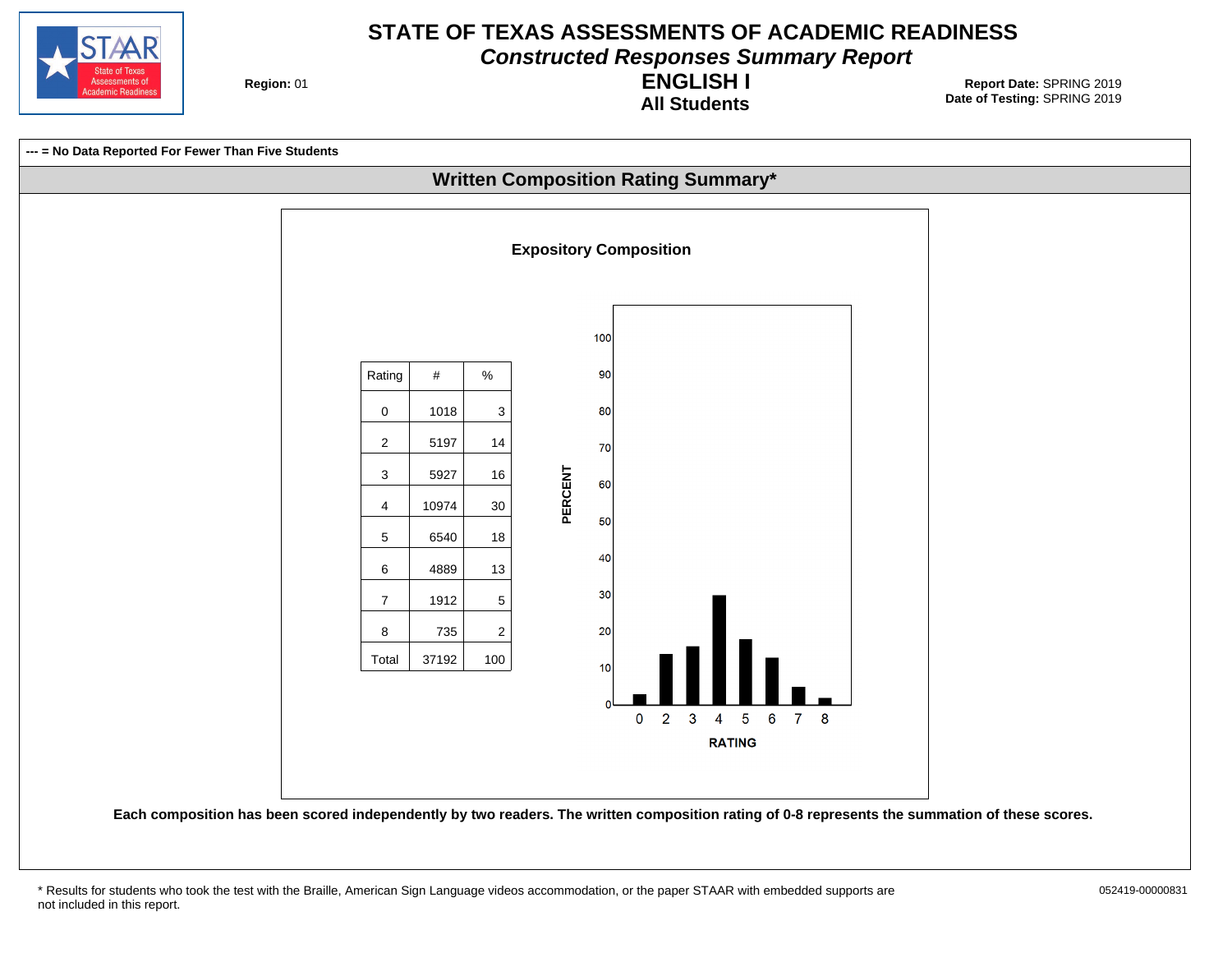# STATE OF TEXAS ASSESSMENTS OF ACADEMIC READINESS

***Constructed Responses Summary Report***

**ENGLISH I**

**All Students**

**Region:** 01

**Report Date:** SPRING 2019
**Date of Testing:** SPRING 2019

**--- = No Data Reported For Fewer Than Five Students**

## Written Composition Rating Summary*

### Expository Composition

| Rating | # | % |
|---|---|---|
| 0 | 1018 | 3 |
| 2 | 5197 | 14 |
| 3 | 5927 | 16 |
| 4 | 10974 | 30 |
| 5 | 6540 | 18 |
| 6 | 4889 | 13 |
| 7 | 1912 | 5 |
| 8 | 735 | 2 |
| Total | 37192 | 100 |

**Each composition has been scored independently by two readers. The written composition rating of 0-8 represents the summation of these scores.**

\* Results for students who took the test with the Braille, American Sign Language videos accommodation, or the paper STAAR with embedded supports are not included in this report.

052419-00000831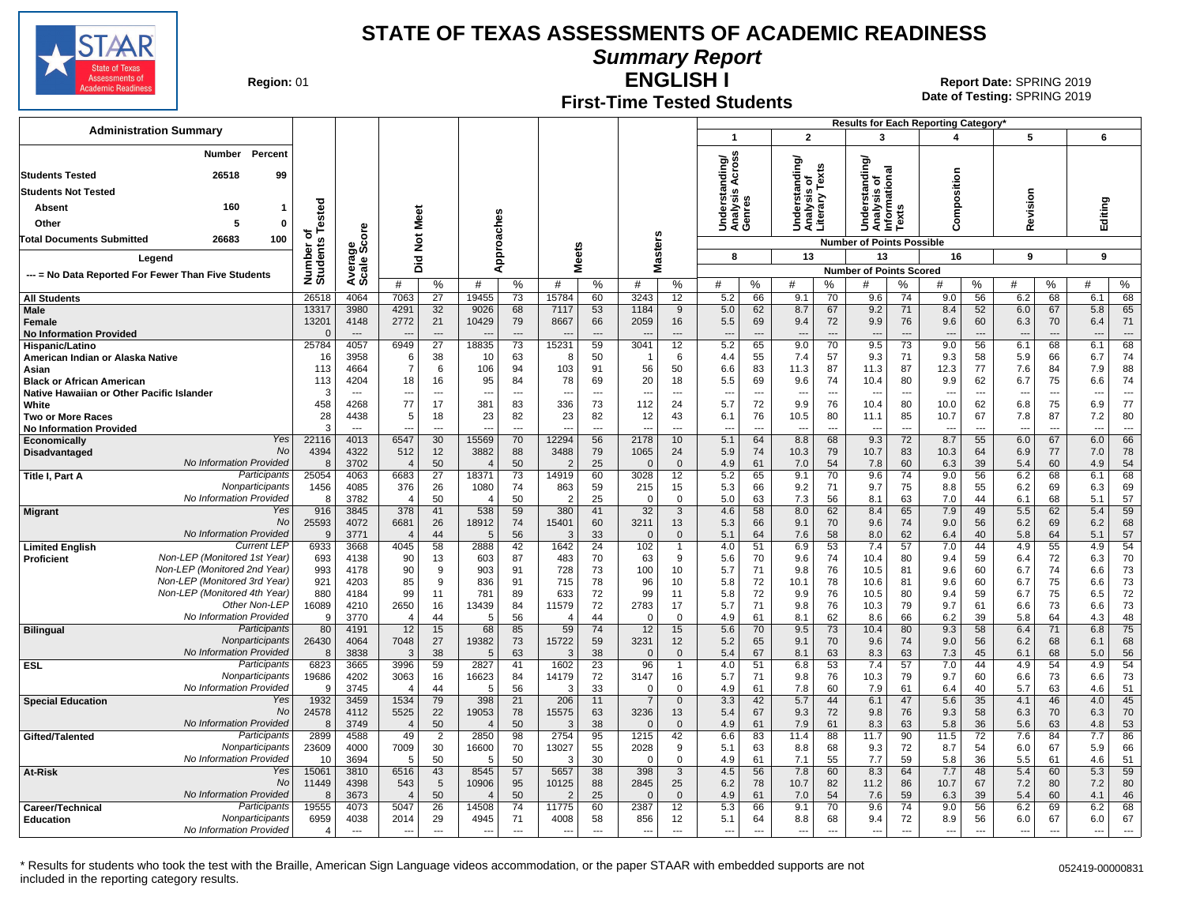# STATE OF TEXAS ASSESSMENTS OF ACADEMIC READINESS

## Summary Report

## ENGLISH I

### First-Time Tested Students

Region: 01

Report Date: SPRING 2019
Date of Testing: SPRING 2019

**Administration Summary**

| | Number | Percent |
|---|---|---|
| Students Tested | 26518 | 99 |
| Students Not Tested | | |
| Absent | 160 | 1 |
| Other | 5 | 0 |
| Total Documents Submitted | 26683 | 100 |

Legend: --- = No Data Reported For Fewer Than Five Students

Results for Each Reporting Category*: 1 = Understanding/Analysis Across Genres (8 points possible); 2 = Understanding/Analysis of Literary Texts (13); 3 = Understanding/Analysis of Informational Texts (13); 4 = Composition (16); 5 = Revision (9); 6 = Editing (9)

| Group | | Number of Students Tested | Average Scale Score | Did Not Meet # | Did Not Meet % | Approaches # | Approaches % | Meets # | Meets % | Masters # | Masters % | 1 # | 1 % | 2 # | 2 % | 3 # | 3 % | 4 # | 4 % | 5 # | 5 % | 6 # | 6 % |
|---|---|---|---|---|---|---|---|---|---|---|---|---|---|---|---|---|---|---|---|---|---|---|---|
| All Students | | 26518 | 4064 | 7063 | 27 | 19455 | 73 | 15784 | 60 | 3243 | 12 | 5.2 | 66 | 9.1 | 70 | 9.6 | 74 | 9.0 | 56 | 6.2 | 68 | 6.1 | 68 |
| Male | | 13317 | 3980 | 4291 | 32 | 9026 | 68 | 7117 | 53 | 1184 | 9 | 5.0 | 62 | 8.7 | 67 | 9.2 | 71 | 8.4 | 52 | 6.0 | 67 | 5.8 | 65 |
| Female | | 13201 | 4148 | 2772 | 21 | 10429 | 79 | 8667 | 66 | 2059 | 16 | 5.5 | 69 | 9.4 | 72 | 9.9 | 76 | 9.6 | 60 | 6.3 | 70 | 6.4 | 71 |
| No Information Provided | | 0 | --- | --- | --- | --- | --- | --- | --- | --- | --- | --- | --- | --- | --- | --- | --- | --- | --- | --- | --- | --- | --- |
| Hispanic/Latino | | 25784 | 4057 | 6949 | 27 | 18835 | 73 | 15231 | 59 | 3041 | 12 | 5.2 | 65 | 9.0 | 70 | 9.5 | 73 | 9.0 | 56 | 6.1 | 68 | 6.1 | 68 |
| American Indian or Alaska Native | | 16 | 3958 | 6 | 38 | 10 | 63 | 8 | 50 | 1 | 6 | 4.4 | 55 | 7.4 | 57 | 9.3 | 71 | 9.3 | 58 | 5.9 | 66 | 6.7 | 74 |
| Asian | | 113 | 4664 | 7 | 6 | 106 | 94 | 103 | 91 | 56 | 50 | 6.6 | 83 | 11.3 | 87 | 11.3 | 87 | 12.3 | 77 | 7.6 | 84 | 7.9 | 88 |
| Black or African American | | 113 | 4204 | 18 | 16 | 95 | 84 | 78 | 69 | 20 | 18 | 5.5 | 69 | 9.6 | 74 | 10.4 | 80 | 9.9 | 62 | 6.7 | 75 | 6.6 | 74 |
| Native Hawaiian or Other Pacific Islander | | 3 | --- | --- | --- | --- | --- | --- | --- | --- | --- | --- | --- | --- | --- | --- | --- | --- | --- | --- | --- | --- | --- |
| White | | 458 | 4268 | 77 | 17 | 381 | 83 | 336 | 73 | 112 | 24 | 5.7 | 72 | 9.9 | 76 | 10.4 | 80 | 10.0 | 62 | 6.8 | 75 | 6.9 | 77 |
| Two or More Races | | 28 | 4438 | 5 | 18 | 23 | 82 | 23 | 82 | 12 | 43 | 6.1 | 76 | 10.5 | 80 | 11.1 | 85 | 10.7 | 67 | 7.8 | 87 | 7.2 | 80 |
| No Information Provided | | 3 | --- | --- | --- | --- | --- | --- | --- | --- | --- | --- | --- | --- | --- | --- | --- | --- | --- | --- | --- | --- | --- |
| Economically Disadvantaged | Yes | 22116 | 4013 | 6547 | 30 | 15569 | 70 | 12294 | 56 | 2178 | 10 | 5.1 | 64 | 8.8 | 68 | 9.3 | 72 | 8.7 | 55 | 6.0 | 67 | 6.0 | 66 |
| | No | 4394 | 4322 | 512 | 12 | 3882 | 88 | 3488 | 79 | 1065 | 24 | 5.9 | 74 | 10.3 | 79 | 10.7 | 83 | 10.3 | 64 | 6.9 | 77 | 7.0 | 78 |
| | No Information Provided | 8 | 3702 | 4 | 50 | 4 | 50 | 2 | 25 | 0 | 0 | 4.9 | 61 | 7.0 | 54 | 7.8 | 60 | 6.3 | 39 | 5.4 | 60 | 4.9 | 54 |
| Title I, Part A | Participants | 25054 | 4063 | 6683 | 27 | 18371 | 73 | 14919 | 60 | 3028 | 12 | 5.2 | 65 | 9.1 | 70 | 9.6 | 74 | 9.0 | 56 | 6.2 | 68 | 6.1 | 68 |
| | Nonparticipants | 1456 | 4085 | 376 | 26 | 1080 | 74 | 863 | 59 | 215 | 15 | 5.3 | 66 | 9.2 | 71 | 9.7 | 75 | 8.8 | 55 | 6.2 | 69 | 6.3 | 69 |
| | No Information Provided | 8 | 3782 | 4 | 50 | 4 | 50 | 2 | 25 | 0 | 0 | 5.0 | 63 | 7.3 | 56 | 8.1 | 63 | 7.0 | 44 | 6.1 | 68 | 5.1 | 57 |
| Migrant | Yes | 916 | 3845 | 378 | 41 | 538 | 59 | 380 | 41 | 32 | 3 | 4.6 | 58 | 8.0 | 62 | 8.4 | 65 | 7.9 | 49 | 5.5 | 62 | 5.4 | 59 |
| | No | 25593 | 4072 | 6681 | 26 | 18912 | 74 | 15401 | 60 | 3211 | 13 | 5.3 | 66 | 9.1 | 70 | 9.6 | 74 | 9.0 | 56 | 6.2 | 69 | 6.2 | 68 |
| | No Information Provided | 9 | 3771 | 4 | 44 | 5 | 56 | 3 | 33 | 0 | 0 | 5.1 | 64 | 7.6 | 58 | 8.0 | 62 | 6.4 | 40 | 5.8 | 64 | 5.1 | 57 |
| Limited English Proficient | Current LEP | 6933 | 3668 | 4045 | 58 | 2888 | 42 | 1642 | 24 | 102 | 1 | 4.0 | 51 | 6.9 | 53 | 7.4 | 57 | 7.0 | 44 | 4.9 | 55 | 4.9 | 54 |
| | Non-LEP (Monitored 1st Year) | 693 | 4138 | 90 | 13 | 603 | 87 | 483 | 70 | 63 | 9 | 5.6 | 70 | 9.6 | 74 | 10.4 | 80 | 9.4 | 59 | 6.4 | 72 | 6.3 | 70 |
| | Non-LEP (Monitored 2nd Year) | 993 | 4178 | 90 | 9 | 903 | 91 | 728 | 73 | 100 | 10 | 5.7 | 71 | 9.8 | 76 | 10.5 | 81 | 9.6 | 60 | 6.7 | 74 | 6.6 | 73 |
| | Non-LEP (Monitored 3rd Year) | 921 | 4203 | 85 | 9 | 836 | 91 | 715 | 78 | 96 | 10 | 5.8 | 72 | 10.1 | 78 | 10.6 | 81 | 9.6 | 60 | 6.7 | 75 | 6.6 | 73 |
| | Non-LEP (Monitored 4th Year) | 880 | 4184 | 99 | 11 | 781 | 89 | 633 | 72 | 99 | 11 | 5.8 | 72 | 9.9 | 76 | 10.5 | 80 | 9.4 | 59 | 6.7 | 75 | 6.5 | 72 |
| | Other Non-LEP | 16089 | 4210 | 2650 | 16 | 13439 | 84 | 11579 | 72 | 2783 | 17 | 5.7 | 71 | 9.8 | 76 | 10.3 | 79 | 9.7 | 61 | 6.6 | 73 | 6.6 | 73 |
| | No Information Provided | 9 | 3770 | 4 | 44 | 5 | 56 | 4 | 44 | 0 | 0 | 4.9 | 61 | 8.1 | 62 | 8.6 | 66 | 6.2 | 39 | 5.8 | 64 | 4.3 | 48 |
| Bilingual | Participants | 80 | 4191 | 12 | 15 | 68 | 85 | 59 | 74 | 12 | 15 | 5.6 | 70 | 9.5 | 73 | 10.4 | 80 | 9.3 | 58 | 6.4 | 71 | 6.8 | 75 |
| | Nonparticipants | 26430 | 4064 | 7048 | 27 | 19382 | 73 | 15722 | 59 | 3231 | 12 | 5.2 | 65 | 9.1 | 70 | 9.6 | 74 | 9.0 | 56 | 6.2 | 68 | 6.1 | 68 |
| | No Information Provided | 8 | 3838 | 3 | 38 | 5 | 63 | 3 | 38 | 0 | 0 | 5.4 | 67 | 8.1 | 63 | 8.3 | 63 | 7.3 | 45 | 6.1 | 68 | 5.0 | 56 |
| ESL | Participants | 6823 | 3665 | 3996 | 59 | 2827 | 41 | 1602 | 23 | 96 | 1 | 4.0 | 51 | 6.8 | 53 | 7.4 | 57 | 7.0 | 44 | 4.9 | 54 | 4.9 | 54 |
| | Nonparticipants | 19686 | 4202 | 3063 | 16 | 16623 | 84 | 14179 | 72 | 3147 | 16 | 5.7 | 71 | 9.8 | 76 | 10.3 | 79 | 9.7 | 60 | 6.6 | 73 | 6.6 | 73 |
| | No Information Provided | 9 | 3745 | 4 | 44 | 5 | 56 | 3 | 33 | 0 | 0 | 4.9 | 61 | 7.8 | 60 | 7.9 | 61 | 6.4 | 40 | 5.7 | 63 | 4.6 | 51 |
| Special Education | Yes | 1932 | 3459 | 1534 | 79 | 398 | 21 | 206 | 11 | 7 | 0 | 3.3 | 42 | 5.7 | 44 | 6.1 | 47 | 5.6 | 35 | 4.1 | 46 | 4.0 | 45 |
| | No | 24578 | 4112 | 5525 | 22 | 19053 | 78 | 15575 | 63 | 3236 | 13 | 5.4 | 67 | 9.3 | 72 | 9.8 | 76 | 9.3 | 58 | 6.3 | 70 | 6.3 | 70 |
| | No Information Provided | 8 | 3749 | 4 | 50 | 4 | 50 | 3 | 38 | 0 | 0 | 4.9 | 61 | 7.9 | 61 | 8.3 | 63 | 5.8 | 36 | 5.6 | 63 | 4.8 | 53 |
| Gifted/Talented | Participants | 2899 | 4588 | 49 | 2 | 2850 | 98 | 2754 | 95 | 1215 | 42 | 6.6 | 83 | 11.4 | 88 | 11.7 | 90 | 11.5 | 72 | 7.6 | 84 | 7.7 | 86 |
| | Nonparticipants | 23609 | 4000 | 7009 | 30 | 16600 | 70 | 13027 | 55 | 2028 | 9 | 5.1 | 63 | 8.8 | 68 | 9.3 | 72 | 8.7 | 54 | 6.0 | 67 | 5.9 | 66 |
| | No Information Provided | 10 | 3694 | 5 | 50 | 5 | 50 | 3 | 30 | 0 | 0 | 4.9 | 61 | 7.1 | 55 | 7.7 | 59 | 5.8 | 36 | 5.5 | 61 | 4.6 | 51 |
| At-Risk | Yes | 15061 | 3810 | 6516 | 43 | 8545 | 57 | 5657 | 38 | 398 | 3 | 4.5 | 56 | 7.8 | 60 | 8.3 | 64 | 7.7 | 48 | 5.4 | 60 | 5.3 | 59 |
| | No | 11449 | 4398 | 543 | 5 | 10906 | 95 | 10125 | 88 | 2845 | 25 | 6.2 | 78 | 10.7 | 82 | 11.2 | 86 | 10.7 | 67 | 7.2 | 80 | 7.2 | 80 |
| | No Information Provided | 8 | 3673 | 4 | 50 | 4 | 50 | 2 | 25 | 0 | 0 | 4.9 | 61 | 7.0 | 54 | 7.6 | 59 | 6.3 | 39 | 5.4 | 60 | 4.1 | 46 |
| Career/Technical Education | Participants | 19555 | 4073 | 5047 | 26 | 14508 | 74 | 11775 | 60 | 2387 | 12 | 5.3 | 66 | 9.1 | 70 | 9.6 | 74 | 9.0 | 56 | 6.2 | 69 | 6.2 | 68 |
| | Nonparticipants | 6959 | 4038 | 2014 | 29 | 4945 | 71 | 4008 | 58 | 856 | 12 | 5.1 | 64 | 8.8 | 68 | 9.4 | 72 | 8.9 | 56 | 6.0 | 67 | 6.0 | 67 |
| | No Information Provided | 4 | --- | --- | --- | --- | --- | --- | --- | --- | --- | --- | --- | --- | --- | --- | --- | --- | --- | --- | --- | --- | --- |

\* Results for students who took the test with the Braille, American Sign Language videos accommodation, or the paper STAAR with embedded supports are not included in the reporting category results.

052419-00000831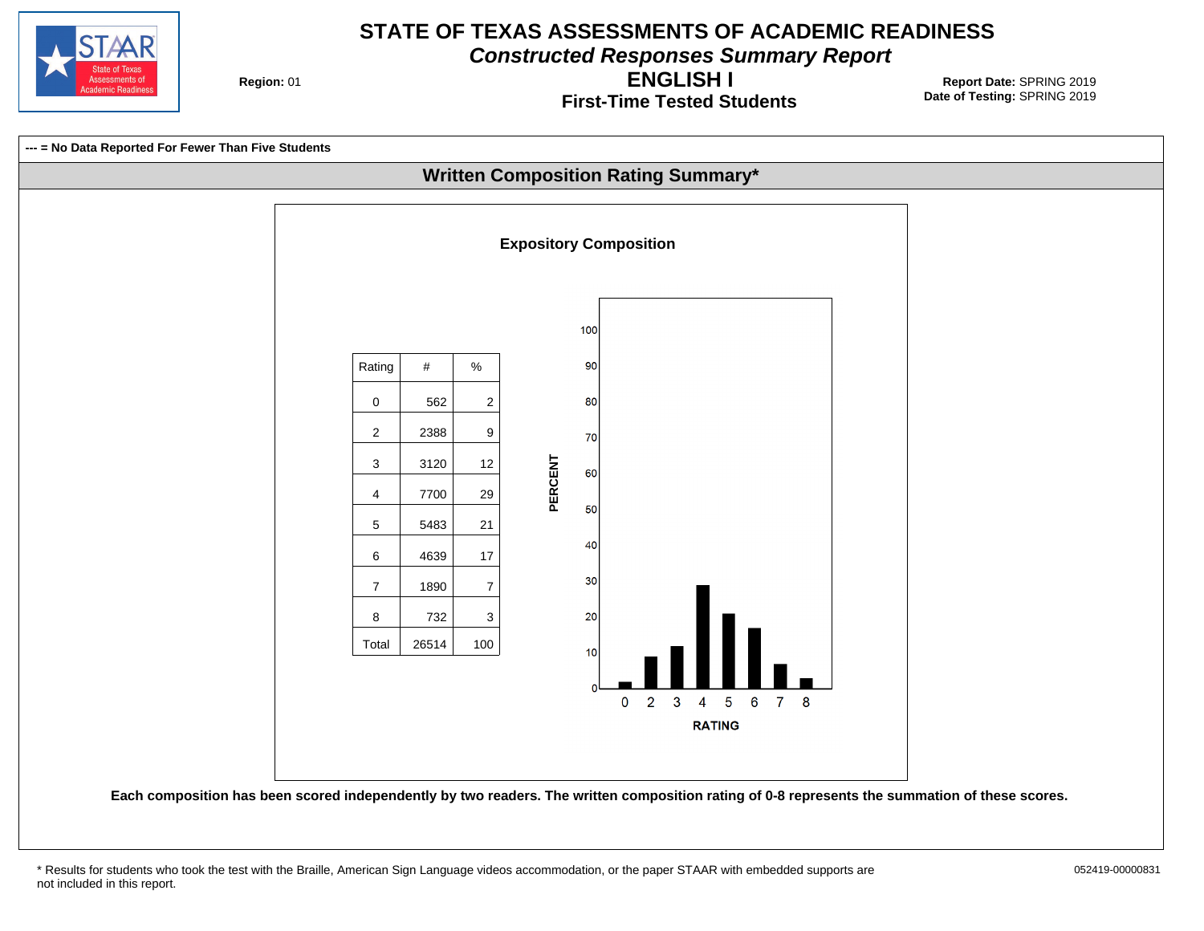# STATE OF TEXAS ASSESSMENTS OF ACADEMIC READINESS

## *Constructed Responses Summary Report*

## ENGLISH I

### First-Time Tested Students

**Region:** 01

**Report Date:** SPRING 2019
**Date of Testing:** SPRING 2019

**--- = No Data Reported For Fewer Than Five Students**

## Written Composition Rating Summary*

### Expository Composition

| Rating | # | % |
|---|---|---|
| 0 | 562 | 2 |
| 2 | 2388 | 9 |
| 3 | 3120 | 12 |
| 4 | 7700 | 29 |
| 5 | 5483 | 21 |
| 6 | 4639 | 17 |
| 7 | 1890 | 7 |
| 8 | 732 | 3 |
| Total | 26514 | 100 |

**Each composition has been scored independently by two readers. The written composition rating of 0-8 represents the summation of these scores.**

\* Results for students who took the test with the Braille, American Sign Language videos accommodation, or the paper STAAR with embedded supports are not included in this report.

052419-00000831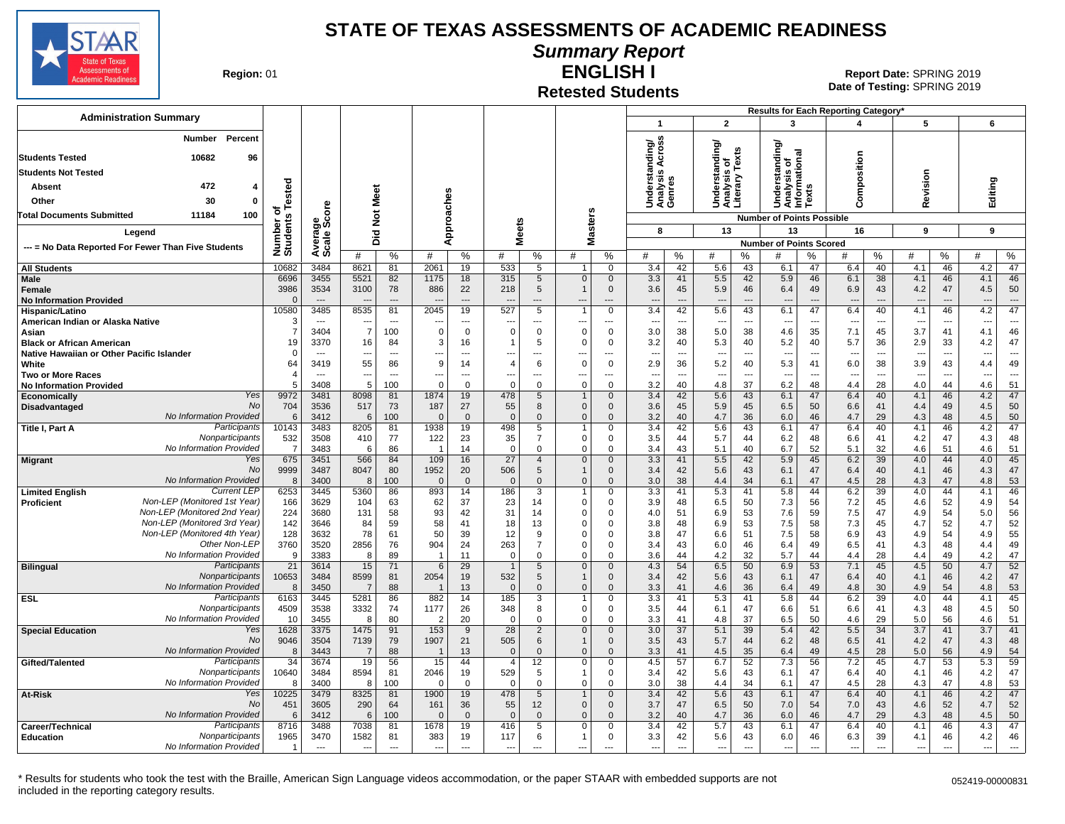# STATE OF TEXAS ASSESSMENTS OF ACADEMIC READINESS

## Summary Report

## ENGLISH I

### Retested Students

**Region:** 01

**Report Date:** SPRING 2019
**Date of Testing:** SPRING 2019

| Administration Summary | Number | Percent |
|---|---|---|
| Students Tested | 10682 | 96 |
| Students Not Tested | | |
| Absent | 472 | 4 |
| Other | 30 | 0 |
| Total Documents Submitted | 11184 | 100 |

Legend

--- = No Data Reported For Fewer Than Five Students

Results for Each Reporting Category*: 1 = Understanding/Analysis Across Genres (8 points possible); 2 = Understanding/Analysis of Literary Texts (13); 3 = Understanding/Analysis of Informational Texts (13); 4 = Composition (16); 5 = Revision (9); 6 = Editing (9). Values shown are Number of Points Scored (#) and %.

| Group | | Number of Students Tested | Average Scale Score | Did Not Meet # | Did Not Meet % | Approaches # | Approaches % | Meets # | Meets % | Masters # | Masters % | 1 # | 1 % | 2 # | 2 % | 3 # | 3 % | 4 # | 4 % | 5 # | 5 % | 6 # | 6 % |
|---|---|---|---|---|---|---|---|---|---|---|---|---|---|---|---|---|---|---|---|---|---|---|---|
| All Students | | 10682 | 3484 | 8621 | 81 | 2061 | 19 | 533 | 5 | 1 | 0 | 3.4 | 42 | 5.6 | 43 | 6.1 | 47 | 6.4 | 40 | 4.1 | 46 | 4.2 | 47 |
| Male | | 6696 | 3455 | 5521 | 82 | 1175 | 18 | 315 | 5 | 0 | 0 | 3.3 | 41 | 5.5 | 42 | 5.9 | 46 | 6.1 | 38 | 4.1 | 46 | 4.1 | 46 |
| Female | | 3986 | 3534 | 3100 | 78 | 886 | 22 | 218 | 5 | 1 | 0 | 3.6 | 45 | 5.9 | 46 | 6.4 | 49 | 6.9 | 43 | 4.2 | 47 | 4.5 | 50 |
| No Information Provided | | 0 | --- | --- | --- | --- | --- | --- | --- | --- | --- | --- | --- | --- | --- | --- | --- | --- | --- | --- | --- | --- | --- |
| Hispanic/Latino | | 10580 | 3485 | 8535 | 81 | 2045 | 19 | 527 | 5 | 1 | 0 | 3.4 | 42 | 5.6 | 43 | 6.1 | 47 | 6.4 | 40 | 4.1 | 46 | 4.2 | 47 |
| American Indian or Alaska Native | | 3 | --- | --- | --- | --- | --- | --- | --- | --- | --- | --- | --- | --- | --- | --- | --- | --- | --- | --- | --- | --- | --- |
| Asian | | 7 | 3404 | 7 | 100 | 0 | 0 | 0 | 0 | 0 | 0 | 3.0 | 38 | 5.0 | 38 | 4.6 | 35 | 7.1 | 45 | 3.7 | 41 | 4.1 | 46 |
| Black or African American | | 19 | 3370 | 16 | 84 | 3 | 16 | 1 | 5 | 0 | 0 | 3.2 | 40 | 5.3 | 40 | 5.2 | 40 | 5.7 | 36 | 2.9 | 33 | 4.2 | 47 |
| Native Hawaiian or Other Pacific Islander | | 0 | --- | --- | --- | --- | --- | --- | --- | --- | --- | --- | --- | --- | --- | --- | --- | --- | --- | --- | --- | --- | --- |
| White | | 64 | 3419 | 55 | 86 | 9 | 14 | 4 | 6 | 0 | 0 | 2.9 | 36 | 5.2 | 40 | 5.3 | 41 | 6.0 | 38 | 3.9 | 43 | 4.4 | 49 |
| Two or More Races | | 4 | --- | --- | --- | --- | --- | --- | --- | --- | --- | --- | --- | --- | --- | --- | --- | --- | --- | --- | --- | --- | --- |
| No Information Provided | | 5 | 3408 | 5 | 100 | 0 | 0 | 0 | 0 | 0 | 0 | 3.2 | 40 | 4.8 | 37 | 6.2 | 48 | 4.4 | 28 | 4.0 | 44 | 4.6 | 51 |
| Economically Disadvantaged | Yes | 9972 | 3481 | 8098 | 81 | 1874 | 19 | 478 | 5 | 1 | 0 | 3.4 | 42 | 5.6 | 43 | 6.1 | 47 | 6.4 | 40 | 4.1 | 46 | 4.2 | 47 |
| | No | 704 | 3536 | 517 | 73 | 187 | 27 | 55 | 8 | 0 | 0 | 3.6 | 45 | 5.9 | 45 | 6.5 | 50 | 6.6 | 41 | 4.4 | 49 | 4.5 | 50 |
| | No Information Provided | 6 | 3412 | 6 | 100 | 0 | 0 | 0 | 0 | 0 | 0 | 3.2 | 40 | 4.7 | 36 | 6.0 | 46 | 4.7 | 29 | 4.3 | 48 | 4.5 | 50 |
| Title I, Part A | Participants | 10143 | 3483 | 8205 | 81 | 1938 | 19 | 498 | 5 | 1 | 0 | 3.4 | 42 | 5.6 | 43 | 6.1 | 47 | 6.4 | 40 | 4.1 | 46 | 4.2 | 47 |
| | Nonparticipants | 532 | 3508 | 410 | 77 | 122 | 23 | 35 | 7 | 0 | 0 | 3.5 | 44 | 5.7 | 44 | 6.2 | 48 | 6.6 | 41 | 4.2 | 47 | 4.3 | 48 |
| | No Information Provided | 7 | 3483 | 6 | 86 | 1 | 14 | 0 | 0 | 0 | 0 | 3.4 | 43 | 5.1 | 40 | 6.7 | 52 | 5.1 | 32 | 4.6 | 51 | 4.6 | 51 |
| Migrant | Yes | 675 | 3451 | 566 | 84 | 109 | 16 | 27 | 4 | 0 | 0 | 3.3 | 41 | 5.5 | 42 | 5.9 | 45 | 6.2 | 39 | 4.0 | 44 | 4.0 | 45 |
| | No | 9999 | 3487 | 8047 | 80 | 1952 | 20 | 506 | 5 | 1 | 0 | 3.4 | 42 | 5.6 | 43 | 6.1 | 47 | 6.4 | 40 | 4.1 | 46 | 4.3 | 47 |
| | No Information Provided | 8 | 3400 | 8 | 100 | 0 | 0 | 0 | 0 | 0 | 0 | 3.0 | 38 | 4.4 | 34 | 6.1 | 47 | 4.5 | 28 | 4.3 | 47 | 4.8 | 53 |
| Limited English Proficient | Current LEP | 6253 | 3445 | 5360 | 86 | 893 | 14 | 186 | 3 | 1 | 0 | 3.3 | 41 | 5.3 | 41 | 5.8 | 44 | 6.2 | 39 | 4.0 | 44 | 4.1 | 46 |
| | Non-LEP (Monitored 1st Year) | 166 | 3629 | 104 | 63 | 62 | 37 | 23 | 14 | 0 | 0 | 3.9 | 48 | 6.5 | 50 | 7.3 | 56 | 7.2 | 45 | 4.6 | 52 | 4.9 | 54 |
| | Non-LEP (Monitored 2nd Year) | 224 | 3680 | 131 | 58 | 93 | 42 | 31 | 14 | 0 | 0 | 4.0 | 51 | 6.9 | 53 | 7.6 | 59 | 7.5 | 47 | 4.9 | 54 | 5.0 | 56 |
| | Non-LEP (Monitored 3rd Year) | 142 | 3646 | 84 | 59 | 58 | 41 | 18 | 13 | 0 | 0 | 3.8 | 48 | 6.9 | 53 | 7.5 | 58 | 7.3 | 45 | 4.7 | 52 | 4.7 | 52 |
| | Non-LEP (Monitored 4th Year) | 128 | 3632 | 78 | 61 | 50 | 39 | 12 | 9 | 0 | 0 | 3.8 | 47 | 6.6 | 51 | 7.5 | 58 | 6.9 | 43 | 4.9 | 54 | 4.9 | 55 |
| | Other Non-LEP | 3760 | 3520 | 2856 | 76 | 904 | 24 | 263 | 7 | 0 | 0 | 3.4 | 43 | 6.0 | 46 | 6.4 | 49 | 6.5 | 41 | 4.3 | 48 | 4.4 | 49 |
| | No Information Provided | 9 | 3383 | 8 | 89 | 1 | 11 | 0 | 0 | 0 | 0 | 3.6 | 44 | 4.2 | 32 | 5.7 | 44 | 4.4 | 28 | 4.4 | 49 | 4.2 | 47 |
| Bilingual | Participants | 21 | 3614 | 15 | 71 | 6 | 29 | 1 | 5 | 0 | 0 | 4.3 | 54 | 6.5 | 50 | 6.9 | 53 | 7.1 | 45 | 4.5 | 50 | 4.7 | 52 |
| | Nonparticipants | 10653 | 3484 | 8599 | 81 | 2054 | 19 | 532 | 5 | 1 | 0 | 3.4 | 42 | 5.6 | 43 | 6.1 | 47 | 6.4 | 40 | 4.1 | 46 | 4.2 | 47 |
| | No Information Provided | 8 | 3450 | 7 | 88 | 1 | 13 | 0 | 0 | 0 | 0 | 3.3 | 41 | 4.6 | 36 | 6.4 | 49 | 4.8 | 30 | 4.9 | 54 | 4.8 | 53 |
| ESL | Participants | 6163 | 3445 | 5281 | 86 | 882 | 14 | 185 | 3 | 1 | 0 | 3.3 | 41 | 5.3 | 41 | 5.8 | 44 | 6.2 | 39 | 4.0 | 44 | 4.1 | 45 |
| | Nonparticipants | 4509 | 3538 | 3332 | 74 | 1177 | 26 | 348 | 8 | 0 | 0 | 3.5 | 44 | 6.1 | 47 | 6.6 | 51 | 6.6 | 41 | 4.3 | 48 | 4.5 | 50 |
| | No Information Provided | 10 | 3455 | 8 | 80 | 2 | 20 | 0 | 0 | 0 | 0 | 3.3 | 41 | 4.8 | 37 | 6.5 | 50 | 4.6 | 29 | 5.0 | 56 | 4.6 | 51 |
| Special Education | Yes | 1628 | 3375 | 1475 | 91 | 153 | 9 | 28 | 2 | 0 | 0 | 3.0 | 37 | 5.1 | 39 | 5.4 | 42 | 5.5 | 34 | 3.7 | 41 | 3.7 | 41 |
| | No | 9046 | 3504 | 7139 | 79 | 1907 | 21 | 505 | 6 | 1 | 0 | 3.5 | 43 | 5.7 | 44 | 6.2 | 48 | 6.5 | 41 | 4.2 | 47 | 4.3 | 48 |
| | No Information Provided | 8 | 3443 | 7 | 88 | 1 | 13 | 0 | 0 | 0 | 0 | 3.3 | 41 | 4.5 | 35 | 6.4 | 49 | 4.5 | 28 | 5.0 | 56 | 4.9 | 54 |
| Gifted/Talented | Participants | 34 | 3674 | 19 | 56 | 15 | 44 | 4 | 12 | 0 | 0 | 4.5 | 57 | 6.7 | 52 | 7.3 | 56 | 7.2 | 45 | 4.7 | 53 | 5.3 | 59 |
| | Nonparticipants | 10640 | 3484 | 8594 | 81 | 2046 | 19 | 529 | 5 | 1 | 0 | 3.4 | 42 | 5.6 | 43 | 6.1 | 47 | 6.4 | 40 | 4.1 | 46 | 4.2 | 47 |
| | No Information Provided | 8 | 3400 | 8 | 100 | 0 | 0 | 0 | 0 | 0 | 0 | 3.0 | 38 | 4.4 | 34 | 6.1 | 47 | 4.5 | 28 | 4.3 | 47 | 4.8 | 53 |
| At-Risk | Yes | 10225 | 3479 | 8325 | 81 | 1900 | 19 | 478 | 5 | 1 | 0 | 3.4 | 42 | 5.6 | 43 | 6.1 | 47 | 6.4 | 40 | 4.1 | 46 | 4.2 | 47 |
| | No | 451 | 3605 | 290 | 64 | 161 | 36 | 55 | 12 | 0 | 0 | 3.7 | 47 | 6.5 | 50 | 7.0 | 54 | 7.0 | 43 | 4.6 | 52 | 4.7 | 52 |
| | No Information Provided | 6 | 3412 | 6 | 100 | 0 | 0 | 0 | 0 | 0 | 0 | 3.2 | 40 | 4.7 | 36 | 6.0 | 46 | 4.7 | 29 | 4.3 | 48 | 4.5 | 50 |
| Career/Technical Education | Participants | 8716 | 3488 | 7038 | 81 | 1678 | 19 | 416 | 5 | 0 | 0 | 3.4 | 42 | 5.7 | 43 | 6.1 | 47 | 6.4 | 40 | 4.1 | 46 | 4.3 | 47 |
| | Nonparticipants | 1965 | 3470 | 1582 | 81 | 383 | 19 | 117 | 6 | 1 | 0 | 3.3 | 42 | 5.6 | 43 | 6.0 | 46 | 6.3 | 39 | 4.1 | 46 | 4.2 | 46 |
| | No Information Provided | 1 | --- | --- | --- | --- | --- | --- | --- | --- | --- | --- | --- | --- | --- | --- | --- | --- | --- | --- | --- | --- | --- |

\* Results for students who took the test with the Braille, American Sign Language videos accommodation, or the paper STAAR with embedded supports are not included in the reporting category results.

052419-00000831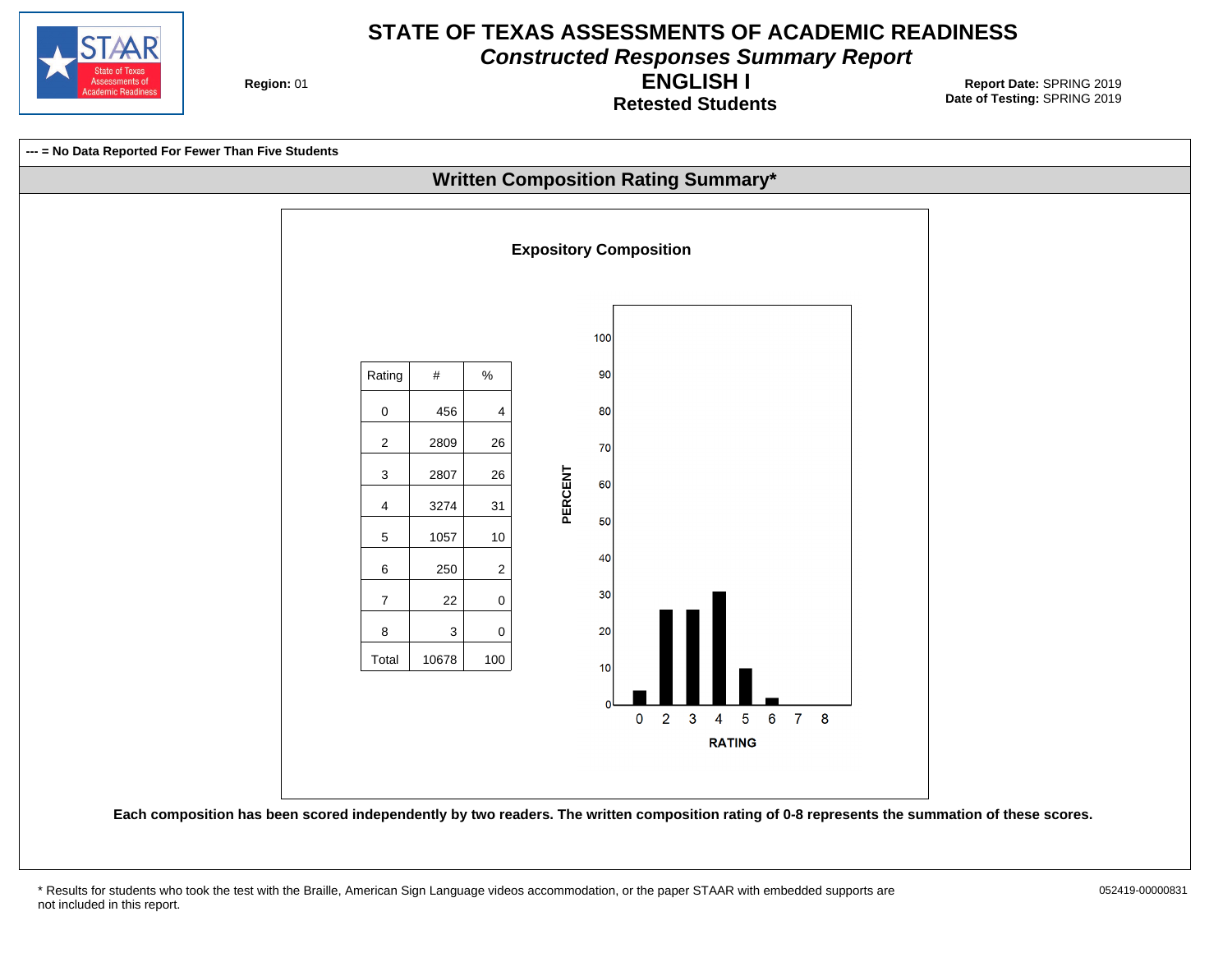# STATE OF TEXAS ASSESSMENTS OF ACADEMIC READINESS

## *Constructed Responses Summary Report*

## ENGLISH I

### Retested Students

**Region:** 01

**Report Date:** SPRING 2019
**Date of Testing:** SPRING 2019

**--- = No Data Reported For Fewer Than Five Students**

## Written Composition Rating Summary*

### Expository Composition

| Rating | # | % |
|---|---|---|
| 0 | 456 | 4 |
| 2 | 2809 | 26 |
| 3 | 2807 | 26 |
| 4 | 3274 | 31 |
| 5 | 1057 | 10 |
| 6 | 250 | 2 |
| 7 | 22 | 0 |
| 8 | 3 | 0 |
| Total | 10678 | 100 |

PERCENT

RATING

**Each composition has been scored independently by two readers. The written composition rating of 0-8 represents the summation of these scores.**

* Results for students who took the test with the Braille, American Sign Language videos accommodation, or the paper STAAR with embedded supports are not included in this report.

052419-00000831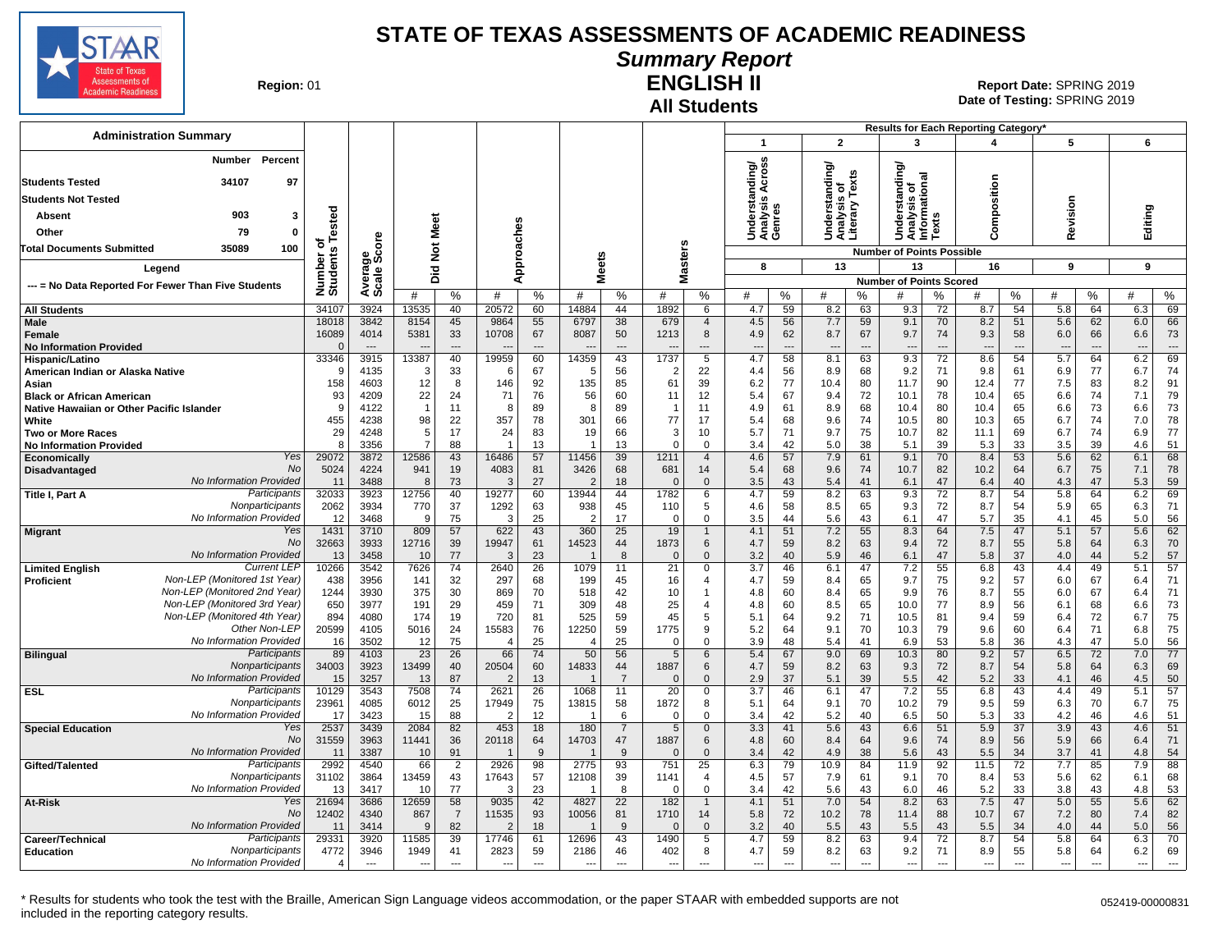# STATE OF TEXAS ASSESSMENTS OF ACADEMIC READINESS

## Summary Report

## ENGLISH II

## All Students

**Region:** 01

**Report Date:** SPRING 2019
**Date of Testing:** SPRING 2019

### Administration Summary

| | Number | Percent |
|---|---|---|
| Students Tested | 34107 | 97 |
| Students Not Tested | | |
| Absent | 903 | 3 |
| Other | 79 | 0 |
| Total Documents Submitted | 35089 | 100 |

Legend

--- = No Data Reported For Fewer Than Five Students

Results for Each Reporting Category*

| Group | | Number of Students Tested | Average Scale Score | Did Not Meet # | Did Not Meet % | Approaches # | Approaches % | Meets # | Meets % | Masters # | Masters % | 1 Understanding/ Analysis Across Genres (8) # | 1 % | 2 Understanding/ Analysis of Literary Texts (13) # | 2 % | 3 Understanding/ Analysis of Informational Texts (13) # | 3 % | 4 Composition (16) # | 4 % | 5 Revision (9) # | 5 % | 6 Editing (9) # | 6 % |
|---|---|---|---|---|---|---|---|---|---|---|---|---|---|---|---|---|---|---|---|---|---|---|---|
| All Students | | 34107 | 3924 | 13535 | 40 | 20572 | 60 | 14884 | 44 | 1892 | 6 | 4.7 | 59 | 8.2 | 63 | 9.3 | 72 | 8.7 | 54 | 5.8 | 64 | 6.3 | 69 |
| Male | | 18018 | 3842 | 8154 | 45 | 9864 | 55 | 6797 | 38 | 679 | 4 | 4.5 | 56 | 7.7 | 59 | 9.1 | 70 | 8.2 | 51 | 5.6 | 62 | 6.0 | 66 |
| Female | | 16089 | 4014 | 5381 | 33 | 10708 | 67 | 8087 | 50 | 1213 | 8 | 4.9 | 62 | 8.7 | 67 | 9.7 | 74 | 9.3 | 58 | 6.0 | 66 | 6.6 | 73 |
| No Information Provided | | 0 | --- | --- | --- | --- | --- | --- | --- | --- | --- | --- | --- | --- | --- | --- | --- | --- | --- | --- | --- | --- | --- |
| Hispanic/Latino | | 33346 | 3915 | 13387 | 40 | 19959 | 60 | 14359 | 43 | 1737 | 5 | 4.7 | 58 | 8.1 | 63 | 9.3 | 72 | 8.6 | 54 | 5.7 | 64 | 6.2 | 69 |
| American Indian or Alaska Native | | 9 | 4135 | 3 | 33 | 6 | 67 | 5 | 56 | 2 | 22 | 4.4 | 56 | 8.9 | 68 | 9.2 | 71 | 9.8 | 61 | 6.9 | 77 | 6.7 | 74 |
| Asian | | 158 | 4603 | 12 | 8 | 146 | 92 | 135 | 85 | 61 | 39 | 6.2 | 77 | 10.4 | 80 | 11.7 | 90 | 12.4 | 77 | 7.5 | 83 | 8.2 | 91 |
| Black or African American | | 93 | 4209 | 22 | 24 | 71 | 76 | 56 | 60 | 11 | 12 | 5.4 | 67 | 9.4 | 72 | 10.1 | 78 | 10.4 | 65 | 6.6 | 74 | 7.1 | 79 |
| Native Hawaiian or Other Pacific Islander | | 9 | 4122 | 1 | 11 | 8 | 89 | 8 | 89 | 1 | 11 | 4.9 | 61 | 8.9 | 68 | 10.4 | 80 | 10.4 | 65 | 6.6 | 73 | 6.6 | 73 |
| White | | 455 | 4238 | 98 | 22 | 357 | 78 | 301 | 66 | 77 | 17 | 5.4 | 68 | 9.6 | 74 | 10.5 | 80 | 10.3 | 65 | 6.7 | 74 | 7.0 | 78 |
| Two or More Races | | 29 | 4248 | 5 | 17 | 24 | 83 | 19 | 66 | 3 | 10 | 5.7 | 71 | 9.7 | 75 | 10.7 | 82 | 11.1 | 69 | 6.7 | 74 | 6.9 | 77 |
| No Information Provided | | 8 | 3356 | 7 | 88 | 1 | 13 | 1 | 13 | 0 | 0 | 3.4 | 42 | 5.0 | 38 | 5.1 | 39 | 5.3 | 33 | 3.5 | 39 | 4.6 | 51 |
| Economically Disadvantaged | Yes | 29072 | 3872 | 12586 | 43 | 16486 | 57 | 11456 | 39 | 1211 | 4 | 4.6 | 57 | 7.9 | 61 | 9.1 | 70 | 8.4 | 53 | 5.6 | 62 | 6.1 | 68 |
| | No | 5024 | 4224 | 941 | 19 | 4083 | 81 | 3426 | 68 | 681 | 14 | 5.4 | 68 | 9.6 | 74 | 10.7 | 82 | 10.2 | 64 | 6.7 | 75 | 7.1 | 78 |
| | No Information Provided | 11 | 3488 | 8 | 73 | 3 | 27 | 2 | 18 | 0 | 0 | 3.5 | 43 | 5.4 | 41 | 6.1 | 47 | 6.4 | 40 | 4.3 | 47 | 5.3 | 59 |
| Title I, Part A | Participants | 32033 | 3923 | 12756 | 40 | 19277 | 60 | 13944 | 44 | 1782 | 6 | 4.7 | 59 | 8.2 | 63 | 9.3 | 72 | 8.7 | 54 | 5.8 | 64 | 6.2 | 69 |
| | Nonparticipants | 2062 | 3934 | 770 | 37 | 1292 | 63 | 938 | 45 | 110 | 5 | 4.6 | 58 | 8.5 | 65 | 9.3 | 72 | 8.7 | 54 | 5.9 | 65 | 6.3 | 71 |
| | No Information Provided | 12 | 3468 | 9 | 75 | 3 | 25 | 2 | 17 | 0 | 0 | 3.5 | 44 | 5.6 | 43 | 6.1 | 47 | 5.7 | 35 | 4.1 | 45 | 5.0 | 56 |
| Migrant | Yes | 1431 | 3710 | 809 | 57 | 622 | 43 | 360 | 25 | 19 | 1 | 4.1 | 51 | 7.2 | 55 | 8.3 | 64 | 7.5 | 47 | 5.1 | 57 | 5.6 | 62 |
| | No | 32663 | 3933 | 12716 | 39 | 19947 | 61 | 14523 | 44 | 1873 | 6 | 4.7 | 59 | 8.2 | 63 | 9.4 | 72 | 8.7 | 55 | 5.8 | 64 | 6.3 | 70 |
| | No Information Provided | 13 | 3458 | 10 | 77 | 3 | 23 | 1 | 8 | 0 | 0 | 3.2 | 40 | 5.9 | 46 | 6.1 | 47 | 5.8 | 37 | 4.0 | 44 | 5.2 | 57 |
| Limited English Proficient | Current LEP | 10266 | 3542 | 7626 | 74 | 2640 | 26 | 1079 | 11 | 21 | 0 | 3.7 | 46 | 6.1 | 47 | 7.2 | 55 | 6.8 | 43 | 4.4 | 49 | 5.1 | 57 |
| | Non-LEP (Monitored 1st Year) | 438 | 3956 | 141 | 32 | 297 | 68 | 199 | 45 | 16 | 4 | 4.7 | 59 | 8.4 | 65 | 9.7 | 75 | 9.2 | 57 | 6.0 | 67 | 6.4 | 71 |
| | Non-LEP (Monitored 2nd Year) | 1244 | 3930 | 375 | 30 | 869 | 70 | 518 | 42 | 10 | 1 | 4.8 | 60 | 8.4 | 65 | 9.9 | 76 | 8.7 | 55 | 6.0 | 67 | 6.4 | 71 |
| | Non-LEP (Monitored 3rd Year) | 650 | 3977 | 191 | 29 | 459 | 71 | 309 | 48 | 25 | 4 | 4.8 | 60 | 8.5 | 65 | 10.0 | 77 | 8.9 | 56 | 6.1 | 68 | 6.6 | 73 |
| | Non-LEP (Monitored 4th Year) | 894 | 4080 | 174 | 19 | 720 | 81 | 525 | 59 | 45 | 5 | 5.1 | 64 | 9.2 | 71 | 10.5 | 81 | 9.4 | 59 | 6.4 | 72 | 6.7 | 75 |
| | Other Non-LEP | 20599 | 4105 | 5016 | 24 | 15583 | 76 | 12250 | 59 | 1775 | 9 | 5.2 | 64 | 9.1 | 70 | 10.3 | 79 | 9.6 | 60 | 6.4 | 71 | 6.8 | 75 |
| | No Information Provided | 16 | 3502 | 12 | 75 | 4 | 25 | 4 | 25 | 0 | 0 | 3.9 | 48 | 5.4 | 41 | 6.9 | 53 | 5.8 | 36 | 4.3 | 47 | 5.0 | 56 |
| Bilingual | Participants | 89 | 4103 | 23 | 26 | 66 | 74 | 50 | 56 | 5 | 6 | 5.4 | 67 | 9.0 | 69 | 10.3 | 80 | 9.2 | 57 | 6.5 | 72 | 7.0 | 77 |
| | Nonparticipants | 34003 | 3923 | 13499 | 40 | 20504 | 60 | 14833 | 44 | 1887 | 6 | 4.7 | 59 | 8.2 | 63 | 9.3 | 72 | 8.7 | 54 | 5.8 | 64 | 6.3 | 69 |
| | No Information Provided | 15 | 3257 | 13 | 87 | 2 | 13 | 1 | 7 | 0 | 0 | 2.9 | 37 | 5.1 | 39 | 5.5 | 42 | 5.2 | 33 | 4.1 | 46 | 4.5 | 50 |
| ESL | Participants | 10129 | 3543 | 7508 | 74 | 2621 | 26 | 1068 | 11 | 20 | 0 | 3.7 | 46 | 6.1 | 47 | 7.2 | 55 | 6.8 | 43 | 4.4 | 49 | 5.1 | 57 |
| | Nonparticipants | 23961 | 4085 | 6012 | 25 | 17949 | 75 | 13815 | 58 | 1872 | 8 | 5.1 | 64 | 9.1 | 70 | 10.2 | 79 | 9.5 | 59 | 6.3 | 70 | 6.7 | 75 |
| | No Information Provided | 17 | 3423 | 15 | 88 | 2 | 12 | 1 | 6 | 0 | 0 | 3.4 | 42 | 5.2 | 40 | 6.5 | 50 | 5.3 | 33 | 4.2 | 46 | 4.6 | 51 |
| Special Education | Yes | 2537 | 3439 | 2084 | 82 | 453 | 18 | 180 | 7 | 5 | 0 | 3.3 | 41 | 5.6 | 43 | 6.6 | 51 | 5.9 | 37 | 3.9 | 43 | 4.6 | 51 |
| | No | 31559 | 3963 | 11441 | 36 | 20118 | 64 | 14703 | 47 | 1887 | 6 | 4.8 | 60 | 8.4 | 64 | 9.6 | 74 | 8.9 | 56 | 5.9 | 66 | 6.4 | 71 |
| | No Information Provided | 11 | 3387 | 10 | 91 | 1 | 9 | 1 | 9 | 0 | 0 | 3.4 | 42 | 4.9 | 38 | 5.6 | 43 | 5.5 | 34 | 3.7 | 41 | 4.8 | 54 |
| Gifted/Talented | Participants | 2992 | 4540 | 66 | 2 | 2926 | 98 | 2775 | 93 | 751 | 25 | 6.3 | 79 | 10.9 | 84 | 11.9 | 92 | 11.5 | 72 | 7.7 | 85 | 7.9 | 88 |
| | Nonparticipants | 31102 | 3864 | 13459 | 43 | 17643 | 57 | 12108 | 39 | 1141 | 4 | 4.5 | 57 | 7.9 | 61 | 9.1 | 70 | 8.4 | 53 | 5.6 | 62 | 6.1 | 68 |
| | No Information Provided | 13 | 3417 | 10 | 77 | 3 | 23 | 1 | 8 | 0 | 0 | 3.4 | 42 | 5.6 | 43 | 6.0 | 46 | 5.2 | 33 | 3.8 | 43 | 4.8 | 53 |
| At-Risk | Yes | 21694 | 3686 | 12659 | 58 | 9035 | 42 | 4827 | 22 | 182 | 1 | 4.1 | 51 | 7.0 | 54 | 8.2 | 63 | 7.5 | 47 | 5.0 | 55 | 5.6 | 62 |
| | No | 12402 | 4340 | 867 | 7 | 11535 | 93 | 10056 | 81 | 1710 | 14 | 5.8 | 72 | 10.2 | 78 | 11.4 | 88 | 10.7 | 67 | 7.2 | 80 | 7.4 | 82 |
| | No Information Provided | 11 | 3414 | 9 | 82 | 2 | 18 | 1 | 9 | 0 | 0 | 3.2 | 40 | 5.5 | 43 | 5.5 | 43 | 5.5 | 34 | 4.0 | 44 | 5.0 | 56 |
| Career/Technical Education | Participants | 29331 | 3920 | 11585 | 39 | 17746 | 61 | 12696 | 43 | 1490 | 5 | 4.7 | 59 | 8.2 | 63 | 9.4 | 72 | 8.7 | 54 | 5.8 | 64 | 6.3 | 70 |
| | Nonparticipants | 4772 | 3946 | 1949 | 41 | 2823 | 59 | 2186 | 46 | 402 | 8 | 4.7 | 59 | 8.2 | 63 | 9.2 | 71 | 8.9 | 55 | 5.8 | 64 | 6.2 | 69 |
| | No Information Provided | 4 | --- | --- | --- | --- | --- | --- | --- | --- | --- | --- | --- | --- | --- | --- | --- | --- | --- | --- | --- | --- | --- |

\* Results for students who took the test with the Braille, American Sign Language videos accommodation, or the paper STAAR with embedded supports are not included in the reporting category results.

052419-00000831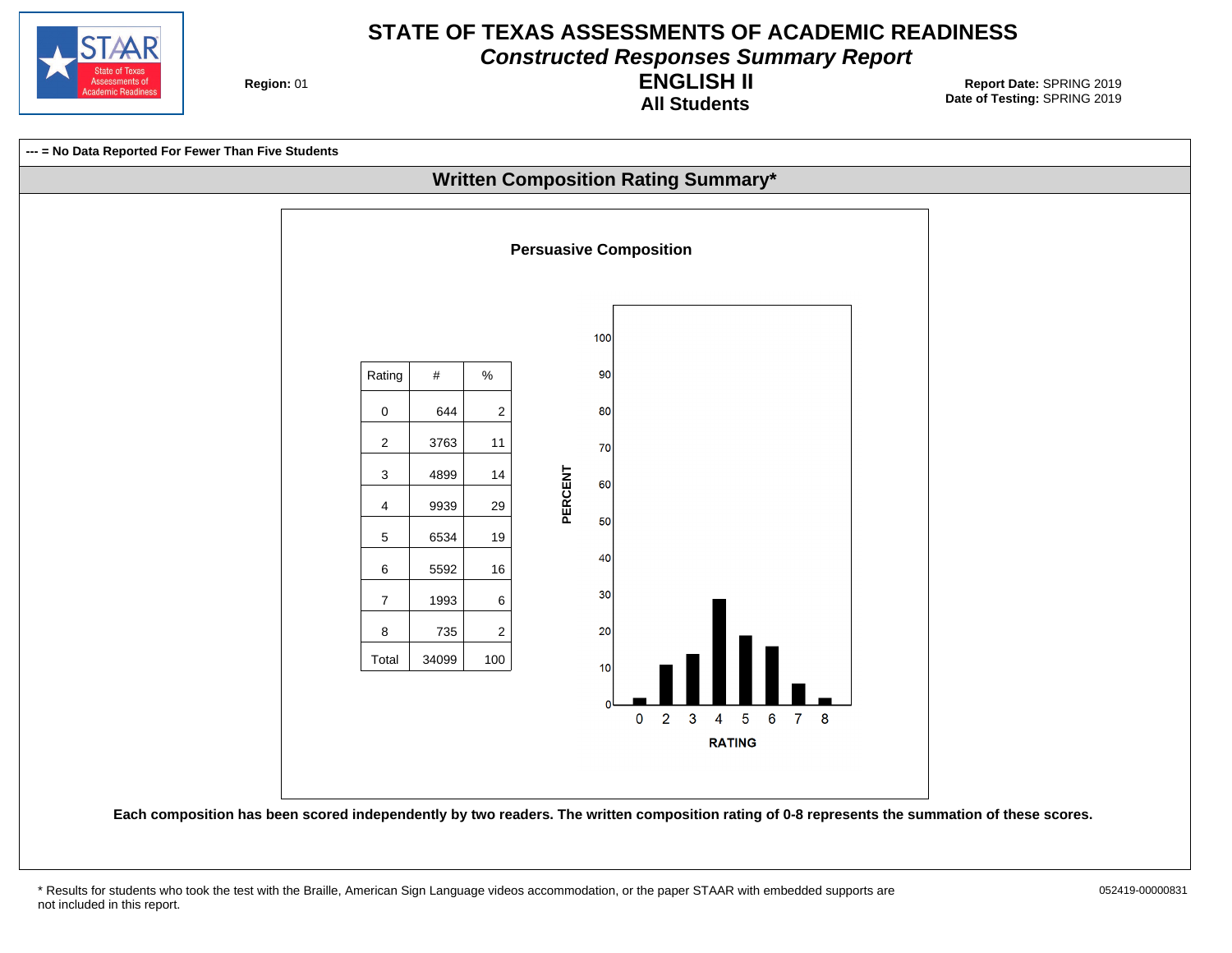# STATE OF TEXAS ASSESSMENTS OF ACADEMIC READINESS

## *Constructed Responses Summary Report*

## ENGLISH II

### All Students

**Region:** 01

**Report Date:** SPRING 2019
**Date of Testing:** SPRING 2019

**--- = No Data Reported For Fewer Than Five Students**

## Written Composition Rating Summary*

### Persuasive Composition

| Rating | # | % |
|---|---|---|
| 0 | 644 | 2 |
| 2 | 3763 | 11 |
| 3 | 4899 | 14 |
| 4 | 9939 | 29 |
| 5 | 6534 | 19 |
| 6 | 5592 | 16 |
| 7 | 1993 | 6 |
| 8 | 735 | 2 |
| Total | 34099 | 100 |

**Each composition has been scored independently by two readers. The written composition rating of 0-8 represents the summation of these scores.**

* Results for students who took the test with the Braille, American Sign Language videos accommodation, or the paper STAAR with embedded supports are not included in this report.

052419-00000831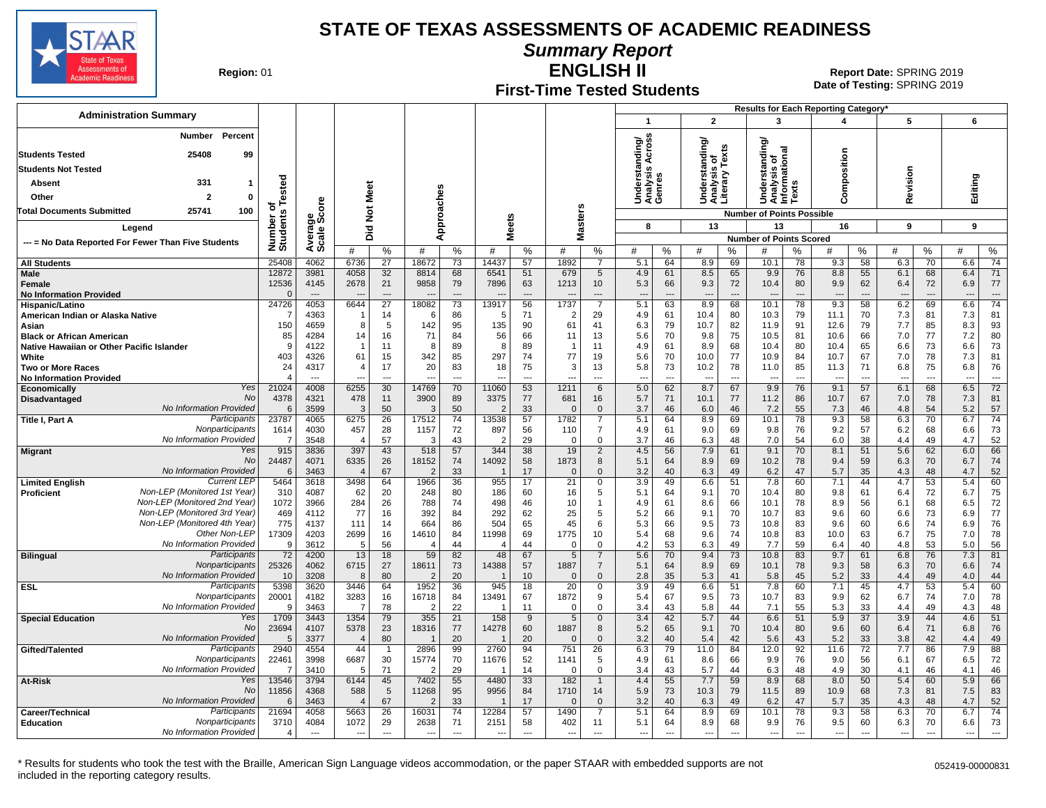# STATE OF TEXAS ASSESSMENTS OF ACADEMIC READINESS

## Summary Report

## ENGLISH II

## First-Time Tested Students

**Region:** 01

**Report Date:** SPRING 2019
**Date of Testing:** SPRING 2019

| Administration Summary | Number | Percent |
|---|---|---|
| Students Tested | 25408 | 99 |
| Students Not Tested | | |
| Absent | 331 | 1 |
| Other | 2 | 0 |
| Total Documents Submitted | 25741 | 100 |

Legend: --- = No Data Reported For Fewer Than Five Students

Results for Each Reporting Category*: 1 = Understanding/Analysis Across Genres (8 points possible); 2 = Understanding/Analysis of Literary Texts (13); 3 = Understanding/Analysis of Informational Texts (13); 4 = Composition (16); 5 = Revision (9); 6 = Editing (9)

| Group | | Number of Students Tested | Average Scale Score | Did Not Meet # | Did Not Meet % | Approaches # | Approaches % | Meets # | Meets % | Masters # | Masters % | Cat 1 # | Cat 1 % | Cat 2 # | Cat 2 % | Cat 3 # | Cat 3 % | Cat 4 # | Cat 4 % | Cat 5 # | Cat 5 % | Cat 6 # | Cat 6 % |
|---|---|---|---|---|---|---|---|---|---|---|---|---|---|---|---|---|---|---|---|---|---|---|---|
| All Students | | 25408 | 4062 | 6736 | 27 | 18672 | 73 | 14437 | 57 | 1892 | 7 | 5.1 | 64 | 8.9 | 69 | 10.1 | 78 | 9.3 | 58 | 6.3 | 70 | 6.6 | 74 |
| Male | | 12872 | 3981 | 4058 | 32 | 8814 | 68 | 6541 | 51 | 679 | 5 | 4.9 | 61 | 8.5 | 65 | 9.9 | 76 | 8.8 | 55 | 6.1 | 68 | 6.4 | 71 |
| Female | | 12536 | 4145 | 2678 | 21 | 9858 | 79 | 7896 | 63 | 1213 | 10 | 5.3 | 66 | 9.3 | 72 | 10.4 | 80 | 9.9 | 62 | 6.4 | 72 | 6.9 | 77 |
| No Information Provided | | 0 | --- | --- | --- | --- | --- | --- | --- | --- | --- | --- | --- | --- | --- | --- | --- | --- | --- | --- | --- | --- | --- |
| Hispanic/Latino | | 24726 | 4053 | 6644 | 27 | 18082 | 73 | 13917 | 56 | 1737 | 7 | 5.1 | 63 | 8.9 | 68 | 10.1 | 78 | 9.3 | 58 | 6.2 | 69 | 6.6 | 74 |
| American Indian or Alaska Native | | 7 | 4363 | 1 | 14 | 6 | 86 | 5 | 71 | 2 | 29 | 4.9 | 61 | 10.4 | 80 | 10.3 | 79 | 11.1 | 70 | 7.3 | 81 | 7.3 | 81 |
| Asian | | 150 | 4659 | 8 | 5 | 142 | 95 | 135 | 90 | 61 | 41 | 6.3 | 79 | 10.7 | 82 | 11.9 | 91 | 12.6 | 79 | 7.7 | 85 | 8.3 | 93 |
| Black or African American | | 85 | 4284 | 14 | 16 | 71 | 84 | 56 | 66 | 11 | 13 | 5.6 | 70 | 9.8 | 75 | 10.5 | 81 | 10.6 | 66 | 7.0 | 77 | 7.2 | 80 |
| Native Hawaiian or Other Pacific Islander | | 9 | 4122 | 1 | 11 | 8 | 89 | 8 | 89 | 1 | 11 | 4.9 | 61 | 8.9 | 68 | 10.4 | 80 | 10.4 | 65 | 6.6 | 73 | 6.6 | 73 |
| White | | 403 | 4326 | 61 | 15 | 342 | 85 | 297 | 74 | 77 | 19 | 5.6 | 70 | 10.0 | 77 | 10.9 | 84 | 10.7 | 67 | 7.0 | 78 | 7.3 | 81 |
| Two or More Races | | 24 | 4317 | 4 | 17 | 20 | 83 | 18 | 75 | 3 | 13 | 5.8 | 73 | 10.2 | 78 | 11.0 | 85 | 11.3 | 71 | 6.8 | 75 | 6.8 | 76 |
| No Information Provided | | 4 | --- | --- | --- | --- | --- | --- | --- | --- | --- | --- | --- | --- | --- | --- | --- | --- | --- | --- | --- | --- | --- |
| Economically Disadvantaged | Yes | 21024 | 4008 | 6255 | 30 | 14769 | 70 | 11060 | 53 | 1211 | 6 | 5.0 | 62 | 8.7 | 67 | 9.9 | 76 | 9.1 | 57 | 6.1 | 68 | 6.5 | 72 |
| | No | 4378 | 4321 | 478 | 11 | 3900 | 89 | 3375 | 77 | 681 | 16 | 5.7 | 71 | 10.1 | 77 | 11.2 | 86 | 10.7 | 67 | 7.0 | 78 | 7.3 | 81 |
| | No Information Provided | 6 | 3599 | 3 | 50 | 3 | 50 | 2 | 33 | 0 | 0 | 3.7 | 46 | 6.0 | 46 | 7.2 | 55 | 7.3 | 46 | 4.8 | 54 | 5.2 | 57 |
| Title I, Part A | Participants | 23787 | 4065 | 6275 | 26 | 17512 | 74 | 13538 | 57 | 1782 | 7 | 5.1 | 64 | 8.9 | 69 | 10.1 | 78 | 9.3 | 58 | 6.3 | 70 | 6.7 | 74 |
| | Nonparticipants | 1614 | 4030 | 457 | 28 | 1157 | 72 | 897 | 56 | 110 | 7 | 4.9 | 61 | 9.0 | 69 | 9.8 | 76 | 9.2 | 57 | 6.2 | 68 | 6.6 | 73 |
| | No Information Provided | 7 | 3548 | 4 | 57 | 3 | 43 | 2 | 29 | 0 | 0 | 3.7 | 46 | 6.3 | 48 | 7.0 | 54 | 6.0 | 38 | 4.4 | 49 | 4.7 | 52 |
| Migrant | Yes | 915 | 3836 | 397 | 43 | 518 | 57 | 344 | 38 | 19 | 2 | 4.5 | 56 | 7.9 | 61 | 9.1 | 70 | 8.1 | 51 | 5.6 | 62 | 6.0 | 66 |
| | No | 24487 | 4071 | 6335 | 26 | 18152 | 74 | 14092 | 58 | 1873 | 8 | 5.1 | 64 | 8.9 | 69 | 10.2 | 78 | 9.4 | 59 | 6.3 | 70 | 6.7 | 74 |
| | No Information Provided | 6 | 3463 | 4 | 67 | 2 | 33 | 1 | 17 | 0 | 0 | 3.2 | 40 | 6.3 | 49 | 6.2 | 47 | 5.7 | 35 | 4.3 | 48 | 4.7 | 52 |
| Limited English Proficient | Current LEP | 5464 | 3618 | 3498 | 64 | 1966 | 36 | 955 | 17 | 21 | 0 | 3.9 | 49 | 6.6 | 51 | 7.8 | 60 | 7.1 | 44 | 4.7 | 53 | 5.4 | 60 |
| | Non-LEP (Monitored 1st Year) | 310 | 4087 | 62 | 20 | 248 | 80 | 186 | 60 | 16 | 5 | 5.1 | 64 | 9.1 | 70 | 10.4 | 80 | 9.8 | 61 | 6.4 | 72 | 6.7 | 75 |
| | Non-LEP (Monitored 2nd Year) | 1072 | 3966 | 284 | 26 | 788 | 74 | 498 | 46 | 10 | 1 | 4.9 | 61 | 8.6 | 66 | 10.1 | 78 | 8.9 | 56 | 6.1 | 68 | 6.5 | 72 |
| | Non-LEP (Monitored 3rd Year) | 469 | 4112 | 77 | 16 | 392 | 84 | 292 | 62 | 25 | 5 | 5.2 | 66 | 9.1 | 70 | 10.7 | 83 | 9.6 | 60 | 6.6 | 73 | 6.9 | 77 |
| | Non-LEP (Monitored 4th Year) | 775 | 4137 | 111 | 14 | 664 | 86 | 504 | 65 | 45 | 6 | 5.3 | 66 | 9.5 | 73 | 10.8 | 83 | 9.6 | 60 | 6.6 | 74 | 6.9 | 76 |
| | Other Non-LEP | 17309 | 4203 | 2699 | 16 | 14610 | 84 | 11998 | 69 | 1775 | 10 | 5.4 | 68 | 9.6 | 74 | 10.8 | 83 | 10.0 | 63 | 6.7 | 75 | 7.0 | 78 |
| | No Information Provided | 9 | 3612 | 5 | 56 | 4 | 44 | 4 | 44 | 0 | 0 | 4.2 | 53 | 6.3 | 49 | 7.7 | 59 | 6.4 | 40 | 4.8 | 53 | 5.0 | 56 |
| Bilingual | Participants | 72 | 4200 | 13 | 18 | 59 | 82 | 48 | 67 | 5 | 7 | 5.6 | 70 | 9.4 | 73 | 10.8 | 83 | 9.7 | 61 | 6.8 | 76 | 7.3 | 81 |
| | Nonparticipants | 25326 | 4062 | 6715 | 27 | 18611 | 73 | 14388 | 57 | 1887 | 7 | 5.1 | 64 | 8.9 | 69 | 10.1 | 78 | 9.3 | 58 | 6.3 | 70 | 6.6 | 74 |
| | No Information Provided | 10 | 3208 | 8 | 80 | 2 | 20 | 1 | 10 | 0 | 0 | 2.8 | 35 | 5.3 | 41 | 5.8 | 45 | 5.2 | 33 | 4.4 | 49 | 4.0 | 44 |
| ESL | Participants | 5398 | 3620 | 3446 | 64 | 1952 | 36 | 945 | 18 | 20 | 0 | 3.9 | 49 | 6.6 | 51 | 7.8 | 60 | 7.1 | 45 | 4.7 | 53 | 5.4 | 60 |
| | Nonparticipants | 20001 | 4182 | 3283 | 16 | 16718 | 84 | 13491 | 67 | 1872 | 9 | 5.4 | 67 | 9.5 | 73 | 10.7 | 83 | 9.9 | 62 | 6.7 | 74 | 7.0 | 78 |
| | No Information Provided | 9 | 3463 | 7 | 78 | 2 | 22 | 1 | 11 | 0 | 0 | 3.4 | 43 | 5.8 | 44 | 7.1 | 55 | 5.3 | 33 | 4.4 | 49 | 4.3 | 48 |
| Special Education | Yes | 1709 | 3443 | 1354 | 79 | 355 | 21 | 158 | 9 | 5 | 0 | 3.4 | 42 | 5.7 | 44 | 6.6 | 51 | 5.9 | 37 | 3.9 | 44 | 4.6 | 51 |
| | No | 23694 | 4107 | 5378 | 23 | 18316 | 77 | 14278 | 60 | 1887 | 8 | 5.2 | 65 | 9.1 | 70 | 10.4 | 80 | 9.6 | 60 | 6.4 | 71 | 6.8 | 76 |
| | No Information Provided | 5 | 3377 | 4 | 80 | 1 | 20 | 1 | 20 | 0 | 0 | 3.2 | 40 | 5.4 | 42 | 5.6 | 43 | 5.2 | 33 | 3.8 | 42 | 4.4 | 49 |
| Gifted/Talented | Participants | 2940 | 4554 | 44 | 1 | 2896 | 99 | 2760 | 94 | 751 | 26 | 6.3 | 79 | 11.0 | 84 | 12.0 | 92 | 11.6 | 72 | 7.7 | 86 | 7.9 | 88 |
| | Nonparticipants | 22461 | 3998 | 6687 | 30 | 15774 | 70 | 11676 | 52 | 1141 | 5 | 4.9 | 61 | 8.6 | 66 | 9.9 | 76 | 9.0 | 56 | 6.1 | 67 | 6.5 | 72 |
| | No Information Provided | 7 | 3410 | 5 | 71 | 2 | 29 | 1 | 14 | 0 | 0 | 3.4 | 43 | 5.7 | 44 | 6.3 | 48 | 4.9 | 30 | 4.1 | 46 | 4.1 | 46 |
| At-Risk | Yes | 13546 | 3794 | 6144 | 45 | 7402 | 55 | 4480 | 33 | 182 | 1 | 4.4 | 55 | 7.7 | 59 | 8.9 | 68 | 8.0 | 50 | 5.4 | 60 | 5.9 | 66 |
| | No | 11856 | 4368 | 588 | 5 | 11268 | 95 | 9956 | 84 | 1710 | 14 | 5.9 | 73 | 10.3 | 79 | 11.5 | 89 | 10.9 | 68 | 7.3 | 81 | 7.5 | 83 |
| | No Information Provided | 6 | 3463 | 4 | 67 | 2 | 33 | 1 | 17 | 0 | 0 | 3.2 | 40 | 6.3 | 49 | 6.2 | 47 | 5.7 | 35 | 4.3 | 48 | 4.7 | 52 |
| Career/Technical Education | Participants | 21694 | 4058 | 5663 | 26 | 16031 | 74 | 12284 | 57 | 1490 | 7 | 5.1 | 64 | 8.9 | 69 | 10.1 | 78 | 9.3 | 58 | 6.3 | 70 | 6.7 | 74 |
| | Nonparticipants | 3710 | 4084 | 1072 | 29 | 2638 | 71 | 2151 | 58 | 402 | 11 | 5.1 | 64 | 8.9 | 68 | 9.9 | 76 | 9.5 | 60 | 6.3 | 70 | 6.6 | 73 |
| | No Information Provided | 4 | --- | --- | --- | --- | --- | --- | --- | --- | --- | --- | --- | --- | --- | --- | --- | --- | --- | --- | --- | --- | --- |

\* Results for students who took the test with the Braille, American Sign Language videos accommodation, or the paper STAAR with embedded supports are not included in the reporting category results.

052419-00000831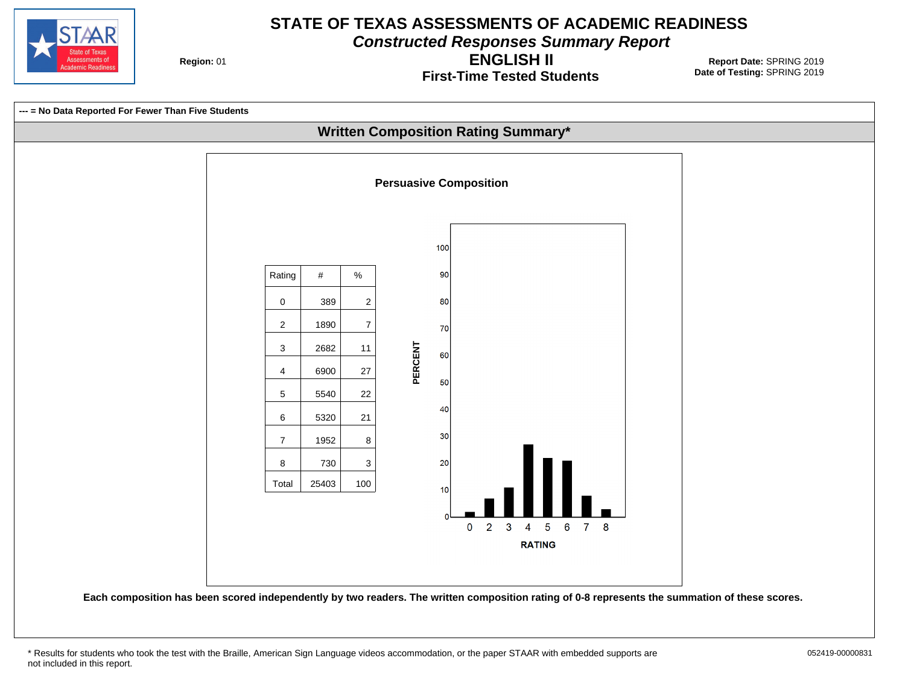# STATE OF TEXAS ASSESSMENTS OF ACADEMIC READINESS

## *Constructed Responses Summary Report*

## ENGLISH II

### First-Time Tested Students

**Region:** 01

**Report Date:** SPRING 2019
**Date of Testing:** SPRING 2019

**--- = No Data Reported For Fewer Than Five Students**

## Written Composition Rating Summary*

### Persuasive Composition

| Rating | # | % |
|---|---|---|
| 0 | 389 | 2 |
| 2 | 1890 | 7 |
| 3 | 2682 | 11 |
| 4 | 6900 | 27 |
| 5 | 5540 | 22 |
| 6 | 5320 | 21 |
| 7 | 1952 | 8 |
| 8 | 730 | 3 |
| Total | 25403 | 100 |

**Each composition has been scored independently by two readers. The written composition rating of 0-8 represents the summation of these scores.**

* Results for students who took the test with the Braille, American Sign Language videos accommodation, or the paper STAAR with embedded supports are not included in this report.

052419-00000831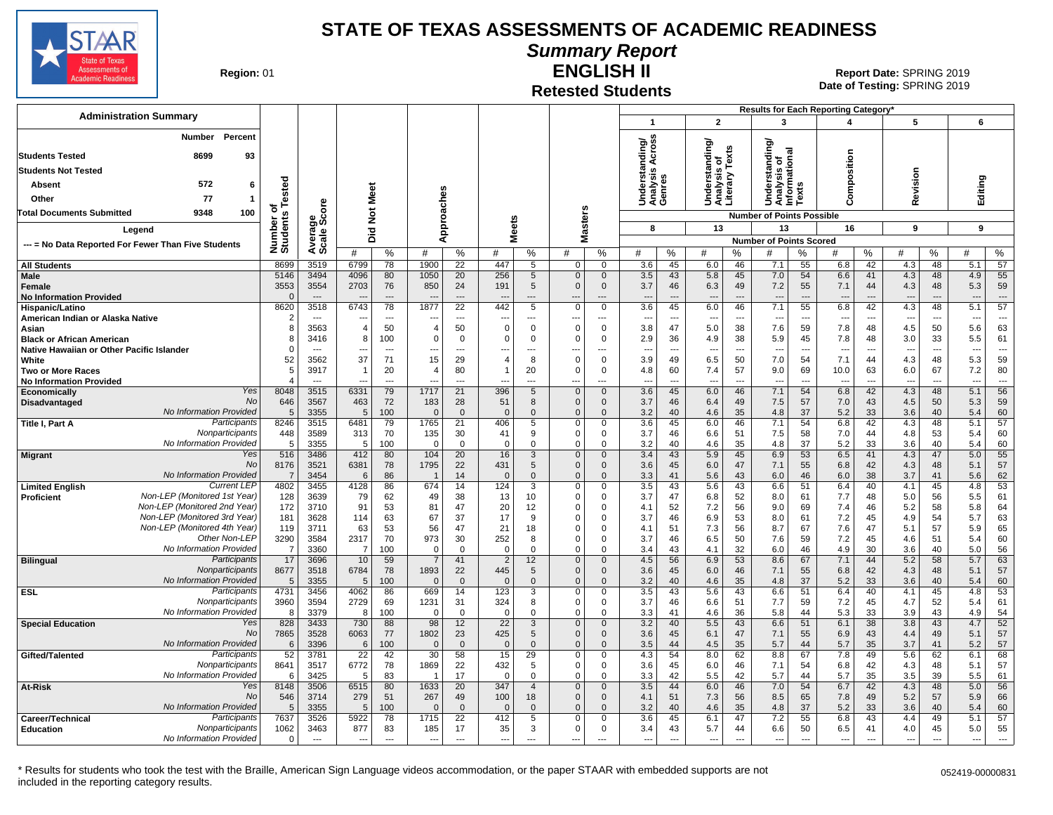# STATE OF TEXAS ASSESSMENTS OF ACADEMIC READINESS

## Summary Report

## ENGLISH II

## Retested Students

**Region:** 01

**Report Date:** SPRING 2019
**Date of Testing:** SPRING 2019

### Administration Summary

| | Number | Percent |
|---|---|---|
| Students Tested | 8699 | 93 |
| Students Not Tested | | |
| Absent | 572 | 6 |
| Other | 77 | 1 |
| Total Documents Submitted | 9348 | 100 |

Legend

--- = No Data Reported For Fewer Than Five Students

Results for Each Reporting Category*: 1 = Understanding/Analysis Across Genres (8 points possible); 2 = Understanding/Analysis of Literary Texts (13); 3 = Understanding/Analysis of Informational Texts (13); 4 = Composition (16); 5 = Revision (9); 6 = Editing (9). Values are Number of Points Scored (#) and %.

| Group | | Number of Students Tested | Average Scale Score | Did Not Meet # | Did Not Meet % | Approaches # | Approaches % | Meets # | Meets % | Masters # | Masters % | 1 # | 1 % | 2 # | 2 % | 3 # | 3 % | 4 # | 4 % | 5 # | 5 % | 6 # | 6 % |
|---|---|---|---|---|---|---|---|---|---|---|---|---|---|---|---|---|---|---|---|---|---|---|---|
| All Students | | 8699 | 3519 | 6799 | 78 | 1900 | 22 | 447 | 5 | 0 | 0 | 3.6 | 45 | 6.0 | 46 | 7.1 | 55 | 6.8 | 42 | 4.3 | 48 | 5.1 | 57 |
| Male | | 5146 | 3494 | 4096 | 80 | 1050 | 20 | 256 | 5 | 0 | 0 | 3.5 | 43 | 5.8 | 45 | 7.0 | 54 | 6.6 | 41 | 4.3 | 48 | 4.9 | 55 |
| Female | | 3553 | 3554 | 2703 | 76 | 850 | 24 | 191 | 5 | 0 | 0 | 3.7 | 46 | 6.3 | 49 | 7.2 | 55 | 7.1 | 44 | 4.3 | 48 | 5.3 | 59 |
| No Information Provided | | 0 | --- | --- | --- | --- | --- | --- | --- | --- | --- | --- | --- | --- | --- | --- | --- | --- | --- | --- | --- | --- | --- |
| Hispanic/Latino | | 8620 | 3518 | 6743 | 78 | 1877 | 22 | 442 | 5 | 0 | 0 | 3.6 | 45 | 6.0 | 46 | 7.1 | 55 | 6.8 | 42 | 4.3 | 48 | 5.1 | 57 |
| American Indian or Alaska Native | | 2 | --- | --- | --- | --- | --- | --- | --- | --- | --- | --- | --- | --- | --- | --- | --- | --- | --- | --- | --- | --- | --- |
| Asian | | 8 | 3563 | 4 | 50 | 4 | 50 | 0 | 0 | 0 | 0 | 3.8 | 47 | 5.0 | 38 | 7.6 | 59 | 7.8 | 48 | 4.5 | 50 | 5.6 | 63 |
| Black or African American | | 8 | 3416 | 8 | 100 | 0 | 0 | 0 | 0 | 0 | 0 | 2.9 | 36 | 4.9 | 38 | 5.9 | 45 | 7.8 | 48 | 3.0 | 33 | 5.5 | 61 |
| Native Hawaiian or Other Pacific Islander | | 0 | --- | --- | --- | --- | --- | --- | --- | --- | --- | --- | --- | --- | --- | --- | --- | --- | --- | --- | --- | --- | --- |
| White | | 52 | 3562 | 37 | 71 | 15 | 29 | 4 | 8 | 0 | 0 | 3.9 | 49 | 6.5 | 50 | 7.0 | 54 | 7.1 | 44 | 4.3 | 48 | 5.3 | 59 |
| Two or More Races | | 5 | 3917 | 1 | 20 | 4 | 80 | 1 | 20 | 0 | 0 | 4.8 | 60 | 7.4 | 57 | 9.0 | 69 | 10.0 | 63 | 6.0 | 67 | 7.2 | 80 |
| No Information Provided | | 4 | --- | --- | --- | --- | --- | --- | --- | --- | --- | --- | --- | --- | --- | --- | --- | --- | --- | --- | --- | --- | --- |
| Economically Disadvantaged | Yes | 8048 | 3515 | 6331 | 79 | 1717 | 21 | 396 | 5 | 0 | 0 | 3.6 | 45 | 6.0 | 46 | 7.1 | 54 | 6.8 | 42 | 4.3 | 48 | 5.1 | 56 |
| | No | 646 | 3567 | 463 | 72 | 183 | 28 | 51 | 8 | 0 | 0 | 3.7 | 46 | 6.4 | 49 | 7.5 | 57 | 7.0 | 43 | 4.5 | 50 | 5.3 | 59 |
| | No Information Provided | 5 | 3355 | 5 | 100 | 0 | 0 | 0 | 0 | 0 | 0 | 3.2 | 40 | 4.6 | 35 | 4.8 | 37 | 5.2 | 33 | 3.6 | 40 | 5.4 | 60 |
| Title I, Part A | Participants | 8246 | 3515 | 6481 | 79 | 1765 | 21 | 406 | 5 | 0 | 0 | 3.6 | 45 | 6.0 | 46 | 7.1 | 54 | 6.8 | 42 | 4.3 | 48 | 5.1 | 57 |
| | Nonparticipants | 448 | 3589 | 313 | 70 | 135 | 30 | 41 | 9 | 0 | 0 | 3.7 | 46 | 6.6 | 51 | 7.5 | 58 | 7.0 | 44 | 4.8 | 53 | 5.4 | 60 |
| | No Information Provided | 5 | 3355 | 5 | 100 | 0 | 0 | 0 | 0 | 0 | 0 | 3.2 | 40 | 4.6 | 35 | 4.8 | 37 | 5.2 | 33 | 3.6 | 40 | 5.4 | 60 |
| Migrant | Yes | 516 | 3486 | 412 | 80 | 104 | 20 | 16 | 3 | 0 | 0 | 3.4 | 43 | 5.9 | 45 | 6.9 | 53 | 6.5 | 41 | 4.3 | 47 | 5.0 | 55 |
| | No | 8176 | 3521 | 6381 | 78 | 1795 | 22 | 431 | 5 | 0 | 0 | 3.6 | 45 | 6.0 | 47 | 7.1 | 55 | 6.8 | 42 | 4.3 | 48 | 5.1 | 57 |
| | No Information Provided | 7 | 3454 | 6 | 86 | 1 | 14 | 0 | 0 | 0 | 0 | 3.3 | 41 | 5.6 | 43 | 6.0 | 46 | 6.0 | 38 | 3.7 | 41 | 5.6 | 62 |
| Limited English Proficient | Current LEP | 4802 | 3455 | 4128 | 86 | 674 | 14 | 124 | 3 | 0 | 0 | 3.5 | 43 | 5.6 | 43 | 6.6 | 51 | 6.4 | 40 | 4.1 | 45 | 4.8 | 53 |
| | Non-LEP (Monitored 1st Year) | 128 | 3639 | 79 | 62 | 49 | 38 | 13 | 10 | 0 | 0 | 3.7 | 47 | 6.8 | 52 | 8.0 | 61 | 7.7 | 48 | 5.0 | 56 | 5.5 | 61 |
| | Non-LEP (Monitored 2nd Year) | 172 | 3710 | 91 | 53 | 81 | 47 | 20 | 12 | 0 | 0 | 4.1 | 52 | 7.2 | 56 | 9.0 | 69 | 7.4 | 46 | 5.2 | 58 | 5.8 | 64 |
| | Non-LEP (Monitored 3rd Year) | 181 | 3628 | 114 | 63 | 67 | 37 | 17 | 9 | 0 | 0 | 3.7 | 46 | 6.9 | 53 | 8.0 | 61 | 7.2 | 45 | 4.9 | 54 | 5.7 | 63 |
| | Non-LEP (Monitored 4th Year) | 119 | 3711 | 63 | 53 | 56 | 47 | 21 | 18 | 0 | 0 | 4.1 | 51 | 7.3 | 56 | 8.7 | 67 | 7.6 | 47 | 5.1 | 57 | 5.9 | 65 |
| | Other Non-LEP | 3290 | 3584 | 2317 | 70 | 973 | 30 | 252 | 8 | 0 | 0 | 3.7 | 46 | 6.5 | 50 | 7.6 | 59 | 7.2 | 45 | 4.6 | 51 | 5.4 | 60 |
| | No Information Provided | 7 | 3360 | 7 | 100 | 0 | 0 | 0 | 0 | 0 | 0 | 3.4 | 43 | 4.1 | 32 | 6.0 | 46 | 4.9 | 30 | 3.6 | 40 | 5.0 | 56 |
| Bilingual | Participants | 17 | 3696 | 10 | 59 | 7 | 41 | 2 | 12 | 0 | 0 | 4.5 | 56 | 6.9 | 53 | 8.6 | 67 | 7.1 | 44 | 5.2 | 58 | 5.7 | 63 |
| | Nonparticipants | 8677 | 3518 | 6784 | 78 | 1893 | 22 | 445 | 5 | 0 | 0 | 3.6 | 45 | 6.0 | 46 | 7.1 | 55 | 6.8 | 42 | 4.3 | 48 | 5.1 | 57 |
| | No Information Provided | 5 | 3355 | 5 | 100 | 0 | 0 | 0 | 0 | 0 | 0 | 3.2 | 40 | 4.6 | 35 | 4.8 | 37 | 5.2 | 33 | 3.6 | 40 | 5.4 | 60 |
| ESL | Participants | 4731 | 3456 | 4062 | 86 | 669 | 14 | 123 | 3 | 0 | 0 | 3.5 | 43 | 5.6 | 43 | 6.6 | 51 | 6.4 | 40 | 4.1 | 45 | 4.8 | 53 |
| | Nonparticipants | 3960 | 3594 | 2729 | 69 | 1231 | 31 | 324 | 8 | 0 | 0 | 3.7 | 46 | 6.6 | 51 | 7.7 | 59 | 7.2 | 45 | 4.7 | 52 | 5.4 | 61 |
| | No Information Provided | 8 | 3379 | 8 | 100 | 0 | 0 | 0 | 0 | 0 | 0 | 3.3 | 41 | 4.6 | 36 | 5.8 | 44 | 5.3 | 33 | 3.9 | 43 | 4.9 | 54 |
| Special Education | Yes | 828 | 3433 | 730 | 88 | 98 | 12 | 22 | 3 | 0 | 0 | 3.2 | 40 | 5.5 | 43 | 6.6 | 51 | 6.1 | 38 | 3.8 | 43 | 4.7 | 52 |
| | No | 7865 | 3528 | 6063 | 77 | 1802 | 23 | 425 | 5 | 0 | 0 | 3.6 | 45 | 6.1 | 47 | 7.1 | 55 | 6.9 | 43 | 4.4 | 49 | 5.1 | 57 |
| | No Information Provided | 6 | 3396 | 6 | 100 | 0 | 0 | 0 | 0 | 0 | 0 | 3.5 | 44 | 4.5 | 35 | 5.7 | 44 | 5.7 | 35 | 3.7 | 41 | 5.2 | 57 |
| Gifted/Talented | Participants | 52 | 3781 | 22 | 42 | 30 | 58 | 15 | 29 | 0 | 0 | 4.3 | 54 | 8.0 | 62 | 8.8 | 67 | 7.8 | 49 | 5.6 | 62 | 6.1 | 68 |
| | Nonparticipants | 8641 | 3517 | 6772 | 78 | 1869 | 22 | 432 | 5 | 0 | 0 | 3.6 | 45 | 6.0 | 46 | 7.1 | 54 | 6.8 | 42 | 4.3 | 48 | 5.1 | 57 |
| | No Information Provided | 6 | 3425 | 5 | 83 | 1 | 17 | 0 | 0 | 0 | 0 | 3.3 | 42 | 5.5 | 42 | 5.7 | 44 | 5.7 | 35 | 3.5 | 39 | 5.5 | 61 |
| At-Risk | Yes | 8148 | 3506 | 6515 | 80 | 1633 | 20 | 347 | 4 | 0 | 0 | 3.5 | 44 | 6.0 | 46 | 7.0 | 54 | 6.7 | 42 | 4.3 | 48 | 5.0 | 56 |
| | No | 546 | 3714 | 279 | 51 | 267 | 49 | 100 | 18 | 0 | 0 | 4.1 | 51 | 7.3 | 56 | 8.5 | 65 | 7.8 | 49 | 5.2 | 57 | 5.9 | 66 |
| | No Information Provided | 5 | 3355 | 5 | 100 | 0 | 0 | 0 | 0 | 0 | 0 | 3.2 | 40 | 4.6 | 35 | 4.8 | 37 | 5.2 | 33 | 3.6 | 40 | 5.4 | 60 |
| Career/Technical Education | Participants | 7637 | 3526 | 5922 | 78 | 1715 | 22 | 412 | 5 | 0 | 0 | 3.6 | 45 | 6.1 | 47 | 7.2 | 55 | 6.8 | 43 | 4.4 | 49 | 5.1 | 57 |
| | Nonparticipants | 1062 | 3463 | 877 | 83 | 185 | 17 | 35 | 3 | 0 | 0 | 3.4 | 43 | 5.7 | 44 | 6.6 | 50 | 6.5 | 41 | 4.0 | 45 | 5.0 | 55 |
| | No Information Provided | 0 | --- | --- | --- | --- | --- | --- | --- | --- | --- | --- | --- | --- | --- | --- | --- | --- | --- | --- | --- | --- | --- |

\* Results for students who took the test with the Braille, American Sign Language videos accommodation, or the paper STAAR with embedded supports are not included in the reporting category results.

052419-00000831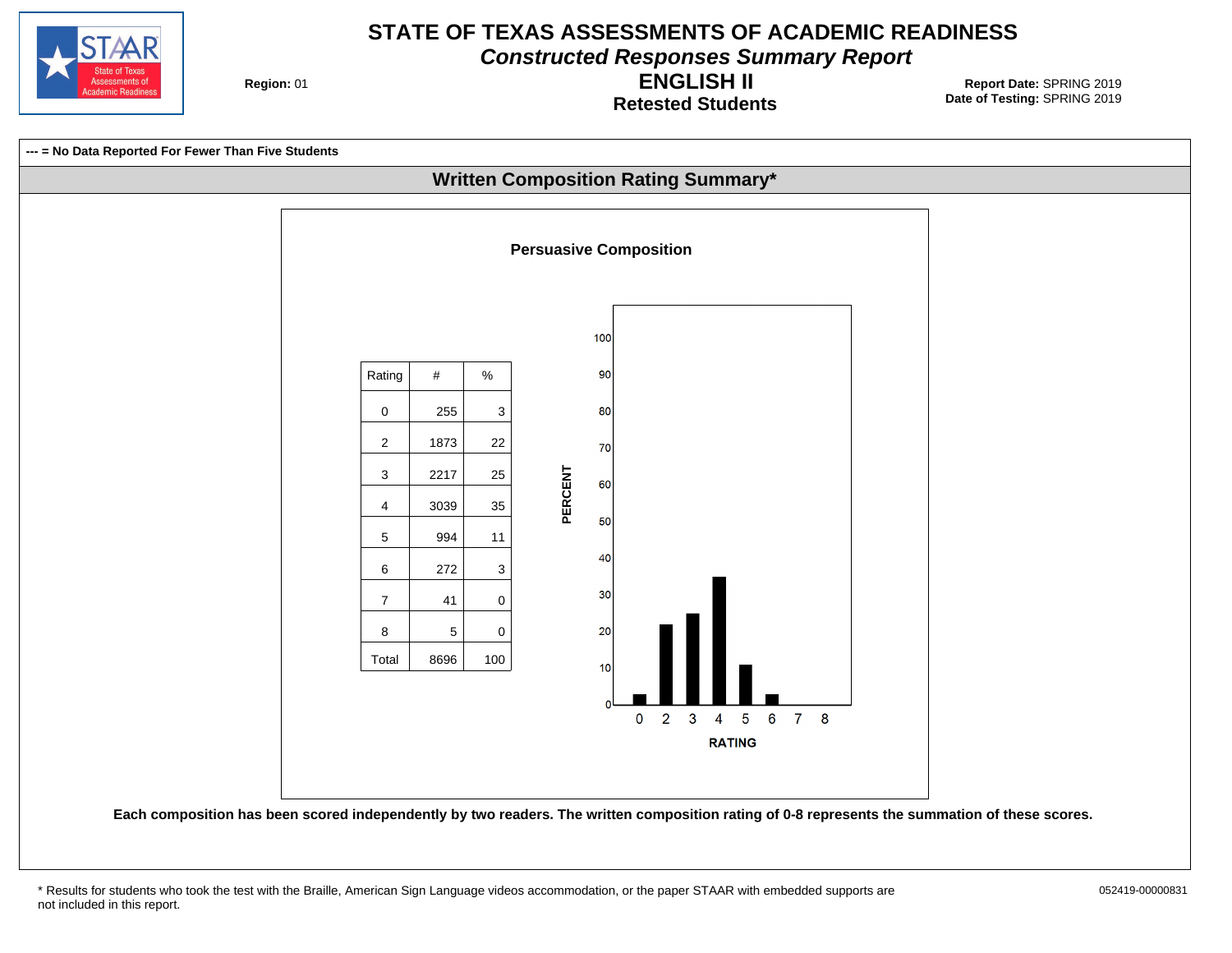# STATE OF TEXAS ASSESSMENTS OF ACADEMIC READINESS

***Constructed Responses Summary Report***

## ENGLISH II

### Retested Students

**Region:** 01

**Report Date:** SPRING 2019
**Date of Testing:** SPRING 2019

**--- = No Data Reported For Fewer Than Five Students**

## Written Composition Rating Summary*

### Persuasive Composition

| Rating | # | % |
|---|---|---|
| 0 | 255 | 3 |
| 2 | 1873 | 22 |
| 3 | 2217 | 25 |
| 4 | 3039 | 35 |
| 5 | 994 | 11 |
| 6 | 272 | 3 |
| 7 | 41 | 0 |
| 8 | 5 | 0 |
| Total | 8696 | 100 |

**Each composition has been scored independently by two readers. The written composition rating of 0-8 represents the summation of these scores.**

\* Results for students who took the test with the Braille, American Sign Language videos accommodation, or the paper STAAR with embedded supports are not included in this report.

052419-00000831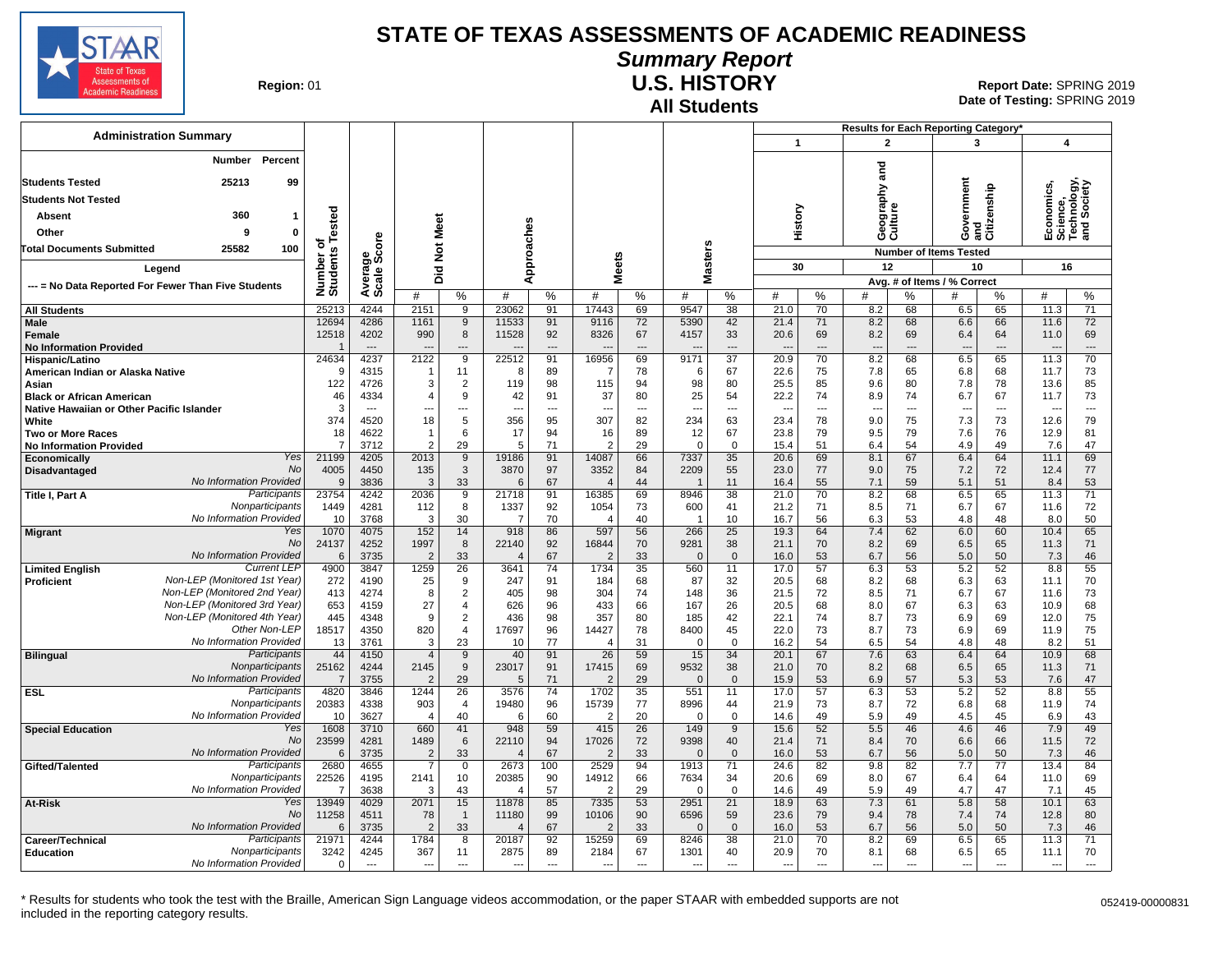# STATE OF TEXAS ASSESSMENTS OF ACADEMIC READINESS

## Summary Report

## U.S. HISTORY

### All Students

**Region:** 01

**Report Date:** SPRING 2019
**Date of Testing:** SPRING 2019

**Administration Summary**

| | Number | Percent |
|---|---|---|
| Students Tested | 25213 | 99 |
| Students Not Tested | | |
| Absent | 360 | 1 |
| Other | 9 | 0 |
| Total Documents Submitted | 25582 | 100 |

Legend: --- = No Data Reported For Fewer Than Five Students

Results for Each Reporting Category*: 1 = History (30 items); 2 = Geography and Culture (12 items); 3 = Government and Citizenship (10 items); 4 = Economics, Science, Technology, and Society (16 items). Avg. # of Items / % Correct.

| Group | | Number of Students Tested | Average Scale Score | Did Not Meet # | Did Not Meet % | Approaches # | Approaches % | Meets # | Meets % | Masters # | Masters % | History # | History % | Geography and Culture # | Geography and Culture % | Government and Citizenship # | Government and Citizenship % | Economics, Science, Technology, and Society # | Economics, Science, Technology, and Society % |
|---|---|---|---|---|---|---|---|---|---|---|---|---|---|---|---|---|---|---|---|
| All Students | | 25213 | 4244 | 2151 | 9 | 23062 | 91 | 17443 | 69 | 9547 | 38 | 21.0 | 70 | 8.2 | 68 | 6.5 | 65 | 11.3 | 71 |
| Male | | 12694 | 4286 | 1161 | 9 | 11533 | 91 | 9116 | 72 | 5390 | 42 | 21.4 | 71 | 8.2 | 68 | 6.6 | 66 | 11.6 | 72 |
| Female | | 12518 | 4202 | 990 | 8 | 11528 | 92 | 8326 | 67 | 4157 | 33 | 20.6 | 69 | 8.2 | 69 | 6.4 | 64 | 11.0 | 69 |
| No Information Provided | | 1 | --- | --- | --- | --- | --- | --- | --- | --- | --- | --- | --- | --- | --- | --- | --- | --- | --- |
| Hispanic/Latino | | 24634 | 4237 | 2122 | 9 | 22512 | 91 | 16956 | 69 | 9171 | 37 | 20.9 | 70 | 8.2 | 68 | 6.5 | 65 | 11.3 | 70 |
| American Indian or Alaska Native | | 9 | 4315 | 1 | 11 | 8 | 89 | 7 | 78 | 6 | 67 | 22.6 | 75 | 7.8 | 65 | 6.8 | 68 | 11.7 | 73 |
| Asian | | 122 | 4726 | 3 | 2 | 119 | 98 | 115 | 94 | 98 | 80 | 25.5 | 85 | 9.6 | 80 | 7.8 | 78 | 13.6 | 85 |
| Black or African American | | 46 | 4334 | 4 | 9 | 42 | 91 | 37 | 80 | 25 | 54 | 22.2 | 74 | 8.9 | 74 | 6.7 | 67 | 11.7 | 73 |
| Native Hawaiian or Other Pacific Islander | | 3 | --- | --- | --- | --- | --- | --- | --- | --- | --- | --- | --- | --- | --- | --- | --- | --- | --- |
| White | | 374 | 4520 | 18 | 5 | 356 | 95 | 307 | 82 | 234 | 63 | 23.4 | 78 | 9.0 | 75 | 7.3 | 73 | 12.6 | 79 |
| Two or More Races | | 18 | 4622 | 1 | 6 | 17 | 94 | 16 | 89 | 12 | 67 | 23.8 | 79 | 9.5 | 79 | 7.6 | 76 | 12.9 | 81 |
| No Information Provided | | 7 | 3712 | 2 | 29 | 5 | 71 | 2 | 29 | 0 | 0 | 15.4 | 51 | 6.4 | 54 | 4.9 | 49 | 7.6 | 47 |
| Economically Disadvantaged | Yes | 21199 | 4205 | 2013 | 9 | 19186 | 91 | 14087 | 66 | 7337 | 35 | 20.6 | 69 | 8.1 | 67 | 6.4 | 64 | 11.1 | 69 |
| | No | 4005 | 4450 | 135 | 3 | 3870 | 97 | 3352 | 84 | 2209 | 55 | 23.0 | 77 | 9.0 | 75 | 7.2 | 72 | 12.4 | 77 |
| | No Information Provided | 9 | 3836 | 3 | 33 | 6 | 67 | 4 | 44 | 1 | 11 | 16.4 | 55 | 7.1 | 59 | 5.1 | 51 | 8.4 | 53 |
| Title I, Part A | Participants | 23754 | 4242 | 2036 | 9 | 21718 | 91 | 16385 | 69 | 8946 | 38 | 21.0 | 70 | 8.2 | 68 | 6.5 | 65 | 11.3 | 71 |
| | Nonparticipants | 1449 | 4281 | 112 | 8 | 1337 | 92 | 1054 | 73 | 600 | 41 | 21.2 | 71 | 8.5 | 71 | 6.7 | 67 | 11.6 | 72 |
| | No Information Provided | 10 | 3768 | 3 | 30 | 7 | 70 | 4 | 40 | 1 | 10 | 16.7 | 56 | 6.3 | 53 | 4.8 | 48 | 8.0 | 50 |
| Migrant | Yes | 1070 | 4075 | 152 | 14 | 918 | 86 | 597 | 56 | 266 | 25 | 19.3 | 64 | 7.4 | 62 | 6.0 | 60 | 10.4 | 65 |
| | No | 24137 | 4252 | 1997 | 8 | 22140 | 92 | 16844 | 70 | 9281 | 38 | 21.1 | 70 | 8.2 | 69 | 6.5 | 65 | 11.3 | 71 |
| | No Information Provided | 6 | 3735 | 2 | 33 | 4 | 67 | 2 | 33 | 0 | 0 | 16.0 | 53 | 6.7 | 56 | 5.0 | 50 | 7.3 | 46 |
| Limited English Proficient | Current LEP | 4900 | 3847 | 1259 | 26 | 3641 | 74 | 1734 | 35 | 560 | 11 | 17.0 | 57 | 6.3 | 53 | 5.2 | 52 | 8.8 | 55 |
| | Non-LEP (Monitored 1st Year) | 272 | 4190 | 25 | 9 | 247 | 91 | 184 | 68 | 87 | 32 | 20.5 | 68 | 8.2 | 68 | 6.3 | 63 | 11.1 | 70 |
| | Non-LEP (Monitored 2nd Year) | 413 | 4274 | 8 | 2 | 405 | 98 | 304 | 74 | 148 | 36 | 21.5 | 72 | 8.5 | 71 | 6.7 | 67 | 11.6 | 73 |
| | Non-LEP (Monitored 3rd Year) | 653 | 4159 | 27 | 4 | 626 | 96 | 433 | 66 | 167 | 26 | 20.5 | 68 | 8.0 | 67 | 6.3 | 63 | 10.9 | 68 |
| | Non-LEP (Monitored 4th Year) | 445 | 4348 | 9 | 2 | 436 | 98 | 357 | 80 | 185 | 42 | 22.1 | 74 | 8.7 | 73 | 6.9 | 69 | 12.0 | 75 |
| | Other Non-LEP | 18517 | 4350 | 820 | 4 | 17697 | 96 | 14427 | 78 | 8400 | 45 | 22.0 | 73 | 8.7 | 73 | 6.9 | 69 | 11.9 | 75 |
| | No Information Provided | 13 | 3761 | 3 | 23 | 10 | 77 | 4 | 31 | 0 | 0 | 16.2 | 54 | 6.5 | 54 | 4.8 | 48 | 8.2 | 51 |
| Bilingual | Participants | 44 | 4150 | 4 | 9 | 40 | 91 | 26 | 59 | 15 | 34 | 20.1 | 67 | 7.6 | 63 | 6.4 | 64 | 10.9 | 68 |
| | Nonparticipants | 25162 | 4244 | 2145 | 9 | 23017 | 91 | 17415 | 69 | 9532 | 38 | 21.0 | 70 | 8.2 | 68 | 6.5 | 65 | 11.3 | 71 |
| | No Information Provided | 7 | 3755 | 2 | 29 | 5 | 71 | 2 | 29 | 0 | 0 | 15.9 | 53 | 6.9 | 57 | 5.3 | 53 | 7.6 | 47 |
| ESL | Participants | 4820 | 3846 | 1244 | 26 | 3576 | 74 | 1702 | 35 | 551 | 11 | 17.0 | 57 | 6.3 | 53 | 5.2 | 52 | 8.8 | 55 |
| | Nonparticipants | 20383 | 4338 | 903 | 4 | 19480 | 96 | 15739 | 77 | 8996 | 44 | 21.9 | 73 | 8.7 | 72 | 6.8 | 68 | 11.9 | 74 |
| | No Information Provided | 10 | 3627 | 4 | 40 | 6 | 60 | 2 | 20 | 0 | 0 | 14.6 | 49 | 5.9 | 49 | 4.5 | 45 | 6.9 | 43 |
| Special Education | Yes | 1608 | 3710 | 660 | 41 | 948 | 59 | 415 | 26 | 149 | 9 | 15.6 | 52 | 5.5 | 46 | 4.6 | 46 | 7.9 | 49 |
| | No | 23599 | 4281 | 1489 | 6 | 22110 | 94 | 17026 | 72 | 9398 | 40 | 21.4 | 71 | 8.4 | 70 | 6.6 | 66 | 11.5 | 72 |
| | No Information Provided | 6 | 3735 | 2 | 33 | 4 | 67 | 2 | 33 | 0 | 0 | 16.0 | 53 | 6.7 | 56 | 5.0 | 50 | 7.3 | 46 |
| Gifted/Talented | Participants | 2680 | 4655 | 7 | 0 | 2673 | 100 | 2529 | 94 | 1913 | 71 | 24.6 | 82 | 9.8 | 82 | 7.7 | 77 | 13.4 | 84 |
| | Nonparticipants | 22526 | 4195 | 2141 | 10 | 20385 | 90 | 14912 | 66 | 7634 | 34 | 20.6 | 69 | 8.0 | 67 | 6.4 | 64 | 11.0 | 69 |
| | No Information Provided | 7 | 3638 | 3 | 43 | 4 | 57 | 2 | 29 | 0 | 0 | 14.6 | 49 | 5.9 | 49 | 4.7 | 47 | 7.1 | 45 |
| At-Risk | Yes | 13949 | 4029 | 2071 | 15 | 11878 | 85 | 7335 | 53 | 2951 | 21 | 18.9 | 63 | 7.3 | 61 | 5.8 | 58 | 10.1 | 63 |
| | No | 11258 | 4511 | 78 | 1 | 11180 | 99 | 10106 | 90 | 6596 | 59 | 23.6 | 79 | 9.4 | 78 | 7.4 | 74 | 12.8 | 80 |
| | No Information Provided | 6 | 3735 | 2 | 33 | 4 | 67 | 2 | 33 | 0 | 0 | 16.0 | 53 | 6.7 | 56 | 5.0 | 50 | 7.3 | 46 |
| Career/Technical Education | Participants | 21971 | 4244 | 1784 | 8 | 20187 | 92 | 15259 | 69 | 8246 | 38 | 21.0 | 70 | 8.2 | 69 | 6.5 | 65 | 11.3 | 71 |
| | Nonparticipants | 3242 | 4245 | 367 | 11 | 2875 | 89 | 2184 | 67 | 1301 | 40 | 20.9 | 70 | 8.1 | 68 | 6.5 | 65 | 11.1 | 70 |
| | No Information Provided | 0 | --- | --- | --- | --- | --- | --- | --- | --- | --- | --- | --- | --- | --- | --- | --- | --- | --- |

\* Results for students who took the test with the Braille, American Sign Language videos accommodation, or the paper STAAR with embedded supports are not included in the reporting category results.

052419-00000831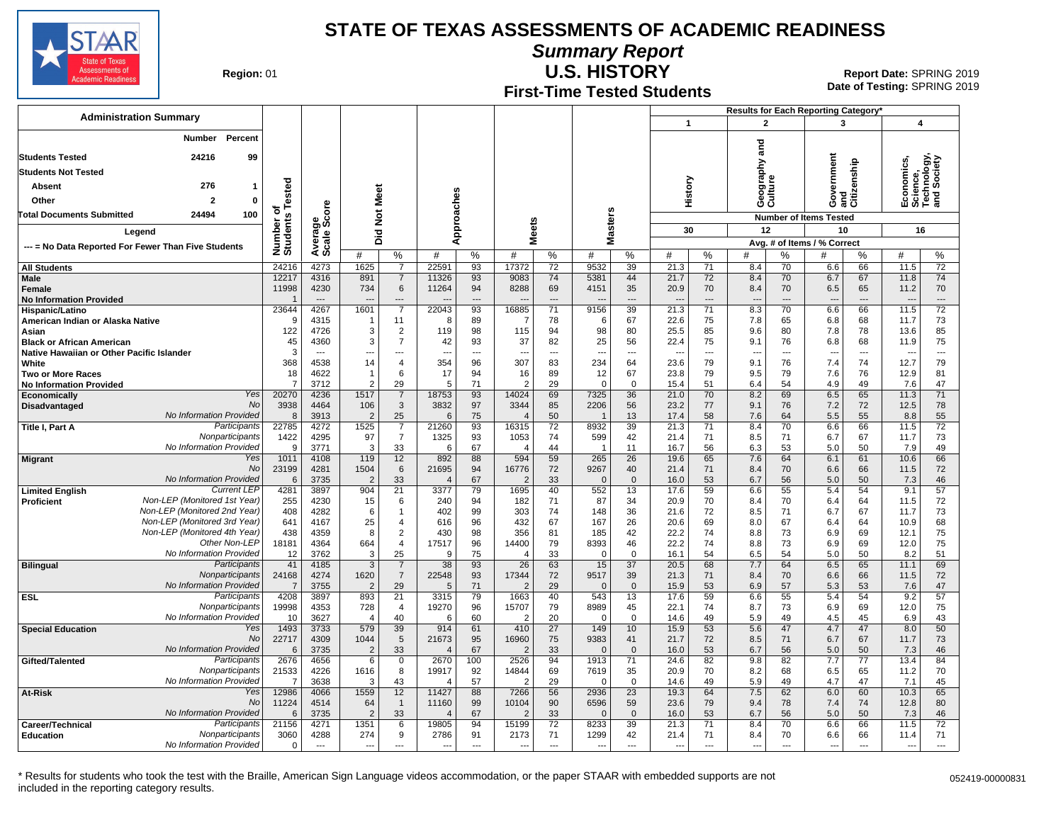# STATE OF TEXAS ASSESSMENTS OF ACADEMIC READINESS

## Summary Report

## U.S. HISTORY

### First-Time Tested Students

**Region:** 01

**Report Date:** SPRING 2019
**Date of Testing:** SPRING 2019

| Administration Summary | Number | Percent |
|---|---|---|
| Students Tested | 24216 | 99 |
| Students Not Tested | | |
| Absent | 276 | 1 |
| Other | 2 | 0 |
| Total Documents Submitted | 24494 | 100 |

Legend: --- = No Data Reported For Fewer Than Five Students

Results for Each Reporting Category*: 1 = History (Number of Items Tested: 30); 2 = Geography and Culture (12); 3 = Government and Citizenship (10); 4 = Economics, Science, Technology, and Society (16). Values shown as Avg. # of Items / % Correct.

| Group | | Number of Students Tested | Average Scale Score | Did Not Meet # | Did Not Meet % | Approaches # | Approaches % | Meets # | Meets % | Masters # | Masters % | 1 History # | 1 History % | 2 Geography and Culture # | 2 Geography and Culture % | 3 Government and Citizenship # | 3 Government and Citizenship % | 4 Economics, Science, Technology, and Society # | 4 Economics, Science, Technology, and Society % |
|---|---|---|---|---|---|---|---|---|---|---|---|---|---|---|---|---|---|---|---|
| All Students | | 24216 | 4273 | 1625 | 7 | 22591 | 93 | 17372 | 72 | 9532 | 39 | 21.3 | 71 | 8.4 | 70 | 6.6 | 66 | 11.5 | 72 |
| Male | | 12217 | 4316 | 891 | 7 | 11326 | 93 | 9083 | 74 | 5381 | 44 | 21.7 | 72 | 8.4 | 70 | 6.7 | 67 | 11.8 | 74 |
| Female | | 11998 | 4230 | 734 | 6 | 11264 | 94 | 8288 | 69 | 4151 | 35 | 20.9 | 70 | 8.4 | 70 | 6.5 | 65 | 11.2 | 70 |
| No Information Provided | | 1 | --- | --- | --- | --- | --- | --- | --- | --- | --- | --- | --- | --- | --- | --- | --- | --- | --- |
| Hispanic/Latino | | 23644 | 4267 | 1601 | 7 | 22043 | 93 | 16885 | 71 | 9156 | 39 | 21.3 | 71 | 8.3 | 70 | 6.6 | 66 | 11.5 | 72 |
| American Indian or Alaska Native | | 9 | 4315 | 1 | 11 | 8 | 89 | 7 | 78 | 6 | 67 | 22.6 | 75 | 7.8 | 65 | 6.8 | 68 | 11.7 | 73 |
| Asian | | 122 | 4726 | 3 | 2 | 119 | 98 | 115 | 94 | 98 | 80 | 25.5 | 85 | 9.6 | 80 | 7.8 | 78 | 13.6 | 85 |
| Black or African American | | 45 | 4360 | 3 | 7 | 42 | 93 | 37 | 82 | 25 | 56 | 22.4 | 75 | 9.1 | 76 | 6.8 | 68 | 11.9 | 75 |
| Native Hawaiian or Other Pacific Islander | | 3 | --- | --- | --- | --- | --- | --- | --- | --- | --- | --- | --- | --- | --- | --- | --- | --- | --- |
| White | | 368 | 4538 | 14 | 4 | 354 | 96 | 307 | 83 | 234 | 64 | 23.6 | 79 | 9.1 | 76 | 7.4 | 74 | 12.7 | 79 |
| Two or More Races | | 18 | 4622 | 1 | 6 | 17 | 94 | 16 | 89 | 12 | 67 | 23.8 | 79 | 9.5 | 79 | 7.6 | 76 | 12.9 | 81 |
| No Information Provided | | 7 | 3712 | 2 | 29 | 5 | 71 | 2 | 29 | 0 | 0 | 15.4 | 51 | 6.4 | 54 | 4.9 | 49 | 7.6 | 47 |
| Economically Disadvantaged | Yes | 20270 | 4236 | 1517 | 7 | 18753 | 93 | 14024 | 69 | 7325 | 36 | 21.0 | 70 | 8.2 | 69 | 6.5 | 65 | 11.3 | 71 |
| | No | 3938 | 4464 | 106 | 3 | 3832 | 97 | 3344 | 85 | 2206 | 56 | 23.2 | 77 | 9.1 | 76 | 7.2 | 72 | 12.5 | 78 |
| | No Information Provided | 8 | 3913 | 2 | 25 | 6 | 75 | 4 | 50 | 1 | 13 | 17.4 | 58 | 7.6 | 64 | 5.5 | 55 | 8.8 | 55 |
| Title I, Part A | Participants | 22785 | 4272 | 1525 | 7 | 21260 | 93 | 16315 | 72 | 8932 | 39 | 21.3 | 71 | 8.4 | 70 | 6.6 | 66 | 11.5 | 72 |
| | Nonparticipants | 1422 | 4295 | 97 | 7 | 1325 | 93 | 1053 | 74 | 599 | 42 | 21.4 | 71 | 8.5 | 71 | 6.7 | 67 | 11.7 | 73 |
| | No Information Provided | 9 | 3771 | 3 | 33 | 6 | 67 | 4 | 44 | 1 | 11 | 16.7 | 56 | 6.3 | 53 | 5.0 | 50 | 7.9 | 49 |
| Migrant | Yes | 1011 | 4108 | 119 | 12 | 892 | 88 | 594 | 59 | 265 | 26 | 19.6 | 65 | 7.6 | 64 | 6.1 | 61 | 10.6 | 66 |
| | No | 23199 | 4281 | 1504 | 6 | 21695 | 94 | 16776 | 72 | 9267 | 40 | 21.4 | 71 | 8.4 | 70 | 6.6 | 66 | 11.5 | 72 |
| | No Information Provided | 6 | 3735 | 2 | 33 | 4 | 67 | 2 | 33 | 0 | 0 | 16.0 | 53 | 6.7 | 56 | 5.0 | 50 | 7.3 | 46 |
| Limited English Proficient | Current LEP | 4281 | 3897 | 904 | 21 | 3377 | 79 | 1695 | 40 | 552 | 13 | 17.6 | 59 | 6.6 | 55 | 5.4 | 54 | 9.1 | 57 |
| | Non-LEP (Monitored 1st Year) | 255 | 4230 | 15 | 6 | 240 | 94 | 182 | 71 | 87 | 34 | 20.9 | 70 | 8.4 | 70 | 6.4 | 64 | 11.5 | 72 |
| | Non-LEP (Monitored 2nd Year) | 408 | 4282 | 6 | 1 | 402 | 99 | 303 | 74 | 148 | 36 | 21.6 | 72 | 8.5 | 71 | 6.7 | 67 | 11.7 | 73 |
| | Non-LEP (Monitored 3rd Year) | 641 | 4167 | 25 | 4 | 616 | 96 | 432 | 67 | 167 | 26 | 20.6 | 69 | 8.0 | 67 | 6.4 | 64 | 10.9 | 68 |
| | Non-LEP (Monitored 4th Year) | 438 | 4359 | 8 | 2 | 430 | 98 | 356 | 81 | 185 | 42 | 22.2 | 74 | 8.8 | 73 | 6.9 | 69 | 12.1 | 75 |
| | Other Non-LEP | 18181 | 4364 | 664 | 4 | 17517 | 96 | 14400 | 79 | 8393 | 46 | 22.2 | 74 | 8.8 | 73 | 6.9 | 69 | 12.0 | 75 |
| | No Information Provided | 12 | 3762 | 3 | 25 | 9 | 75 | 4 | 33 | 0 | 0 | 16.1 | 54 | 6.5 | 54 | 5.0 | 50 | 8.2 | 51 |
| Bilingual | Participants | 41 | 4185 | 3 | 7 | 38 | 93 | 26 | 63 | 15 | 37 | 20.5 | 68 | 7.7 | 64 | 6.5 | 65 | 11.1 | 69 |
| | Nonparticipants | 24168 | 4274 | 1620 | 7 | 22548 | 93 | 17344 | 72 | 9517 | 39 | 21.3 | 71 | 8.4 | 70 | 6.6 | 66 | 11.5 | 72 |
| | No Information Provided | 7 | 3755 | 2 | 29 | 5 | 71 | 2 | 29 | 0 | 0 | 15.9 | 53 | 6.9 | 57 | 5.3 | 53 | 7.6 | 47 |
| ESL | Participants | 4208 | 3897 | 893 | 21 | 3315 | 79 | 1663 | 40 | 543 | 13 | 17.6 | 59 | 6.6 | 55 | 5.4 | 54 | 9.2 | 57 |
| | Nonparticipants | 19998 | 4353 | 728 | 4 | 19270 | 96 | 15707 | 79 | 8989 | 45 | 22.1 | 74 | 8.7 | 73 | 6.9 | 69 | 12.0 | 75 |
| | No Information Provided | 10 | 3627 | 4 | 40 | 6 | 60 | 2 | 20 | 0 | 0 | 14.6 | 49 | 5.9 | 49 | 4.5 | 45 | 6.9 | 43 |
| Special Education | Yes | 1493 | 3733 | 579 | 39 | 914 | 61 | 410 | 27 | 149 | 10 | 15.9 | 53 | 5.6 | 47 | 4.7 | 47 | 8.0 | 50 |
| | No | 22717 | 4309 | 1044 | 5 | 21673 | 95 | 16960 | 75 | 9383 | 41 | 21.7 | 72 | 8.5 | 71 | 6.7 | 67 | 11.7 | 73 |
| | No Information Provided | 6 | 3735 | 2 | 33 | 4 | 67 | 2 | 33 | 0 | 0 | 16.0 | 53 | 6.7 | 56 | 5.0 | 50 | 7.3 | 46 |
| Gifted/Talented | Participants | 2676 | 4656 | 6 | 0 | 2670 | 100 | 2526 | 94 | 1913 | 71 | 24.6 | 82 | 9.8 | 82 | 7.7 | 77 | 13.4 | 84 |
| | Nonparticipants | 21533 | 4226 | 1616 | 8 | 19917 | 92 | 14844 | 69 | 7619 | 35 | 20.9 | 70 | 8.2 | 68 | 6.5 | 65 | 11.2 | 70 |
| | No Information Provided | 7 | 3638 | 3 | 43 | 4 | 57 | 2 | 29 | 0 | 0 | 14.6 | 49 | 5.9 | 49 | 4.7 | 47 | 7.1 | 45 |
| At-Risk | Yes | 12986 | 4066 | 1559 | 12 | 11427 | 88 | 7266 | 56 | 2936 | 23 | 19.3 | 64 | 7.5 | 62 | 6.0 | 60 | 10.3 | 65 |
| | No | 11224 | 4514 | 64 | 1 | 11160 | 99 | 10104 | 90 | 6596 | 59 | 23.6 | 79 | 9.4 | 78 | 7.4 | 74 | 12.8 | 80 |
| | No Information Provided | 6 | 3735 | 2 | 33 | 4 | 67 | 2 | 33 | 0 | 0 | 16.0 | 53 | 6.7 | 56 | 5.0 | 50 | 7.3 | 46 |
| Career/Technical Education | Participants | 21156 | 4271 | 1351 | 6 | 19805 | 94 | 15199 | 72 | 8233 | 39 | 21.3 | 71 | 8.4 | 70 | 6.6 | 66 | 11.5 | 72 |
| | Nonparticipants | 3060 | 4288 | 274 | 9 | 2786 | 91 | 2173 | 71 | 1299 | 42 | 21.4 | 71 | 8.4 | 70 | 6.6 | 66 | 11.4 | 71 |
| | No Information Provided | 0 | --- | --- | --- | --- | --- | --- | --- | --- | --- | --- | --- | --- | --- | --- | --- | --- | --- |

\* Results for students who took the test with the Braille, American Sign Language videos accommodation, or the paper STAAR with embedded supports are not included in the reporting category results.

052419-00000831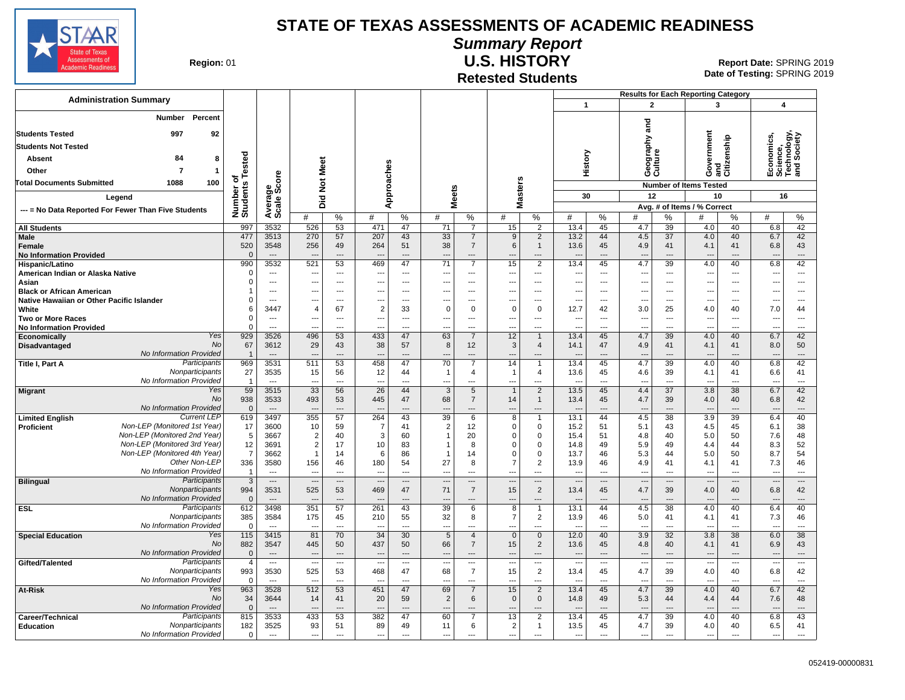# STATE OF TEXAS ASSESSMENTS OF ACADEMIC READINESS

## Summary Report

## U.S. HISTORY

### Retested Students

**Region:** 01

**Report Date:** SPRING 2019
**Date of Testing:** SPRING 2019

**Administration Summary**

| | Number | Percent |
|---|---|---|
| Students Tested | 997 | 92 |
| Students Not Tested | | |
| Absent | 84 | 8 |
| Other | 7 | 1 |
| Total Documents Submitted | 1088 | 100 |

Legend

--- = No Data Reported For Fewer Than Five Students

Results for Each Reporting Category: 1 = History (Number of Items Tested: 30); 2 = Geography and Culture (12); 3 = Government and Citizenship (10); 4 = Economics, Science, Technology, and Society (16). Avg. # of Items / % Correct.

| Group | | Number of Students Tested | Average Scale Score | Did Not Meet # | Did Not Meet % | Approaches # | Approaches % | Meets # | Meets % | Masters # | Masters % | History # | History % | Geography and Culture # | Geography and Culture % | Government and Citizenship # | Government and Citizenship % | Economics, Science, Technology, and Society # | Economics, Science, Technology, and Society % |
|---|---|---|---|---|---|---|---|---|---|---|---|---|---|---|---|---|---|---|---|
| All Students | | 997 | 3532 | 526 | 53 | 471 | 47 | 71 | 7 | 15 | 2 | 13.4 | 45 | 4.7 | 39 | 4.0 | 40 | 6.8 | 42 |
| Male | | 477 | 3513 | 270 | 57 | 207 | 43 | 33 | 7 | 9 | 2 | 13.2 | 44 | 4.5 | 37 | 4.0 | 40 | 6.7 | 42 |
| Female | | 520 | 3548 | 256 | 49 | 264 | 51 | 38 | 7 | 6 | 1 | 13.6 | 45 | 4.9 | 41 | 4.1 | 41 | 6.8 | 43 |
| No Information Provided | | 0 | --- | --- | --- | --- | --- | --- | --- | --- | --- | --- | --- | --- | --- | --- | --- | --- | --- |
| Hispanic/Latino | | 990 | 3532 | 521 | 53 | 469 | 47 | 71 | 7 | 15 | 2 | 13.4 | 45 | 4.7 | 39 | 4.0 | 40 | 6.8 | 42 |
| American Indian or Alaska Native | | 0 | --- | --- | --- | --- | --- | --- | --- | --- | --- | --- | --- | --- | --- | --- | --- | --- | --- |
| Asian | | 0 | --- | --- | --- | --- | --- | --- | --- | --- | --- | --- | --- | --- | --- | --- | --- | --- | --- |
| Black or African American | | 1 | --- | --- | --- | --- | --- | --- | --- | --- | --- | --- | --- | --- | --- | --- | --- | --- | --- |
| Native Hawaiian or Other Pacific Islander | | 0 | --- | --- | --- | --- | --- | --- | --- | --- | --- | --- | --- | --- | --- | --- | --- | --- | --- |
| White | | 6 | 3447 | 4 | 67 | 2 | 33 | 0 | 0 | 0 | 0 | 12.7 | 42 | 3.0 | 25 | 4.0 | 40 | 7.0 | 44 |
| Two or More Races | | 0 | --- | --- | --- | --- | --- | --- | --- | --- | --- | --- | --- | --- | --- | --- | --- | --- | --- |
| No Information Provided | | 0 | --- | --- | --- | --- | --- | --- | --- | --- | --- | --- | --- | --- | --- | --- | --- | --- | --- |
| Economically Disadvantaged | Yes | 929 | 3526 | 496 | 53 | 433 | 47 | 63 | 7 | 12 | 1 | 13.4 | 45 | 4.7 | 39 | 4.0 | 40 | 6.7 | 42 |
| | No | 67 | 3612 | 29 | 43 | 38 | 57 | 8 | 12 | 3 | 4 | 14.1 | 47 | 4.9 | 41 | 4.1 | 41 | 8.0 | 50 |
| | No Information Provided | 1 | --- | --- | --- | --- | --- | --- | --- | --- | --- | --- | --- | --- | --- | --- | --- | --- | --- |
| Title I, Part A | Participants | 969 | 3531 | 511 | 53 | 458 | 47 | 70 | 7 | 14 | 1 | 13.4 | 45 | 4.7 | 39 | 4.0 | 40 | 6.8 | 42 |
| | Nonparticipants | 27 | 3535 | 15 | 56 | 12 | 44 | 1 | 4 | 1 | 4 | 13.6 | 45 | 4.6 | 39 | 4.1 | 41 | 6.6 | 41 |
| | No Information Provided | 1 | --- | --- | --- | --- | --- | --- | --- | --- | --- | --- | --- | --- | --- | --- | --- | --- | --- |
| Migrant | Yes | 59 | 3515 | 33 | 56 | 26 | 44 | 3 | 5 | 1 | 2 | 13.5 | 45 | 4.4 | 37 | 3.8 | 38 | 6.7 | 42 |
| | No | 938 | 3533 | 493 | 53 | 445 | 47 | 68 | 7 | 14 | 1 | 13.4 | 45 | 4.7 | 39 | 4.0 | 40 | 6.8 | 42 |
| | No Information Provided | 0 | --- | --- | --- | --- | --- | --- | --- | --- | --- | --- | --- | --- | --- | --- | --- | --- | --- |
| Limited English Proficient | Current LEP | 619 | 3497 | 355 | 57 | 264 | 43 | 39 | 6 | 8 | 1 | 13.1 | 44 | 4.5 | 38 | 3.9 | 39 | 6.4 | 40 |
| | Non-LEP (Monitored 1st Year) | 17 | 3600 | 10 | 59 | 7 | 41 | 2 | 12 | 0 | 0 | 15.2 | 51 | 5.1 | 43 | 4.5 | 45 | 6.1 | 38 |
| | Non-LEP (Monitored 2nd Year) | 5 | 3667 | 2 | 40 | 3 | 60 | 1 | 20 | 0 | 0 | 15.4 | 51 | 4.8 | 40 | 5.0 | 50 | 7.6 | 48 |
| | Non-LEP (Monitored 3rd Year) | 12 | 3691 | 2 | 17 | 10 | 83 | 1 | 8 | 0 | 0 | 14.8 | 49 | 5.9 | 49 | 4.4 | 44 | 8.3 | 52 |
| | Non-LEP (Monitored 4th Year) | 7 | 3662 | 1 | 14 | 6 | 86 | 1 | 14 | 0 | 0 | 13.7 | 46 | 5.3 | 44 | 5.0 | 50 | 8.7 | 54 |
| | Other Non-LEP | 336 | 3580 | 156 | 46 | 180 | 54 | 27 | 8 | 7 | 2 | 13.9 | 46 | 4.9 | 41 | 4.1 | 41 | 7.3 | 46 |
| | No Information Provided | 1 | --- | --- | --- | --- | --- | --- | --- | --- | --- | --- | --- | --- | --- | --- | --- | --- | --- |
| Bilingual | Participants | 3 | --- | --- | --- | --- | --- | --- | --- | --- | --- | --- | --- | --- | --- | --- | --- | --- | --- |
| | Nonparticipants | 994 | 3531 | 525 | 53 | 469 | 47 | 71 | 7 | 15 | 2 | 13.4 | 45 | 4.7 | 39 | 4.0 | 40 | 6.8 | 42 |
| | No Information Provided | 0 | --- | --- | --- | --- | --- | --- | --- | --- | --- | --- | --- | --- | --- | --- | --- | --- | --- |
| ESL | Participants | 612 | 3498 | 351 | 57 | 261 | 43 | 39 | 6 | 8 | 1 | 13.1 | 44 | 4.5 | 38 | 4.0 | 40 | 6.4 | 40 |
| | Nonparticipants | 385 | 3584 | 175 | 45 | 210 | 55 | 32 | 8 | 7 | 2 | 13.9 | 46 | 5.0 | 41 | 4.1 | 41 | 7.3 | 46 |
| | No Information Provided | 0 | --- | --- | --- | --- | --- | --- | --- | --- | --- | --- | --- | --- | --- | --- | --- | --- | --- |
| Special Education | Yes | 115 | 3415 | 81 | 70 | 34 | 30 | 5 | 4 | 0 | 0 | 12.0 | 40 | 3.9 | 32 | 3.8 | 38 | 6.0 | 38 |
| | No | 882 | 3547 | 445 | 50 | 437 | 50 | 66 | 7 | 15 | 2 | 13.6 | 45 | 4.8 | 40 | 4.1 | 41 | 6.9 | 43 |
| | No Information Provided | 0 | --- | --- | --- | --- | --- | --- | --- | --- | --- | --- | --- | --- | --- | --- | --- | --- | --- |
| Gifted/Talented | Participants | 4 | --- | --- | --- | --- | --- | --- | --- | --- | --- | --- | --- | --- | --- | --- | --- | --- | --- |
| | Nonparticipants | 993 | 3530 | 525 | 53 | 468 | 47 | 68 | 7 | 15 | 2 | 13.4 | 45 | 4.7 | 39 | 4.0 | 40 | 6.8 | 42 |
| | No Information Provided | 0 | --- | --- | --- | --- | --- | --- | --- | --- | --- | --- | --- | --- | --- | --- | --- | --- | --- |
| At-Risk | Yes | 963 | 3528 | 512 | 53 | 451 | 47 | 69 | 7 | 15 | 2 | 13.4 | 45 | 4.7 | 39 | 4.0 | 40 | 6.7 | 42 |
| | No | 34 | 3644 | 14 | 41 | 20 | 59 | 2 | 6 | 0 | 0 | 14.8 | 49 | 5.3 | 44 | 4.4 | 44 | 7.6 | 48 |
| | No Information Provided | 0 | --- | --- | --- | --- | --- | --- | --- | --- | --- | --- | --- | --- | --- | --- | --- | --- | --- |
| Career/Technical Education | Participants | 815 | 3533 | 433 | 53 | 382 | 47 | 60 | 7 | 13 | 2 | 13.4 | 45 | 4.7 | 39 | 4.0 | 40 | 6.8 | 43 |
| | Nonparticipants | 182 | 3525 | 93 | 51 | 89 | 49 | 11 | 6 | 2 | 1 | 13.5 | 45 | 4.7 | 39 | 4.0 | 40 | 6.5 | 41 |
| | No Information Provided | 0 | --- | --- | --- | --- | --- | --- | --- | --- | --- | --- | --- | --- | --- | --- | --- | --- | --- |

052419-00000831